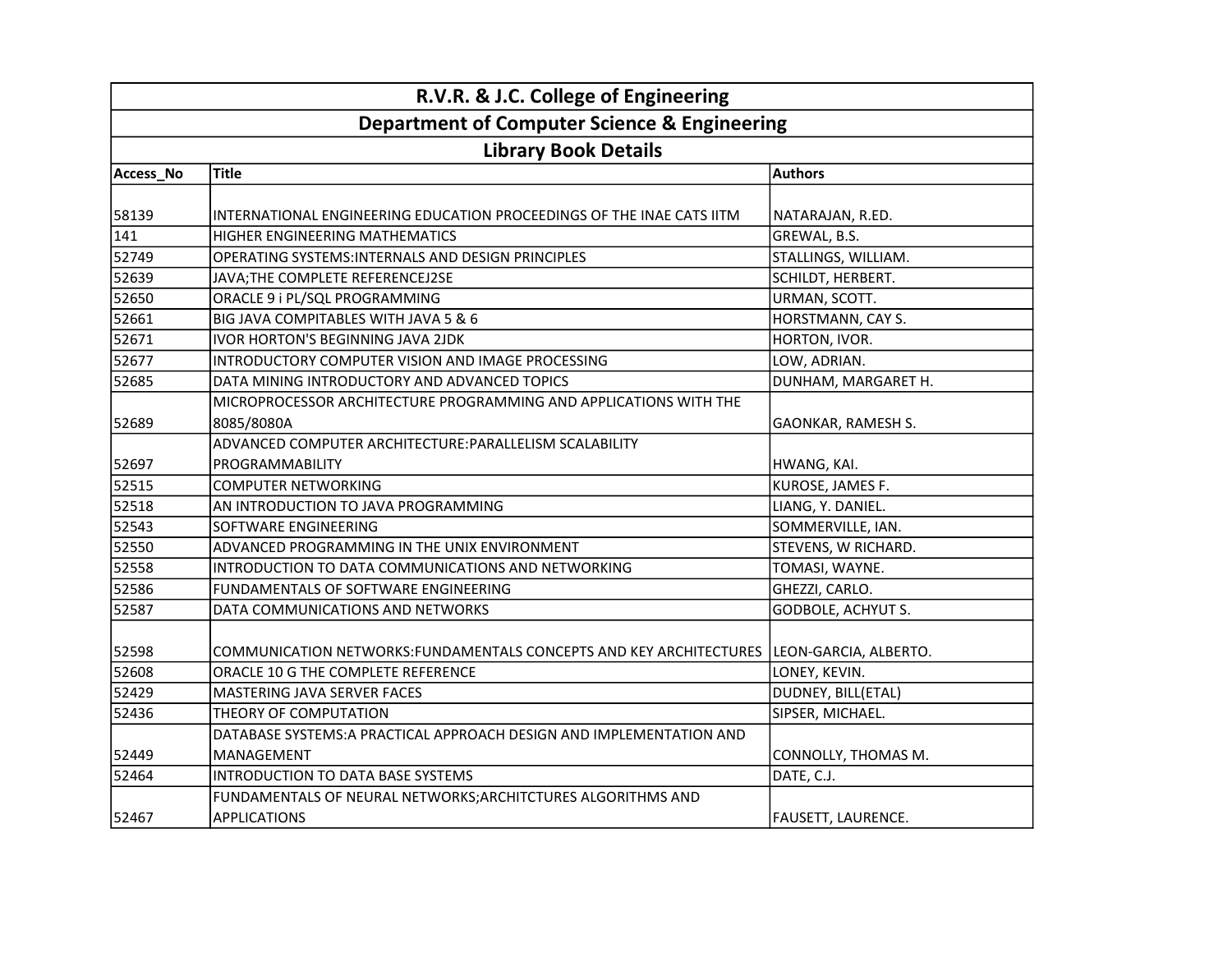# R.V.R. & J.C. College of Engineering

## Department of Computer Science & Engineering

### Library Book Details

| Access_No | Title | Authors |
|---|---|---|
| 58139 | INTERNATIONAL ENGINEERING EDUCATION PROCEEDINGS OF THE INAE CATS IITM | NATARAJAN, R.ED. |
| 141 | HIGHER ENGINEERING MATHEMATICS | GREWAL, B.S. |
| 52749 | OPERATING SYSTEMS:INTERNALS AND DESIGN PRINCIPLES | STALLINGS, WILLIAM. |
| 52639 | JAVA;THE COMPLETE REFERENCEJ2SE | SCHILDT, HERBERT. |
| 52650 | ORACLE 9 i PL/SQL PROGRAMMING | URMAN, SCOTT. |
| 52661 | BIG JAVA COMPITABLES WITH JAVA 5 & 6 | HORSTMANN, CAY S. |
| 52671 | IVOR HORTON'S BEGINNING JAVA 2JDK | HORTON, IVOR. |
| 52677 | INTRODUCTORY COMPUTER VISION AND IMAGE PROCESSING | LOW, ADRIAN. |
| 52685 | DATA MINING INTRODUCTORY AND ADVANCED TOPICS | DUNHAM, MARGARET H. |
| 52689 | MICROPROCESSOR ARCHITECTURE PROGRAMMING AND APPLICATIONS WITH THE 8085/8080A | GAONKAR, RAMESH S. |
| 52697 | ADVANCED COMPUTER ARCHITECTURE:PARALLELISM SCALABILITY PROGRAMMABILITY | HWANG, KAI. |
| 52515 | COMPUTER NETWORKING | KUROSE, JAMES F. |
| 52518 | AN INTRODUCTION TO JAVA PROGRAMMING | LIANG, Y. DANIEL. |
| 52543 | SOFTWARE ENGINEERING | SOMMERVILLE, IAN. |
| 52550 | ADVANCED PROGRAMMING IN THE UNIX ENVIRONMENT | STEVENS, W RICHARD. |
| 52558 | INTRODUCTION TO DATA COMMUNICATIONS AND NETWORKING | TOMASI, WAYNE. |
| 52586 | FUNDAMENTALS OF SOFTWARE ENGINEERING | GHEZZI, CARLO. |
| 52587 | DATA COMMUNICATIONS AND NETWORKS | GODBOLE, ACHYUT S. |
| 52598 | COMMUNICATION NETWORKS:FUNDAMENTALS CONCEPTS AND KEY ARCHITECTURES | LEON-GARCIA, ALBERTO. |
| 52608 | ORACLE 10 G THE COMPLETE REFERENCE | LONEY, KEVIN. |
| 52429 | MASTERING JAVA SERVER FACES | DUDNEY, BILL(ETAL) |
| 52436 | THEORY OF COMPUTATION | SIPSER, MICHAEL. |
| 52449 | DATABASE SYSTEMS:A PRACTICAL APPROACH DESIGN AND IMPLEMENTATION AND MANAGEMENT | CONNOLLY, THOMAS M. |
| 52464 | INTRODUCTION TO DATA BASE SYSTEMS | DATE, C.J. |
| 52467 | FUNDAMENTALS OF NEURAL NETWORKS;ARCHITCTURES ALGORITHMS AND APPLICATIONS | FAUSETT, LAURENCE. |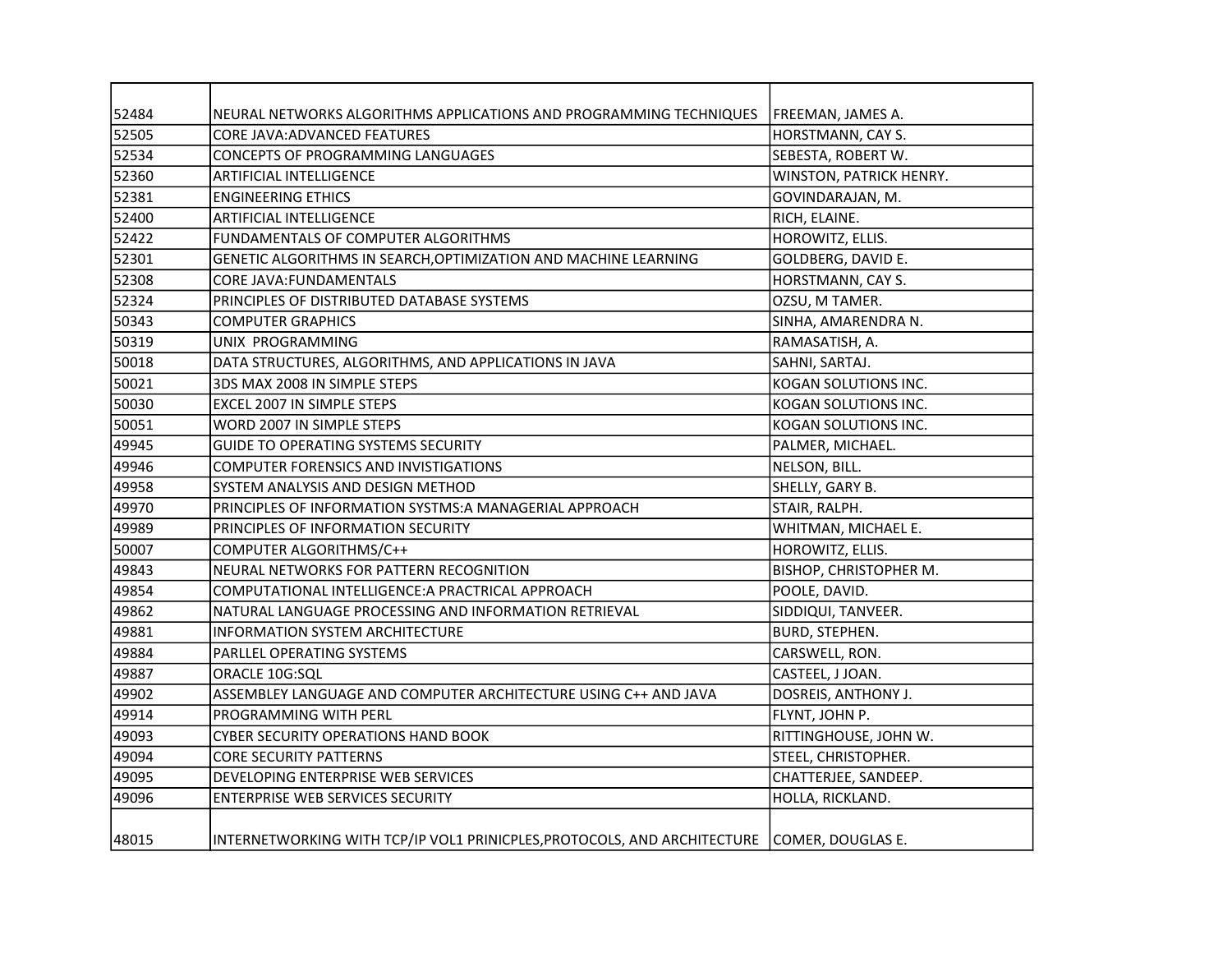| | | |
|---|---|---|
| 52484 | NEURAL NETWORKS ALGORITHMS APPLICATIONS AND PROGRAMMING TECHNIQUES | FREEMAN, JAMES A. |
| 52505 | CORE JAVA:ADVANCED FEATURES | HORSTMANN, CAY S. |
| 52534 | CONCEPTS OF PROGRAMMING LANGUAGES | SEBESTA, ROBERT W. |
| 52360 | ARTIFICIAL INTELLIGENCE | WINSTON, PATRICK HENRY. |
| 52381 | ENGINEERING ETHICS | GOVINDARAJAN, M. |
| 52400 | ARTIFICIAL INTELLIGENCE | RICH, ELAINE. |
| 52422 | FUNDAMENTALS OF COMPUTER ALGORITHMS | HOROWITZ, ELLIS. |
| 52301 | GENETIC ALGORITHMS IN SEARCH,OPTIMIZATION AND MACHINE LEARNING | GOLDBERG, DAVID E. |
| 52308 | CORE JAVA:FUNDAMENTALS | HORSTMANN, CAY S. |
| 52324 | PRINCIPLES OF DISTRIBUTED DATABASE SYSTEMS | OZSU, M TAMER. |
| 50343 | COMPUTER GRAPHICS | SINHA, AMARENDRA N. |
| 50319 | UNIX PROGRAMMING | RAMASATISH, A. |
| 50018 | DATA STRUCTURES, ALGORITHMS, AND APPLICATIONS IN JAVA | SAHNI, SARTAJ. |
| 50021 | 3DS MAX 2008 IN SIMPLE STEPS | KOGAN SOLUTIONS INC. |
| 50030 | EXCEL 2007 IN SIMPLE STEPS | KOGAN SOLUTIONS INC. |
| 50051 | WORD 2007 IN SIMPLE STEPS | KOGAN SOLUTIONS INC. |
| 49945 | GUIDE TO OPERATING SYSTEMS SECURITY | PALMER, MICHAEL. |
| 49946 | COMPUTER FORENSICS AND INVISTIGATIONS | NELSON, BILL. |
| 49958 | SYSTEM ANALYSIS AND DESIGN METHOD | SHELLY, GARY B. |
| 49970 | PRINCIPLES OF INFORMATION SYSTMS:A MANAGERIAL APPROACH | STAIR, RALPH. |
| 49989 | PRINCIPLES OF INFORMATION SECURITY | WHITMAN, MICHAEL E. |
| 50007 | COMPUTER ALGORITHMS/C++ | HOROWITZ, ELLIS. |
| 49843 | NEURAL NETWORKS FOR PATTERN RECOGNITION | BISHOP, CHRISTOPHER M. |
| 49854 | COMPUTATIONAL INTELLIGENCE:A PRACTICAL APPROACH | POOLE, DAVID. |
| 49862 | NATURAL LANGUAGE PROCESSING AND INFORMATION RETRIEVAL | SIDDIQUI, TANVEER. |
| 49881 | INFORMATION SYSTEM ARCHITECTURE | BURD, STEPHEN. |
| 49884 | PARLLEL OPERATING SYSTEMS | CARSWELL, RON. |
| 49887 | ORACLE 10G:SQL | CASTEEL, J JOAN. |
| 49902 | ASSEMBLEY LANGUAGE AND COMPUTER ARCHITECTURE USING C++ AND JAVA | DOSREIS, ANTHONY J. |
| 49914 | PROGRAMMING WITH PERL | FLYNT, JOHN P. |
| 49093 | CYBER SECURITY OPERATIONS HAND BOOK | RITTINGHOUSE, JOHN W. |
| 49094 | CORE SECURITY PATTERNS | STEEL, CHRISTOPHER. |
| 49095 | DEVELOPING ENTERPRISE WEB SERVICES | CHATTERJEE, SANDEEP. |
| 49096 | ENTERPRISE WEB SERVICES SECURITY | HOLLA, RICKLAND. |
| 48015 | INTERNETWORKING WITH TCP/IP VOL1 PRINICPLES,PROTOCOLS, AND ARCHITECTURE | COMER, DOUGLAS E. |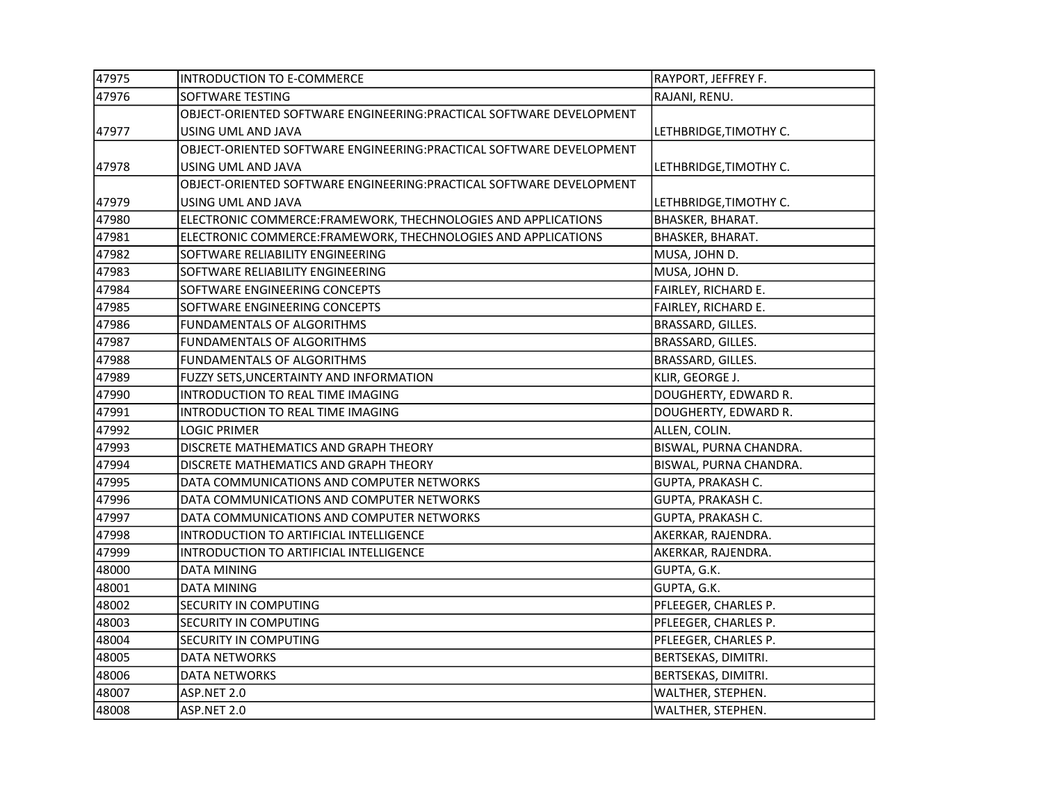| 47975 | INTRODUCTION TO E-COMMERCE | RAYPORT, JEFFREY F. |
|---|---|---|
| 47976 | SOFTWARE TESTING | RAJANI, RENU. |
| 47977 | OBJECT-ORIENTED SOFTWARE ENGINEERING:PRACTICAL SOFTWARE DEVELOPMENT USING UML AND JAVA | LETHBRIDGE,TIMOTHY C. |
| 47978 | OBJECT-ORIENTED SOFTWARE ENGINEERING:PRACTICAL SOFTWARE DEVELOPMENT USING UML AND JAVA | LETHBRIDGE,TIMOTHY C. |
| 47979 | OBJECT-ORIENTED SOFTWARE ENGINEERING:PRACTICAL SOFTWARE DEVELOPMENT USING UML AND JAVA | LETHBRIDGE,TIMOTHY C. |
| 47980 | ELECTRONIC COMMERCE:FRAMEWORK, THECHNOLOGIES AND APPLICATIONS | BHASKER, BHARAT. |
| 47981 | ELECTRONIC COMMERCE:FRAMEWORK, THECHNOLOGIES AND APPLICATIONS | BHASKER, BHARAT. |
| 47982 | SOFTWARE RELIABILITY ENGINEERING | MUSA, JOHN D. |
| 47983 | SOFTWARE RELIABILITY ENGINEERING | MUSA, JOHN D. |
| 47984 | SOFTWARE ENGINEERING CONCEPTS | FAIRLEY, RICHARD E. |
| 47985 | SOFTWARE ENGINEERING CONCEPTS | FAIRLEY, RICHARD E. |
| 47986 | FUNDAMENTALS OF ALGORITHMS | BRASSARD, GILLES. |
| 47987 | FUNDAMENTALS OF ALGORITHMS | BRASSARD, GILLES. |
| 47988 | FUNDAMENTALS OF ALGORITHMS | BRASSARD, GILLES. |
| 47989 | FUZZY SETS,UNCERTAINTY AND INFORMATION | KLIR, GEORGE J. |
| 47990 | INTRODUCTION TO REAL TIME IMAGING | DOUGHERTY, EDWARD R. |
| 47991 | INTRODUCTION TO REAL TIME IMAGING | DOUGHERTY, EDWARD R. |
| 47992 | LOGIC PRIMER | ALLEN, COLIN. |
| 47993 | DISCRETE MATHEMATICS AND GRAPH THEORY | BISWAL, PURNA CHANDRA. |
| 47994 | DISCRETE MATHEMATICS AND GRAPH THEORY | BISWAL, PURNA CHANDRA. |
| 47995 | DATA COMMUNICATIONS AND COMPUTER NETWORKS | GUPTA, PRAKASH C. |
| 47996 | DATA COMMUNICATIONS AND COMPUTER NETWORKS | GUPTA, PRAKASH C. |
| 47997 | DATA COMMUNICATIONS AND COMPUTER NETWORKS | GUPTA, PRAKASH C. |
| 47998 | INTRODUCTION TO ARTIFICIAL INTELLIGENCE | AKERKAR, RAJENDRA. |
| 47999 | INTRODUCTION TO ARTIFICIAL INTELLIGENCE | AKERKAR, RAJENDRA. |
| 48000 | DATA MINING | GUPTA, G.K. |
| 48001 | DATA MINING | GUPTA, G.K. |
| 48002 | SECURITY IN COMPUTING | PFLEEGER, CHARLES P. |
| 48003 | SECURITY IN COMPUTING | PFLEEGER, CHARLES P. |
| 48004 | SECURITY IN COMPUTING | PFLEEGER, CHARLES P. |
| 48005 | DATA NETWORKS | BERTSEKAS, DIMITRI. |
| 48006 | DATA NETWORKS | BERTSEKAS, DIMITRI. |
| 48007 | ASP.NET 2.0 | WALTHER, STEPHEN. |
| 48008 | ASP.NET 2.0 | WALTHER, STEPHEN. |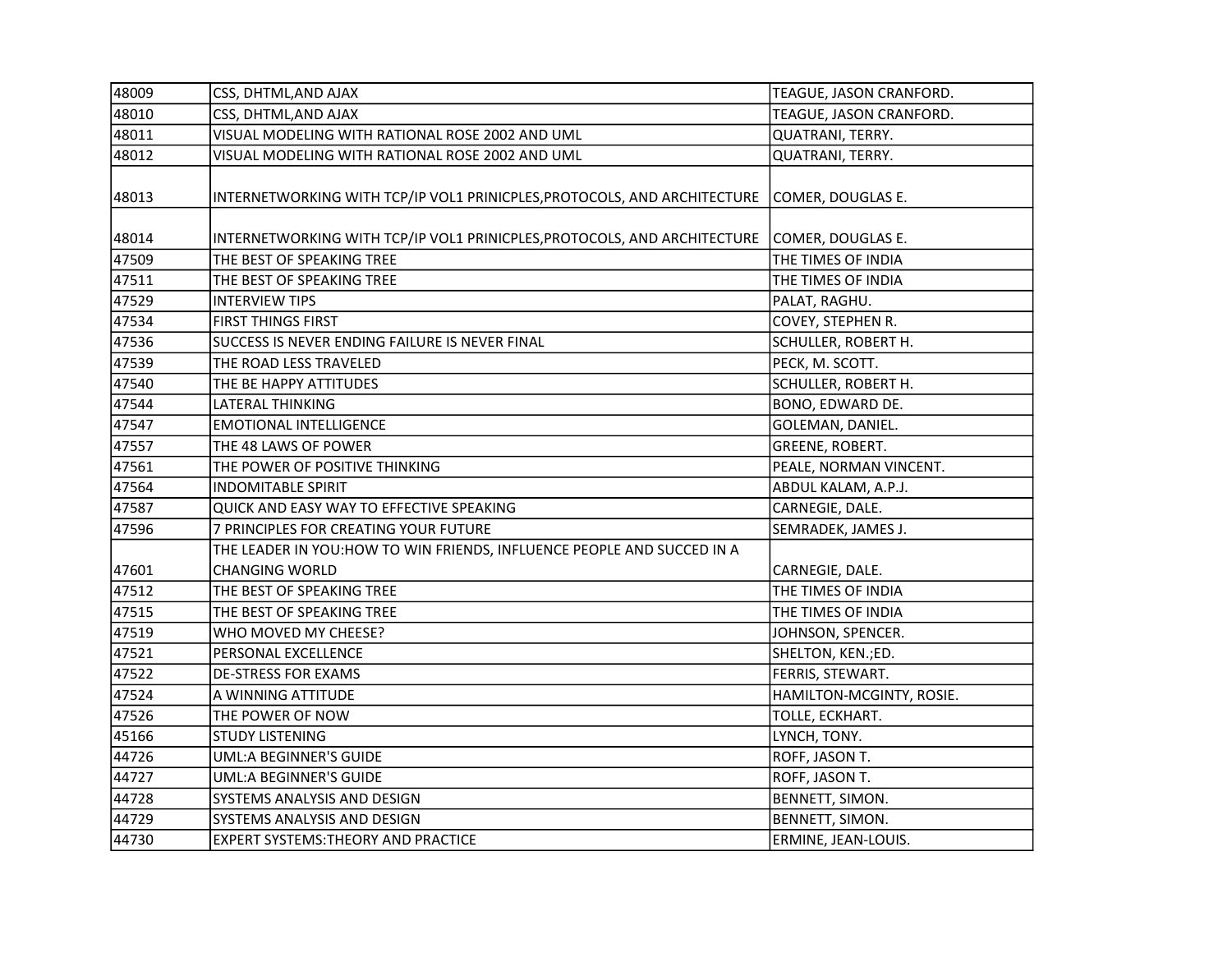| | | |
|---|---|---|
| 48009 | CSS, DHTML,AND AJAX | TEAGUE, JASON CRANFORD. |
| 48010 | CSS, DHTML,AND AJAX | TEAGUE, JASON CRANFORD. |
| 48011 | VISUAL MODELING WITH RATIONAL ROSE 2002 AND UML | QUATRANI, TERRY. |
| 48012 | VISUAL MODELING WITH RATIONAL ROSE 2002 AND UML | QUATRANI, TERRY. |
| 48013 | INTERNETWORKING WITH TCP/IP VOL1 PRINICPLES,PROTOCOLS, AND ARCHITECTURE | COMER, DOUGLAS E. |
| 48014 | INTERNETWORKING WITH TCP/IP VOL1 PRINICPLES,PROTOCOLS, AND ARCHITECTURE | COMER, DOUGLAS E. |
| 47509 | THE BEST OF SPEAKING TREE | THE TIMES OF INDIA |
| 47511 | THE BEST OF SPEAKING TREE | THE TIMES OF INDIA |
| 47529 | INTERVIEW TIPS | PALAT, RAGHU. |
| 47534 | FIRST THINGS FIRST | COVEY, STEPHEN R. |
| 47536 | SUCCESS IS NEVER ENDING FAILURE IS NEVER FINAL | SCHULLER, ROBERT H. |
| 47539 | THE ROAD LESS TRAVELED | PECK, M. SCOTT. |
| 47540 | THE BE HAPPY ATTITUDES | SCHULLER, ROBERT H. |
| 47544 | LATERAL THINKING | BONO, EDWARD DE. |
| 47547 | EMOTIONAL INTELLIGENCE | GOLEMAN, DANIEL. |
| 47557 | THE 48 LAWS OF POWER | GREENE, ROBERT. |
| 47561 | THE POWER OF POSITIVE THINKING | PEALE, NORMAN VINCENT. |
| 47564 | INDOMITABLE SPIRIT | ABDUL KALAM, A.P.J. |
| 47587 | QUICK AND EASY WAY TO EFFECTIVE SPEAKING | CARNEGIE, DALE. |
| 47596 | 7 PRINCIPLES FOR CREATING YOUR FUTURE | SEMRADEK, JAMES J. |
| 47601 | THE LEADER IN YOU:HOW TO WIN FRIENDS, INFLUENCE PEOPLE AND SUCCED IN A CHANGING WORLD | CARNEGIE, DALE. |
| 47512 | THE BEST OF SPEAKING TREE | THE TIMES OF INDIA |
| 47515 | THE BEST OF SPEAKING TREE | THE TIMES OF INDIA |
| 47519 | WHO MOVED MY CHEESE? | JOHNSON, SPENCER. |
| 47521 | PERSONAL EXCELLENCE | SHELTON, KEN.;ED. |
| 47522 | DE-STRESS FOR EXAMS | FERRIS, STEWART. |
| 47524 | A WINNING ATTITUDE | HAMILTON-MCGINTY, ROSIE. |
| 47526 | THE POWER OF NOW | TOLLE, ECKHART. |
| 45166 | STUDY LISTENING | LYNCH, TONY. |
| 44726 | UML:A BEGINNER'S GUIDE | ROFF, JASON T. |
| 44727 | UML:A BEGINNER'S GUIDE | ROFF, JASON T. |
| 44728 | SYSTEMS ANALYSIS AND DESIGN | BENNETT, SIMON. |
| 44729 | SYSTEMS ANALYSIS AND DESIGN | BENNETT, SIMON. |
| 44730 | EXPERT SYSTEMS:THEORY AND PRACTICE | ERMINE, JEAN-LOUIS. |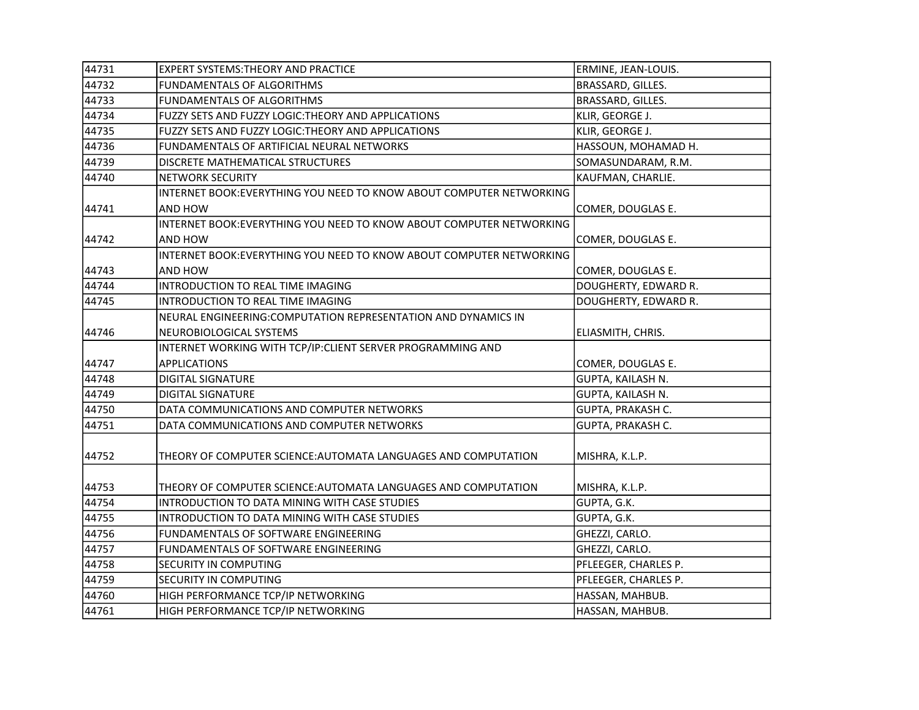| | | |
|---|---|---|
| 44731 | EXPERT SYSTEMS:THEORY AND PRACTICE | ERMINE, JEAN-LOUIS. |
| 44732 | FUNDAMENTALS OF ALGORITHMS | BRASSARD, GILLES. |
| 44733 | FUNDAMENTALS OF ALGORITHMS | BRASSARD, GILLES. |
| 44734 | FUZZY SETS AND FUZZY LOGIC:THEORY AND APPLICATIONS | KLIR, GEORGE J. |
| 44735 | FUZZY SETS AND FUZZY LOGIC:THEORY AND APPLICATIONS | KLIR, GEORGE J. |
| 44736 | FUNDAMENTALS OF ARTIFICIAL NEURAL NETWORKS | HASSOUN, MOHAMAD H. |
| 44739 | DISCRETE MATHEMATICAL STRUCTURES | SOMASUNDARAM, R.M. |
| 44740 | NETWORK SECURITY | KAUFMAN, CHARLIE. |
| 44741 | INTERNET BOOK:EVERYTHING YOU NEED TO KNOW ABOUT COMPUTER NETWORKING AND HOW | COMER, DOUGLAS E. |
| 44742 | INTERNET BOOK:EVERYTHING YOU NEED TO KNOW ABOUT COMPUTER NETWORKING AND HOW | COMER, DOUGLAS E. |
| 44743 | INTERNET BOOK:EVERYTHING YOU NEED TO KNOW ABOUT COMPUTER NETWORKING AND HOW | COMER, DOUGLAS E. |
| 44744 | INTRODUCTION TO REAL TIME IMAGING | DOUGHERTY, EDWARD R. |
| 44745 | INTRODUCTION TO REAL TIME IMAGING | DOUGHERTY, EDWARD R. |
| 44746 | NEURAL ENGINEERING:COMPUTATION REPRESENTATION AND DYNAMICS IN NEUROBIOLOGICAL SYSTEMS | ELIASMITH, CHRIS. |
| 44747 | INTERNET WORKING WITH TCP/IP:CLIENT SERVER PROGRAMMING AND APPLICATIONS | COMER, DOUGLAS E. |
| 44748 | DIGITAL SIGNATURE | GUPTA, KAILASH N. |
| 44749 | DIGITAL SIGNATURE | GUPTA, KAILASH N. |
| 44750 | DATA COMMUNICATIONS AND COMPUTER NETWORKS | GUPTA, PRAKASH C. |
| 44751 | DATA COMMUNICATIONS AND COMPUTER NETWORKS | GUPTA, PRAKASH C. |
| 44752 | THEORY OF COMPUTER SCIENCE:AUTOMATA LANGUAGES AND COMPUTATION | MISHRA, K.L.P. |
| 44753 | THEORY OF COMPUTER SCIENCE:AUTOMATA LANGUAGES AND COMPUTATION | MISHRA, K.L.P. |
| 44754 | INTRODUCTION TO DATA MINING WITH CASE STUDIES | GUPTA, G.K. |
| 44755 | INTRODUCTION TO DATA MINING WITH CASE STUDIES | GUPTA, G.K. |
| 44756 | FUNDAMENTALS OF SOFTWARE ENGINEERING | GHEZZI, CARLO. |
| 44757 | FUNDAMENTALS OF SOFTWARE ENGINEERING | GHEZZI, CARLO. |
| 44758 | SECURITY IN COMPUTING | PFLEEGER, CHARLES P. |
| 44759 | SECURITY IN COMPUTING | PFLEEGER, CHARLES P. |
| 44760 | HIGH PERFORMANCE TCP/IP NETWORKING | HASSAN, MAHBUB. |
| 44761 | HIGH PERFORMANCE TCP/IP NETWORKING | HASSAN, MAHBUB. |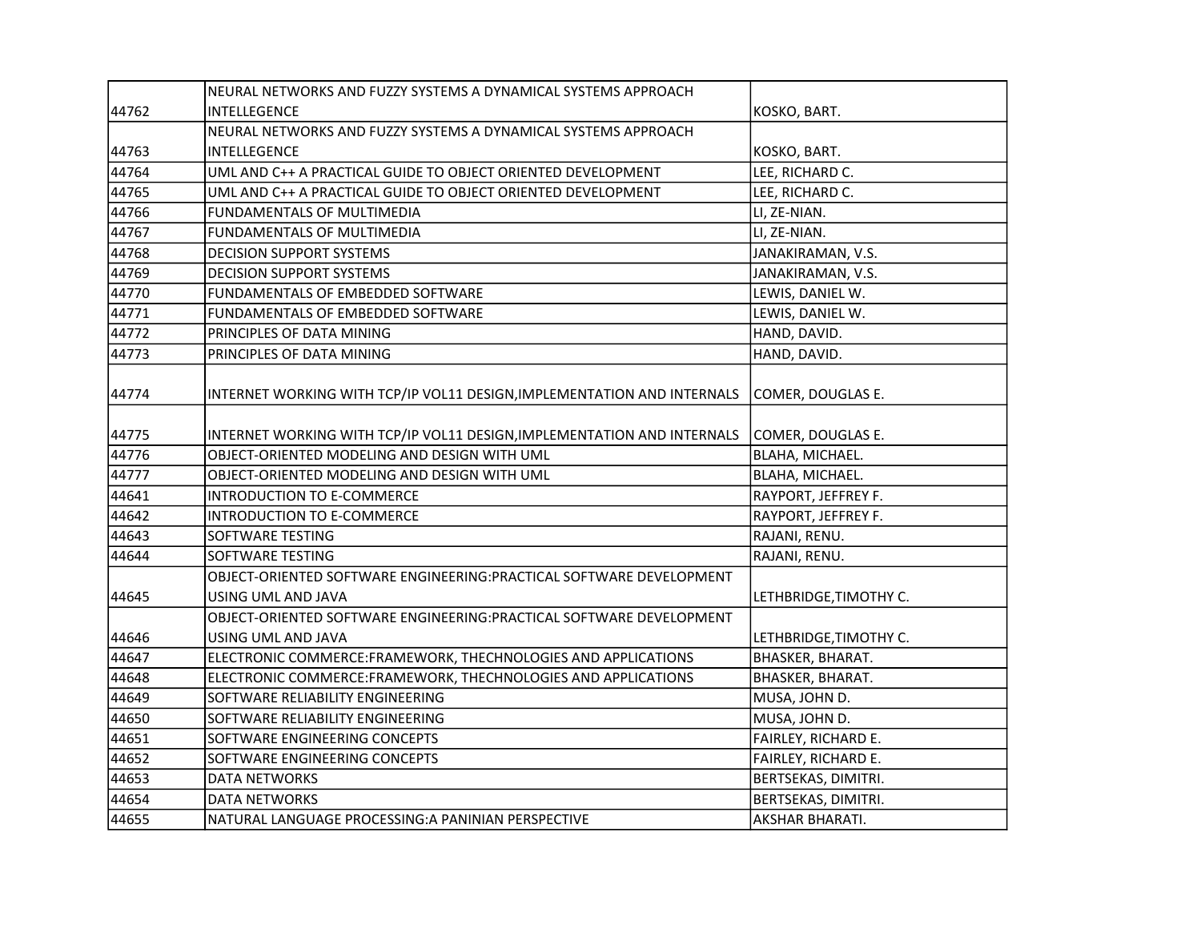| | | |
|---|---|---|
| 44762 | NEURAL NETWORKS AND FUZZY SYSTEMS A DYNAMICAL SYSTEMS APPROACH INTELLEGENCE | KOSKO, BART. |
| 44763 | NEURAL NETWORKS AND FUZZY SYSTEMS A DYNAMICAL SYSTEMS APPROACH INTELLEGENCE | KOSKO, BART. |
| 44764 | UML AND C++ A PRACTICAL GUIDE TO OBJECT ORIENTED DEVELOPMENT | LEE, RICHARD C. |
| 44765 | UML AND C++ A PRACTICAL GUIDE TO OBJECT ORIENTED DEVELOPMENT | LEE, RICHARD C. |
| 44766 | FUNDAMENTALS OF MULTIMEDIA | LI, ZE-NIAN. |
| 44767 | FUNDAMENTALS OF MULTIMEDIA | LI, ZE-NIAN. |
| 44768 | DECISION SUPPORT SYSTEMS | JANAKIRAMAN, V.S. |
| 44769 | DECISION SUPPORT SYSTEMS | JANAKIRAMAN, V.S. |
| 44770 | FUNDAMENTALS OF EMBEDDED SOFTWARE | LEWIS, DANIEL W. |
| 44771 | FUNDAMENTALS OF EMBEDDED SOFTWARE | LEWIS, DANIEL W. |
| 44772 | PRINCIPLES OF DATA MINING | HAND, DAVID. |
| 44773 | PRINCIPLES OF DATA MINING | HAND, DAVID. |
| 44774 | INTERNET WORKING WITH TCP/IP VOL11 DESIGN,IMPLEMENTATION AND INTERNALS | COMER, DOUGLAS E. |
| 44775 | INTERNET WORKING WITH TCP/IP VOL11 DESIGN,IMPLEMENTATION AND INTERNALS | COMER, DOUGLAS E. |
| 44776 | OBJECT-ORIENTED MODELING AND DESIGN WITH UML | BLAHA, MICHAEL. |
| 44777 | OBJECT-ORIENTED MODELING AND DESIGN WITH UML | BLAHA, MICHAEL. |
| 44641 | INTRODUCTION TO E-COMMERCE | RAYPORT, JEFFREY F. |
| 44642 | INTRODUCTION TO E-COMMERCE | RAYPORT, JEFFREY F. |
| 44643 | SOFTWARE TESTING | RAJANI, RENU. |
| 44644 | SOFTWARE TESTING | RAJANI, RENU. |
| 44645 | OBJECT-ORIENTED SOFTWARE ENGINEERING:PRACTICAL SOFTWARE DEVELOPMENT USING UML AND JAVA | LETHBRIDGE,TIMOTHY C. |
| 44646 | OBJECT-ORIENTED SOFTWARE ENGINEERING:PRACTICAL SOFTWARE DEVELOPMENT USING UML AND JAVA | LETHBRIDGE,TIMOTHY C. |
| 44647 | ELECTRONIC COMMERCE:FRAMEWORK, THECHNOLOGIES AND APPLICATIONS | BHASKER, BHARAT. |
| 44648 | ELECTRONIC COMMERCE:FRAMEWORK, THECHNOLOGIES AND APPLICATIONS | BHASKER, BHARAT. |
| 44649 | SOFTWARE RELIABILITY ENGINEERING | MUSA, JOHN D. |
| 44650 | SOFTWARE RELIABILITY ENGINEERING | MUSA, JOHN D. |
| 44651 | SOFTWARE ENGINEERING CONCEPTS | FAIRLEY, RICHARD E. |
| 44652 | SOFTWARE ENGINEERING CONCEPTS | FAIRLEY, RICHARD E. |
| 44653 | DATA NETWORKS | BERTSEKAS, DIMITRI. |
| 44654 | DATA NETWORKS | BERTSEKAS, DIMITRI. |
| 44655 | NATURAL LANGUAGE PROCESSING:A PANINIAN PERSPECTIVE | AKSHAR BHARATI. |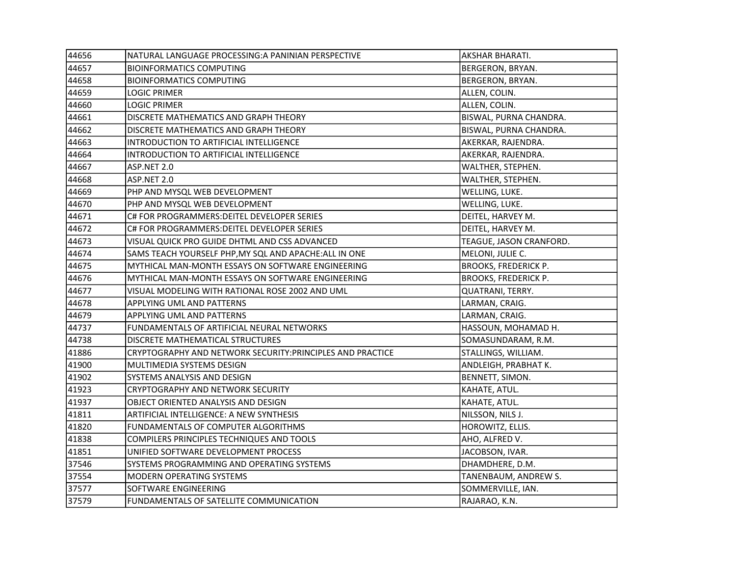| | | |
|---|---|---|
| 44656 | NATURAL LANGUAGE PROCESSING:A PANINIAN PERSPECTIVE | AKSHAR BHARATI. |
| 44657 | BIOINFORMATICS COMPUTING | BERGERON, BRYAN. |
| 44658 | BIOINFORMATICS COMPUTING | BERGERON, BRYAN. |
| 44659 | LOGIC PRIMER | ALLEN, COLIN. |
| 44660 | LOGIC PRIMER | ALLEN, COLIN. |
| 44661 | DISCRETE MATHEMATICS AND GRAPH THEORY | BISWAL, PURNA CHANDRA. |
| 44662 | DISCRETE MATHEMATICS AND GRAPH THEORY | BISWAL, PURNA CHANDRA. |
| 44663 | INTRODUCTION TO ARTIFICIAL INTELLIGENCE | AKERKAR, RAJENDRA. |
| 44664 | INTRODUCTION TO ARTIFICIAL INTELLIGENCE | AKERKAR, RAJENDRA. |
| 44667 | ASP.NET 2.0 | WALTHER, STEPHEN. |
| 44668 | ASP.NET 2.0 | WALTHER, STEPHEN. |
| 44669 | PHP AND MYSQL WEB DEVELOPMENT | WELLING, LUKE. |
| 44670 | PHP AND MYSQL WEB DEVELOPMENT | WELLING, LUKE. |
| 44671 | C# FOR PROGRAMMERS:DEITEL DEVELOPER SERIES | DEITEL, HARVEY M. |
| 44672 | C# FOR PROGRAMMERS:DEITEL DEVELOPER SERIES | DEITEL, HARVEY M. |
| 44673 | VISUAL QUICK PRO GUIDE DHTML AND CSS ADVANCED | TEAGUE, JASON CRANFORD. |
| 44674 | SAMS TEACH YOURSELF PHP,MY SQL AND APACHE:ALL IN ONE | MELONI, JULIE C. |
| 44675 | MYTHICAL MAN-MONTH ESSAYS ON SOFTWARE ENGINEERING | BROOKS, FREDERICK P. |
| 44676 | MYTHICAL MAN-MONTH ESSAYS ON SOFTWARE ENGINEERING | BROOKS, FREDERICK P. |
| 44677 | VISUAL MODELING WITH RATIONAL ROSE 2002 AND UML | QUATRANI, TERRY. |
| 44678 | APPLYING UML AND PATTERNS | LARMAN, CRAIG. |
| 44679 | APPLYING UML AND PATTERNS | LARMAN, CRAIG. |
| 44737 | FUNDAMENTALS OF ARTIFICIAL NEURAL NETWORKS | HASSOUN, MOHAMAD H. |
| 44738 | DISCRETE MATHEMATICAL STRUCTURES | SOMASUNDARAM, R.M. |
| 41886 | CRYPTOGRAPHY AND NETWORK SECURITY:PRINCIPLES AND PRACTICE | STALLINGS, WILLIAM. |
| 41900 | MULTIMEDIA SYSTEMS DESIGN | ANDLEIGH, PRABHAT K. |
| 41902 | SYSTEMS ANALYSIS AND DESIGN | BENNETT, SIMON. |
| 41923 | CRYPTOGRAPHY AND NETWORK SECURITY | KAHATE, ATUL. |
| 41937 | OBJECT ORIENTED ANALYSIS AND DESIGN | KAHATE, ATUL. |
| 41811 | ARTIFICIAL INTELLIGENCE: A NEW SYNTHESIS | NILSSON, NILS J. |
| 41820 | FUNDAMENTALS OF COMPUTER ALGORITHMS | HOROWITZ, ELLIS. |
| 41838 | COMPILERS PRINCIPLES TECHNIQUES AND TOOLS | AHO, ALFRED V. |
| 41851 | UNIFIED SOFTWARE DEVELOPMENT PROCESS | JACOBSON, IVAR. |
| 37546 | SYSTEMS PROGRAMMING AND OPERATING SYSTEMS | DHAMDHERE, D.M. |
| 37554 | MODERN OPERATING SYSTEMS | TANENBAUM, ANDREW S. |
| 37577 | SOFTWARE ENGINEERING | SOMMERVILLE, IAN. |
| 37579 | FUNDAMENTALS OF SATELLITE COMMUNICATION | RAJARAO, K.N. |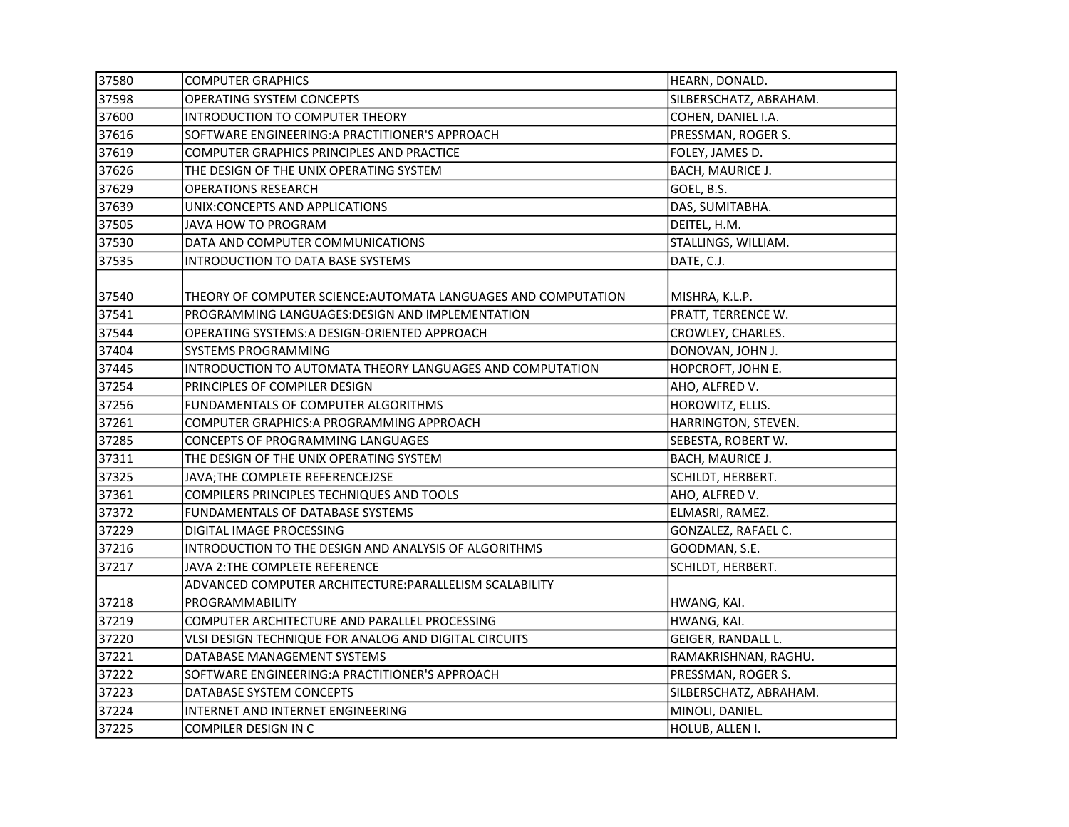| | | |
|---|---|---|
| 37580 | COMPUTER GRAPHICS | HEARN, DONALD. |
| 37598 | OPERATING SYSTEM CONCEPTS | SILBERSCHATZ, ABRAHAM. |
| 37600 | INTRODUCTION TO COMPUTER THEORY | COHEN, DANIEL I.A. |
| 37616 | SOFTWARE ENGINEERING:A PRACTITIONER'S APPROACH | PRESSMAN, ROGER S. |
| 37619 | COMPUTER GRAPHICS PRINCIPLES AND PRACTICE | FOLEY, JAMES D. |
| 37626 | THE DESIGN OF THE UNIX OPERATING SYSTEM | BACH, MAURICE J. |
| 37629 | OPERATIONS RESEARCH | GOEL, B.S. |
| 37639 | UNIX:CONCEPTS AND APPLICATIONS | DAS, SUMITABHA. |
| 37505 | JAVA HOW TO PROGRAM | DEITEL, H.M. |
| 37530 | DATA AND COMPUTER COMMUNICATIONS | STALLINGS, WILLIAM. |
| 37535 | INTRODUCTION TO DATA BASE SYSTEMS | DATE, C.J. |
| 37540 | THEORY OF COMPUTER SCIENCE:AUTOMATA LANGUAGES AND COMPUTATION | MISHRA, K.L.P. |
| 37541 | PROGRAMMING LANGUAGES:DESIGN AND IMPLEMENTATION | PRATT, TERRENCE W. |
| 37544 | OPERATING SYSTEMS:A DESIGN-ORIENTED APPROACH | CROWLEY, CHARLES. |
| 37404 | SYSTEMS PROGRAMMING | DONOVAN, JOHN J. |
| 37445 | INTRODUCTION TO AUTOMATA THEORY LANGUAGES AND COMPUTATION | HOPCROFT, JOHN E. |
| 37254 | PRINCIPLES OF COMPILER DESIGN | AHO, ALFRED V. |
| 37256 | FUNDAMENTALS OF COMPUTER ALGORITHMS | HOROWITZ, ELLIS. |
| 37261 | COMPUTER GRAPHICS:A PROGRAMMING APPROACH | HARRINGTON, STEVEN. |
| 37285 | CONCEPTS OF PROGRAMMING LANGUAGES | SEBESTA, ROBERT W. |
| 37311 | THE DESIGN OF THE UNIX OPERATING SYSTEM | BACH, MAURICE J. |
| 37325 | JAVA;THE COMPLETE REFERENCEJ2SE | SCHILDT, HERBERT. |
| 37361 | COMPILERS PRINCIPLES TECHNIQUES AND TOOLS | AHO, ALFRED V. |
| 37372 | FUNDAMENTALS OF DATABASE SYSTEMS | ELMASRI, RAMEZ. |
| 37229 | DIGITAL IMAGE PROCESSING | GONZALEZ, RAFAEL C. |
| 37216 | INTRODUCTION TO THE DESIGN AND ANALYSIS OF ALGORITHMS | GOODMAN, S.E. |
| 37217 | JAVA 2:THE COMPLETE REFERENCE | SCHILDT, HERBERT. |
| 37218 | ADVANCED COMPUTER ARCHITECTURE:PARALLELISM SCALABILITY PROGRAMMABILITY | HWANG, KAI. |
| 37219 | COMPUTER ARCHITECTURE AND PARALLEL PROCESSING | HWANG, KAI. |
| 37220 | VLSI DESIGN TECHNIQUE FOR ANALOG AND DIGITAL CIRCUITS | GEIGER, RANDALL L. |
| 37221 | DATABASE MANAGEMENT SYSTEMS | RAMAKRISHNAN, RAGHU. |
| 37222 | SOFTWARE ENGINEERING:A PRACTITIONER'S APPROACH | PRESSMAN, ROGER S. |
| 37223 | DATABASE SYSTEM CONCEPTS | SILBERSCHATZ, ABRAHAM. |
| 37224 | INTERNET AND INTERNET ENGINEERING | MINOLI, DANIEL. |
| 37225 | COMPILER DESIGN IN C | HOLUB, ALLEN I. |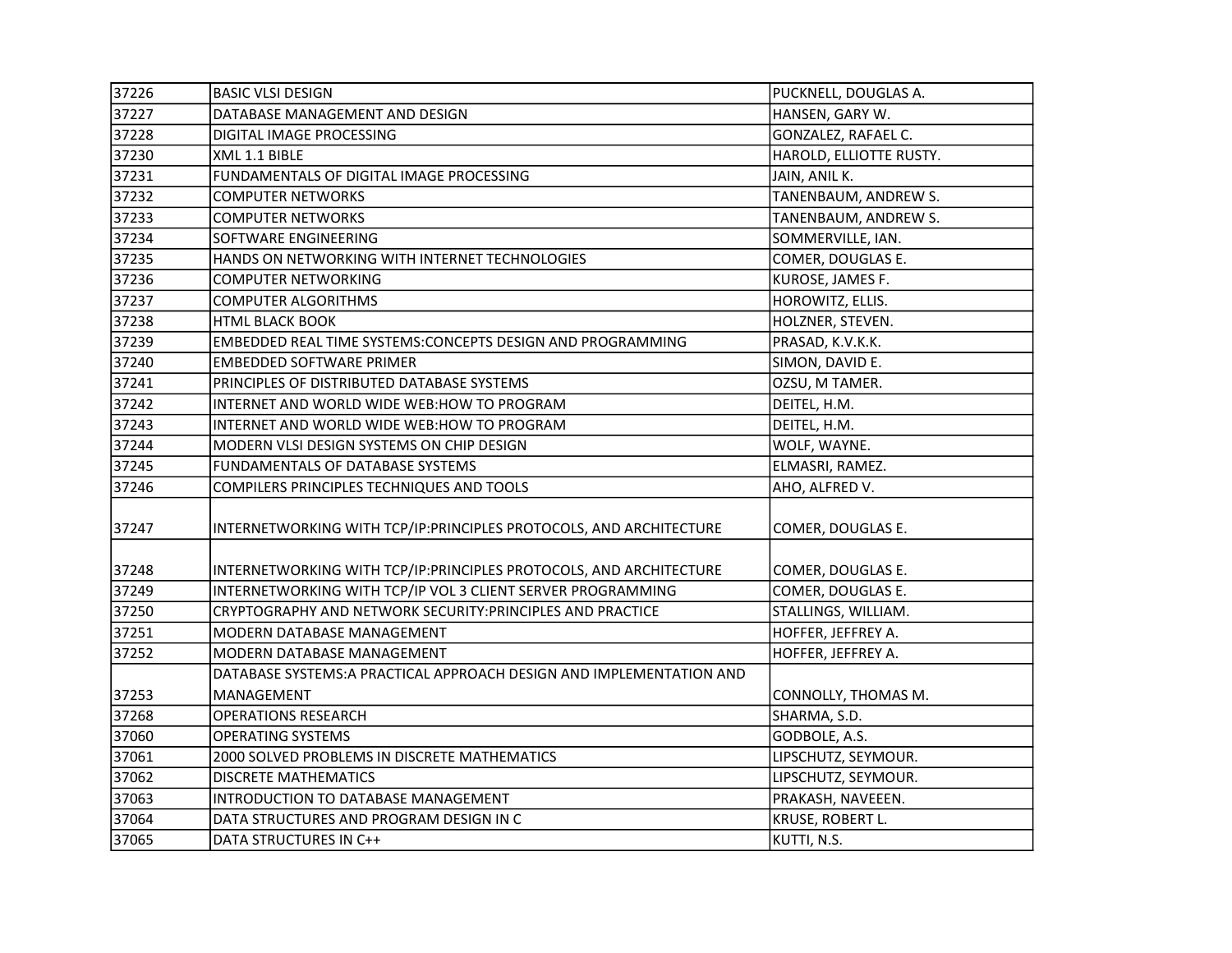| | | |
|---|---|---|
| 37226 | BASIC VLSI DESIGN | PUCKNELL, DOUGLAS A. |
| 37227 | DATABASE MANAGEMENT AND DESIGN | HANSEN, GARY W. |
| 37228 | DIGITAL IMAGE PROCESSING | GONZALEZ, RAFAEL C. |
| 37230 | XML 1.1 BIBLE | HAROLD, ELLIOTTE RUSTY. |
| 37231 | FUNDAMENTALS OF DIGITAL IMAGE PROCESSING | JAIN, ANIL K. |
| 37232 | COMPUTER NETWORKS | TANENBAUM, ANDREW S. |
| 37233 | COMPUTER NETWORKS | TANENBAUM, ANDREW S. |
| 37234 | SOFTWARE ENGINEERING | SOMMERVILLE, IAN. |
| 37235 | HANDS ON NETWORKING WITH INTERNET TECHNOLOGIES | COMER, DOUGLAS E. |
| 37236 | COMPUTER NETWORKING | KUROSE, JAMES F. |
| 37237 | COMPUTER ALGORITHMS | HOROWITZ, ELLIS. |
| 37238 | HTML BLACK BOOK | HOLZNER, STEVEN. |
| 37239 | EMBEDDED REAL TIME SYSTEMS:CONCEPTS DESIGN AND PROGRAMMING | PRASAD, K.V.K.K. |
| 37240 | EMBEDDED SOFTWARE PRIMER | SIMON, DAVID E. |
| 37241 | PRINCIPLES OF DISTRIBUTED DATABASE SYSTEMS | OZSU, M TAMER. |
| 37242 | INTERNET AND WORLD WIDE WEB:HOW TO PROGRAM | DEITEL, H.M. |
| 37243 | INTERNET AND WORLD WIDE WEB:HOW TO PROGRAM | DEITEL, H.M. |
| 37244 | MODERN VLSI DESIGN SYSTEMS ON CHIP DESIGN | WOLF, WAYNE. |
| 37245 | FUNDAMENTALS OF DATABASE SYSTEMS | ELMASRI, RAMEZ. |
| 37246 | COMPILERS PRINCIPLES TECHNIQUES AND TOOLS | AHO, ALFRED V. |
| 37247 | INTERNETWORKING WITH TCP/IP:PRINCIPLES PROTOCOLS, AND ARCHITECTURE | COMER, DOUGLAS E. |
| 37248 | INTERNETWORKING WITH TCP/IP:PRINCIPLES PROTOCOLS, AND ARCHITECTURE | COMER, DOUGLAS E. |
| 37249 | INTERNETWORKING WITH TCP/IP VOL 3 CLIENT SERVER PROGRAMMING | COMER, DOUGLAS E. |
| 37250 | CRYPTOGRAPHY AND NETWORK SECURITY:PRINCIPLES AND PRACTICE | STALLINGS, WILLIAM. |
| 37251 | MODERN DATABASE MANAGEMENT | HOFFER, JEFFREY A. |
| 37252 | MODERN DATABASE MANAGEMENT | HOFFER, JEFFREY A. |
| 37253 | DATABASE SYSTEMS:A PRACTICAL APPROACH DESIGN AND IMPLEMENTATION AND MANAGEMENT | CONNOLLY, THOMAS M. |
| 37268 | OPERATIONS RESEARCH | SHARMA, S.D. |
| 37060 | OPERATING SYSTEMS | GODBOLE, A.S. |
| 37061 | 2000 SOLVED PROBLEMS IN DISCRETE MATHEMATICS | LIPSCHUTZ, SEYMOUR. |
| 37062 | DISCRETE MATHEMATICS | LIPSCHUTZ, SEYMOUR. |
| 37063 | INTRODUCTION TO DATABASE MANAGEMENT | PRAKASH, NAVEEEN. |
| 37064 | DATA STRUCTURES AND PROGRAM DESIGN IN C | KRUSE, ROBERT L. |
| 37065 | DATA STRUCTURES IN C++ | KUTTI, N.S. |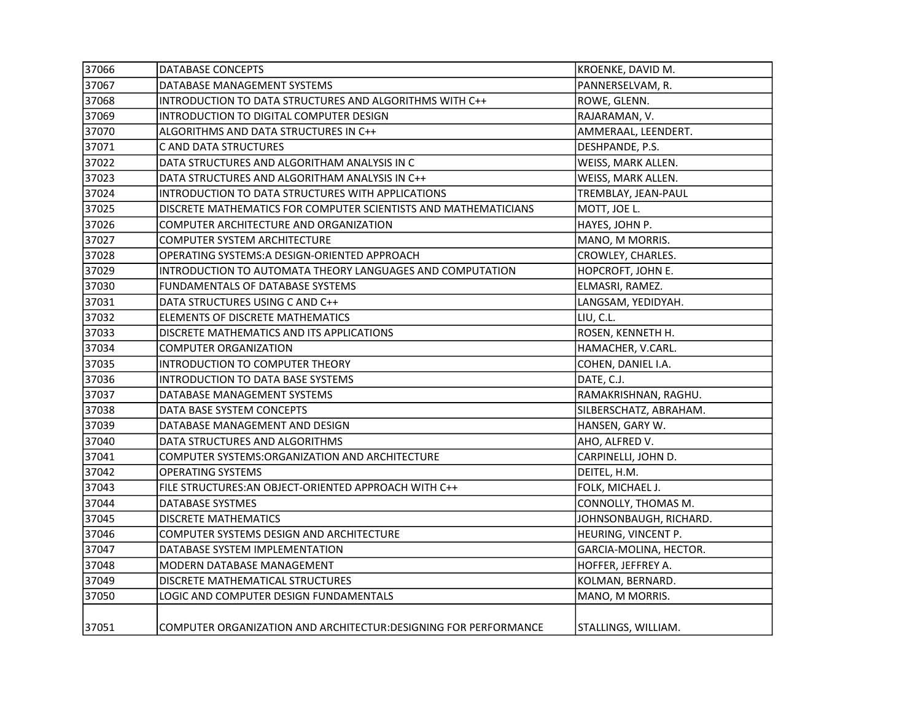| | | |
|---|---|---|
| 37066 | DATABASE CONCEPTS | KROENKE, DAVID M. |
| 37067 | DATABASE MANAGEMENT SYSTEMS | PANNERSELVAM, R. |
| 37068 | INTRODUCTION TO DATA STRUCTURES AND ALGORITHMS WITH C++ | ROWE, GLENN. |
| 37069 | INTRODUCTION TO DIGITAL COMPUTER DESIGN | RAJARAMAN, V. |
| 37070 | ALGORITHMS AND DATA STRUCTURES IN C++ | AMMERAAL, LEENDERT. |
| 37071 | C AND DATA STRUCTURES | DESHPANDE, P.S. |
| 37022 | DATA STRUCTURES AND ALGORITHAM ANALYSIS IN C | WEISS, MARK ALLEN. |
| 37023 | DATA STRUCTURES AND ALGORITHAM ANALYSIS IN C++ | WEISS, MARK ALLEN. |
| 37024 | INTRODUCTION TO DATA STRUCTURES WITH APPLICATIONS | TREMBLAY, JEAN-PAUL |
| 37025 | DISCRETE MATHEMATICS FOR COMPUTER SCIENTISTS AND MATHEMATICIANS | MOTT, JOE L. |
| 37026 | COMPUTER ARCHITECTURE AND ORGANIZATION | HAYES, JOHN P. |
| 37027 | COMPUTER SYSTEM ARCHITECTURE | MANO, M MORRIS. |
| 37028 | OPERATING SYSTEMS:A DESIGN-ORIENTED APPROACH | CROWLEY, CHARLES. |
| 37029 | INTRODUCTION TO AUTOMATA THEORY LANGUAGES AND COMPUTATION | HOPCROFT, JOHN E. |
| 37030 | FUNDAMENTALS OF DATABASE SYSTEMS | ELMASRI, RAMEZ. |
| 37031 | DATA STRUCTURES USING C AND C++ | LANGSAM, YEDIDYAH. |
| 37032 | ELEMENTS OF DISCRETE MATHEMATICS | LIU, C.L. |
| 37033 | DISCRETE MATHEMATICS AND ITS APPLICATIONS | ROSEN, KENNETH H. |
| 37034 | COMPUTER ORGANIZATION | HAMACHER, V.CARL. |
| 37035 | INTRODUCTION TO COMPUTER THEORY | COHEN, DANIEL I.A. |
| 37036 | INTRODUCTION TO DATA BASE SYSTEMS | DATE, C.J. |
| 37037 | DATABASE MANAGEMENT SYSTEMS | RAMAKRISHNAN, RAGHU. |
| 37038 | DATA BASE SYSTEM CONCEPTS | SILBERSCHATZ, ABRAHAM. |
| 37039 | DATABASE MANAGEMENT AND DESIGN | HANSEN, GARY W. |
| 37040 | DATA STRUCTURES AND ALGORITHMS | AHO, ALFRED V. |
| 37041 | COMPUTER SYSTEMS:ORGANIZATION AND ARCHITECTURE | CARPINELLI, JOHN D. |
| 37042 | OPERATING SYSTEMS | DEITEL, H.M. |
| 37043 | FILE STRUCTURES:AN OBJECT-ORIENTED APPROACH WITH C++ | FOLK, MICHAEL J. |
| 37044 | DATABASE SYSTMES | CONNOLLY, THOMAS M. |
| 37045 | DISCRETE MATHEMATICS | JOHNSONBAUGH, RICHARD. |
| 37046 | COMPUTER SYSTEMS DESIGN AND ARCHITECTURE | HEURING, VINCENT P. |
| 37047 | DATABASE SYSTEM IMPLEMENTATION | GARCIA-MOLINA, HECTOR. |
| 37048 | MODERN DATABASE MANAGEMENT | HOFFER, JEFFREY A. |
| 37049 | DISCRETE MATHEMATICAL STRUCTURES | KOLMAN, BERNARD. |
| 37050 | LOGIC AND COMPUTER DESIGN FUNDAMENTALS | MANO, M MORRIS. |
| 37051 | COMPUTER ORGANIZATION AND ARCHITECTUR:DESIGNING FOR PERFORMANCE | STALLINGS, WILLIAM. |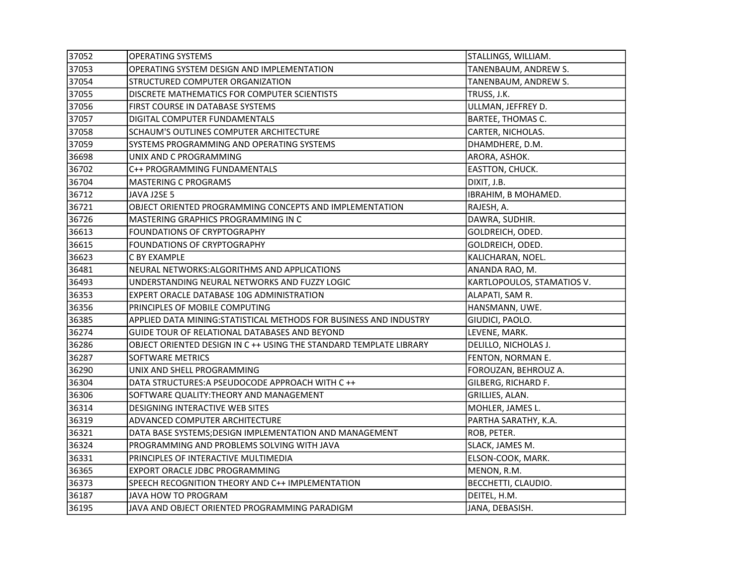| 37052 | OPERATING SYSTEMS | STALLINGS, WILLIAM. |
|---|---|---|
| 37053 | OPERATING SYSTEM DESIGN AND IMPLEMENTATION | TANENBAUM, ANDREW S. |
| 37054 | STRUCTURED COMPUTER ORGANIZATION | TANENBAUM, ANDREW S. |
| 37055 | DISCRETE MATHEMATICS FOR COMPUTER SCIENTISTS | TRUSS, J.K. |
| 37056 | FIRST COURSE IN DATABASE SYSTEMS | ULLMAN, JEFFREY D. |
| 37057 | DIGITAL COMPUTER FUNDAMENTALS | BARTEE, THOMAS C. |
| 37058 | SCHAUM'S OUTLINES COMPUTER ARCHITECTURE | CARTER, NICHOLAS. |
| 37059 | SYSTEMS PROGRAMMING AND OPERATING SYSTEMS | DHAMDHERE, D.M. |
| 36698 | UNIX AND C PROGRAMMING | ARORA, ASHOK. |
| 36702 | C++ PROGRAMMING FUNDAMENTALS | EASTTON, CHUCK. |
| 36704 | MASTERING C PROGRAMS | DIXIT, J.B. |
| 36712 | JAVA J2SE 5 | IBRAHIM, B MOHAMED. |
| 36721 | OBJECT ORIENTED PROGRAMMING CONCEPTS AND IMPLEMENTATION | RAJESH, A. |
| 36726 | MASTERING GRAPHICS PROGRAMMING IN C | DAWRA, SUDHIR. |
| 36613 | FOUNDATIONS OF CRYPTOGRAPHY | GOLDREICH, ODED. |
| 36615 | FOUNDATIONS OF CRYPTOGRAPHY | GOLDREICH, ODED. |
| 36623 | C BY EXAMPLE | KALICHARAN, NOEL. |
| 36481 | NEURAL NETWORKS:ALGORITHMS AND APPLICATIONS | ANANDA RAO, M. |
| 36493 | UNDERSTANDING NEURAL NETWORKS AND FUZZY LOGIC | KARTLOPOULOS, STAMATIOS V. |
| 36353 | EXPERT ORACLE DATABASE 10G ADMINISTRATION | ALAPATI, SAM R. |
| 36356 | PRINCIPLES OF MOBILE COMPUTING | HANSMANN, UWE. |
| 36385 | APPLIED DATA MINING:STATISTICAL METHODS FOR BUSINESS AND INDUSTRY | GIUDICI, PAOLO. |
| 36274 | GUIDE TOUR OF RELATIONAL DATABASES AND BEYOND | LEVENE, MARK. |
| 36286 | OBJECT ORIENTED DESIGN IN C ++ USING THE STANDARD TEMPLATE LIBRARY | DELILLO, NICHOLAS J. |
| 36287 | SOFTWARE METRICS | FENTON, NORMAN E. |
| 36290 | UNIX AND SHELL PROGRAMMING | FOROUZAN, BEHROUZ A. |
| 36304 | DATA STRUCTURES:A PSEUDOCODE APPROACH WITH C ++ | GILBERG, RICHARD F. |
| 36306 | SOFTWARE QUALITY:THEORY AND MANAGEMENT | GRILLIES, ALAN. |
| 36314 | DESIGNING INTERACTIVE WEB SITES | MOHLER, JAMES L. |
| 36319 | ADVANCED COMPUTER ARCHITECTURE | PARTHA SARATHY, K.A. |
| 36321 | DATA BASE SYSTEMS;DESIGN IMPLEMENTATION AND MANAGEMENT | ROB, PETER. |
| 36324 | PROGRAMMING AND PROBLEMS SOLVING WITH JAVA | SLACK, JAMES M. |
| 36331 | PRINCIPLES OF INTERACTIVE MULTIMEDIA | ELSON-COOK, MARK. |
| 36365 | EXPORT ORACLE JDBC PROGRAMMING | MENON, R.M. |
| 36373 | SPEECH RECOGNITION THEORY AND C++ IMPLEMENTATION | BECCHETTI, CLAUDIO. |
| 36187 | JAVA HOW TO PROGRAM | DEITEL, H.M. |
| 36195 | JAVA AND OBJECT ORIENTED PROGRAMMING PARADIGM | JANA, DEBASISH. |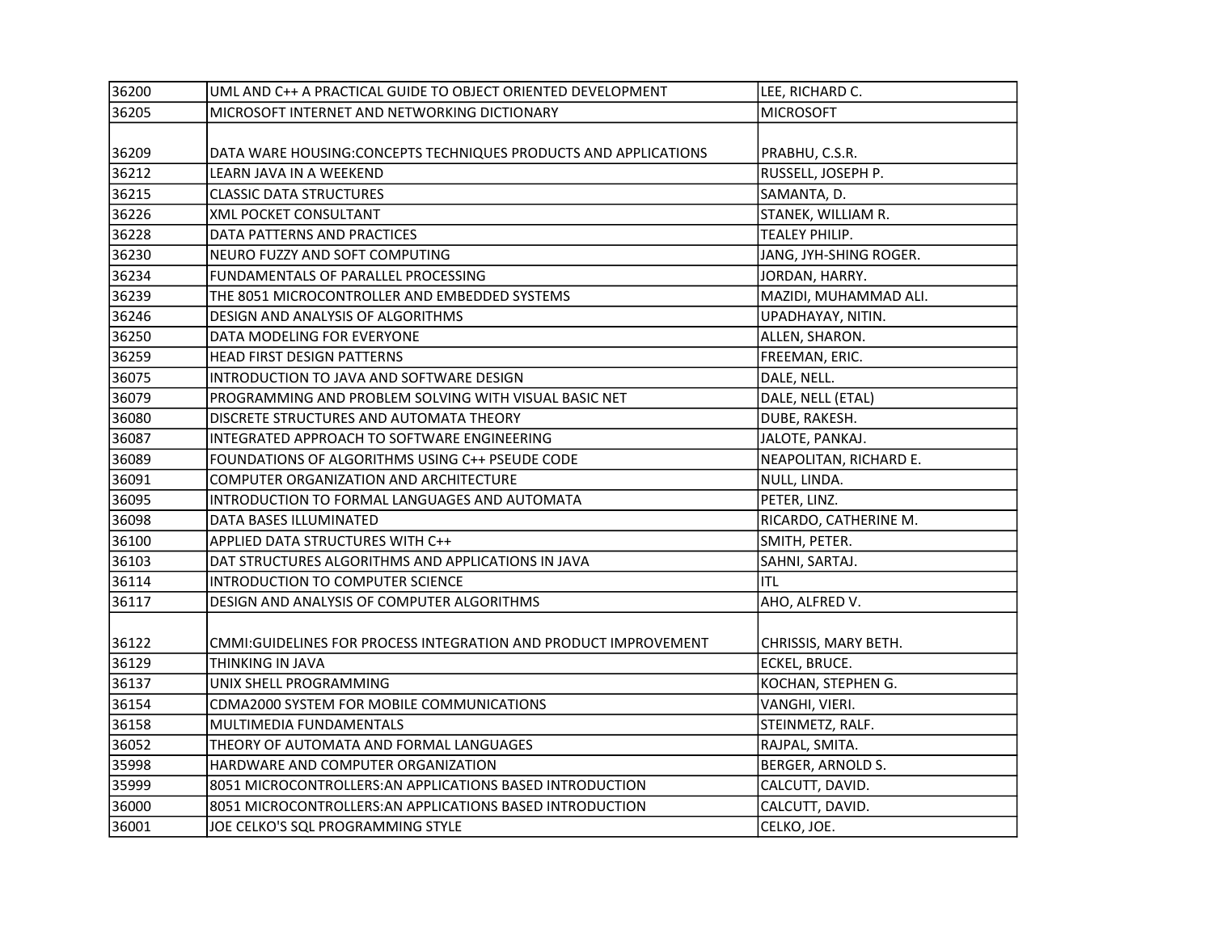| 36200 | UML AND C++ A PRACTICAL GUIDE TO OBJECT ORIENTED DEVELOPMENT | LEE, RICHARD C. |
|---|---|---|
| 36205 | MICROSOFT INTERNET AND NETWORKING DICTIONARY | MICROSOFT |
| 36209 | DATA WARE HOUSING:CONCEPTS TECHNIQUES PRODUCTS AND APPLICATIONS | PRABHU, C.S.R. |
| 36212 | LEARN JAVA IN A WEEKEND | RUSSELL, JOSEPH P. |
| 36215 | CLASSIC DATA STRUCTURES | SAMANTA, D. |
| 36226 | XML POCKET CONSULTANT | STANEK, WILLIAM R. |
| 36228 | DATA PATTERNS AND PRACTICES | TEALEY PHILIP. |
| 36230 | NEURO FUZZY AND SOFT COMPUTING | JANG, JYH-SHING ROGER. |
| 36234 | FUNDAMENTALS OF PARALLEL PROCESSING | JORDAN, HARRY. |
| 36239 | THE 8051 MICROCONTROLLER AND EMBEDDED SYSTEMS | MAZIDI, MUHAMMAD ALI. |
| 36246 | DESIGN AND ANALYSIS OF ALGORITHMS | UPADHAYAY, NITIN. |
| 36250 | DATA MODELING FOR EVERYONE | ALLEN, SHARON. |
| 36259 | HEAD FIRST DESIGN PATTERNS | FREEMAN, ERIC. |
| 36075 | INTRODUCTION TO JAVA AND SOFTWARE DESIGN | DALE, NELL. |
| 36079 | PROGRAMMING AND PROBLEM SOLVING WITH VISUAL BASIC NET | DALE, NELL (ETAL) |
| 36080 | DISCRETE STRUCTURES AND AUTOMATA THEORY | DUBE, RAKESH. |
| 36087 | INTEGRATED APPROACH TO SOFTWARE ENGINEERING | JALOTE, PANKAJ. |
| 36089 | FOUNDATIONS OF ALGORITHMS USING C++ PSEUDE CODE | NEAPOLITAN, RICHARD E. |
| 36091 | COMPUTER ORGANIZATION AND ARCHITECTURE | NULL, LINDA. |
| 36095 | INTRODUCTION TO FORMAL LANGUAGES AND AUTOMATA | PETER, LINZ. |
| 36098 | DATA BASES ILLUMINATED | RICARDO, CATHERINE M. |
| 36100 | APPLIED DATA STRUCTURES WITH C++ | SMITH, PETER. |
| 36103 | DAT STRUCTURES ALGORITHMS AND APPLICATIONS IN JAVA | SAHNI, SARTAJ. |
| 36114 | INTRODUCTION TO COMPUTER SCIENCE | ITL |
| 36117 | DESIGN AND ANALYSIS OF COMPUTER ALGORITHMS | AHO, ALFRED V. |
| 36122 | CMMI:GUIDELINES FOR PROCESS INTEGRATION AND PRODUCT IMPROVEMENT | CHRISSIS, MARY BETH. |
| 36129 | THINKING IN JAVA | ECKEL, BRUCE. |
| 36137 | UNIX SHELL PROGRAMMING | KOCHAN, STEPHEN G. |
| 36154 | CDMA2000 SYSTEM FOR MOBILE COMMUNICATIONS | VANGHI, VIERI. |
| 36158 | MULTIMEDIA FUNDAMENTALS | STEINMETZ, RALF. |
| 36052 | THEORY OF AUTOMATA AND FORMAL LANGUAGES | RAJPAL, SMITA. |
| 35998 | HARDWARE AND COMPUTER ORGANIZATION | BERGER, ARNOLD S. |
| 35999 | 8051 MICROCONTROLLERS:AN APPLICATIONS BASED INTRODUCTION | CALCUTT, DAVID. |
| 36000 | 8051 MICROCONTROLLERS:AN APPLICATIONS BASED INTRODUCTION | CALCUTT, DAVID. |
| 36001 | JOE CELKO'S SQL PROGRAMMING STYLE | CELKO, JOE. |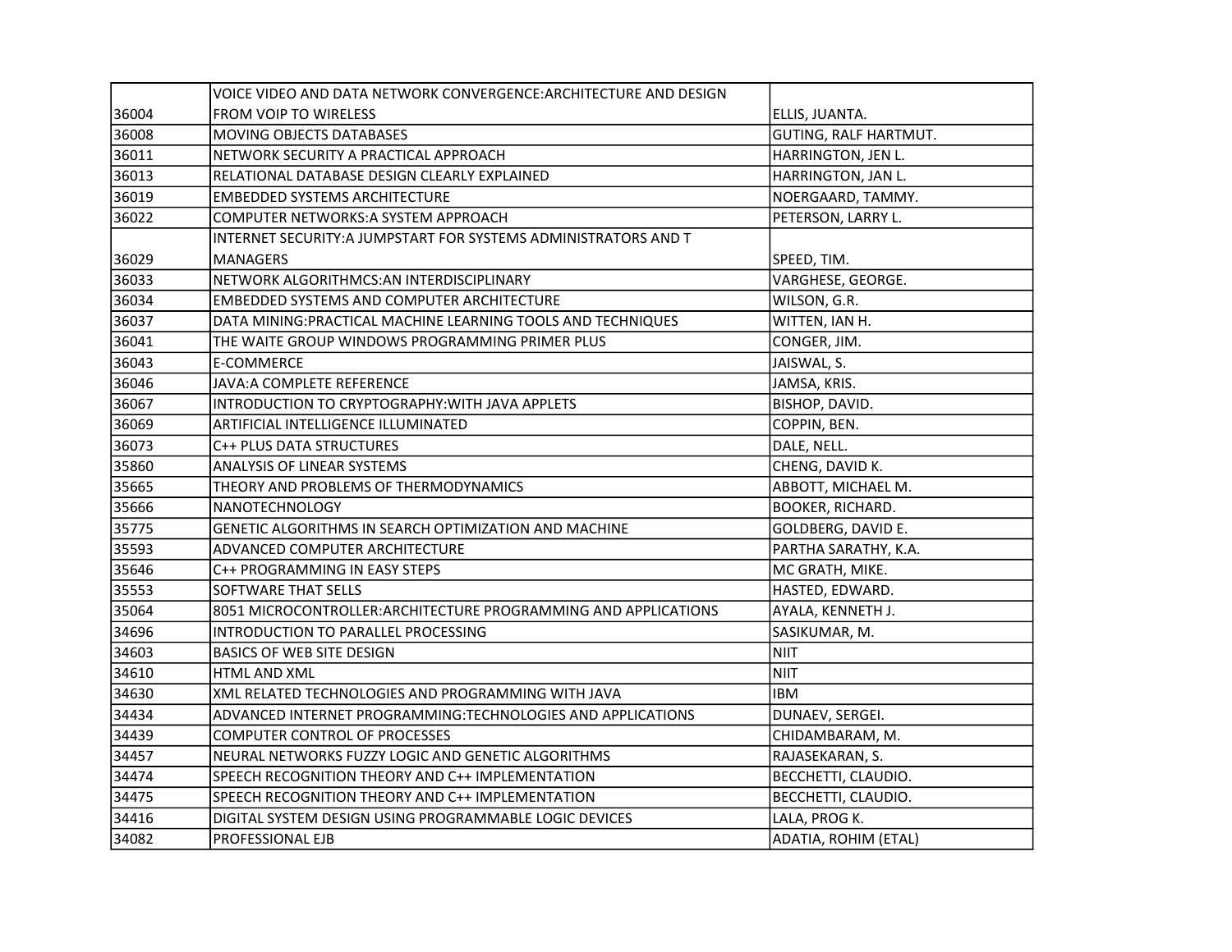| | | |
|---|---|---|
| 36004 | VOICE VIDEO AND DATA NETWORK CONVERGENCE:ARCHITECTURE AND DESIGN FROM VOIP TO WIRELESS | ELLIS, JUANTA. |
| 36008 | MOVING OBJECTS DATABASES | GUTING, RALF HARTMUT. |
| 36011 | NETWORK SECURITY A PRACTICAL APPROACH | HARRINGTON, JEN L. |
| 36013 | RELATIONAL DATABASE DESIGN CLEARLY EXPLAINED | HARRINGTON, JAN L. |
| 36019 | EMBEDDED SYSTEMS ARCHITECTURE | NOERGAARD, TAMMY. |
| 36022 | COMPUTER NETWORKS:A SYSTEM APPROACH | PETERSON, LARRY L. |
| 36029 | INTERNET SECURITY:A JUMPSTART FOR SYSTEMS ADMINISTRATORS AND T MANAGERS | SPEED, TIM. |
| 36033 | NETWORK ALGORITHMCS:AN INTERDISCIPLINARY | VARGHESE, GEORGE. |
| 36034 | EMBEDDED SYSTEMS AND COMPUTER ARCHITECTURE | WILSON, G.R. |
| 36037 | DATA MINING:PRACTICAL MACHINE LEARNING TOOLS AND TECHNIQUES | WITTEN, IAN H. |
| 36041 | THE WAITE GROUP WINDOWS PROGRAMMING PRIMER PLUS | CONGER, JIM. |
| 36043 | E-COMMERCE | JAISWAL, S. |
| 36046 | JAVA:A COMPLETE REFERENCE | JAMSA, KRIS. |
| 36067 | INTRODUCTION TO CRYPTOGRAPHY:WITH JAVA APPLETS | BISHOP, DAVID. |
| 36069 | ARTIFICIAL INTELLIGENCE ILLUMINATED | COPPIN, BEN. |
| 36073 | C++ PLUS DATA STRUCTURES | DALE, NELL. |
| 35860 | ANALYSIS OF LINEAR SYSTEMS | CHENG, DAVID K. |
| 35665 | THEORY AND PROBLEMS OF THERMODYNAMICS | ABBOTT, MICHAEL M. |
| 35666 | NANOTECHNOLOGY | BOOKER, RICHARD. |
| 35775 | GENETIC ALGORITHMS IN SEARCH OPTIMIZATION AND MACHINE | GOLDBERG, DAVID E. |
| 35593 | ADVANCED COMPUTER ARCHITECTURE | PARTHA SARATHY, K.A. |
| 35646 | C++ PROGRAMMING IN EASY STEPS | MC GRATH, MIKE. |
| 35553 | SOFTWARE THAT SELLS | HASTED, EDWARD. |
| 35064 | 8051 MICROCONTROLLER:ARCHITECTURE PROGRAMMING AND APPLICATIONS | AYALA, KENNETH J. |
| 34696 | INTRODUCTION TO PARALLEL PROCESSING | SASIKUMAR, M. |
| 34603 | BASICS OF WEB SITE DESIGN | NIIT |
| 34610 | HTML AND XML | NIIT |
| 34630 | XML RELATED TECHNOLOGIES AND PROGRAMMING WITH JAVA | IBM |
| 34434 | ADVANCED INTERNET PROGRAMMING:TECHNOLOGIES AND APPLICATIONS | DUNAEV, SERGEI. |
| 34439 | COMPUTER CONTROL OF PROCESSES | CHIDAMBARAM, M. |
| 34457 | NEURAL NETWORKS FUZZY LOGIC AND GENETIC ALGORITHMS | RAJASEKARAN, S. |
| 34474 | SPEECH RECOGNITION THEORY AND C++ IMPLEMENTATION | BECCHETTI, CLAUDIO. |
| 34475 | SPEECH RECOGNITION THEORY AND C++ IMPLEMENTATION | BECCHETTI, CLAUDIO. |
| 34416 | DIGITAL SYSTEM DESIGN USING PROGRAMMABLE LOGIC DEVICES | LALA, PROG K. |
| 34082 | PROFESSIONAL EJB | ADATIA, ROHIM (ETAL) |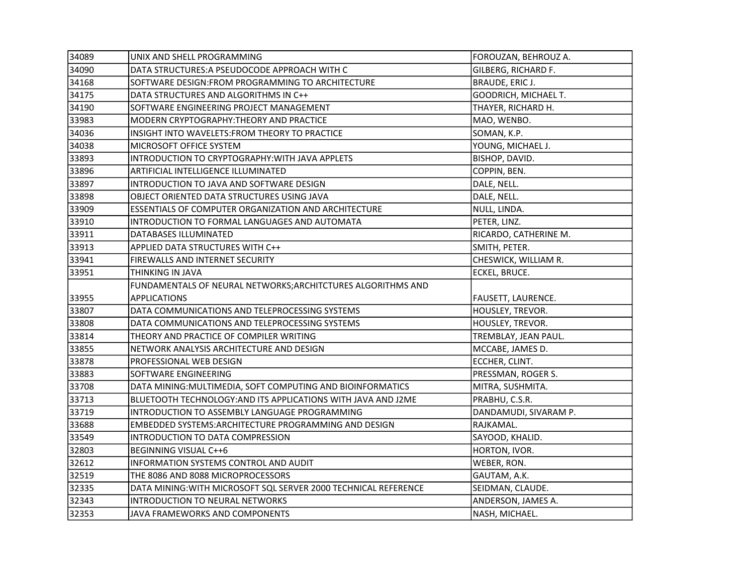| | | |
|---|---|---|
| 34089 | UNIX AND SHELL PROGRAMMING | FOROUZAN, BEHROUZ A. |
| 34090 | DATA STRUCTURES:A PSEUDOCODE APPROACH WITH C | GILBERG, RICHARD F. |
| 34168 | SOFTWARE DESIGN:FROM PROGRAMMING TO ARCHITECTURE | BRAUDE, ERIC J. |
| 34175 | DATA STRUCTURES AND ALGORITHMS IN C++ | GOODRICH, MICHAEL T. |
| 34190 | SOFTWARE ENGINEERING PROJECT MANAGEMENT | THAYER, RICHARD H. |
| 33983 | MODERN CRYPTOGRAPHY:THEORY AND PRACTICE | MAO, WENBO. |
| 34036 | INSIGHT INTO WAVELETS:FROM THEORY TO PRACTICE | SOMAN, K.P. |
| 34038 | MICROSOFT OFFICE SYSTEM | YOUNG, MICHAEL J. |
| 33893 | INTRODUCTION TO CRYPTOGRAPHY:WITH JAVA APPLETS | BISHOP, DAVID. |
| 33896 | ARTIFICIAL INTELLIGENCE ILLUMINATED | COPPIN, BEN. |
| 33897 | INTRODUCTION TO JAVA AND SOFTWARE DESIGN | DALE, NELL. |
| 33898 | OBJECT ORIENTED DATA STRUCTURES USING JAVA | DALE, NELL. |
| 33909 | ESSENTIALS OF COMPUTER ORGANIZATION AND ARCHITECTURE | NULL, LINDA. |
| 33910 | INTRODUCTION TO FORMAL LANGUAGES AND AUTOMATA | PETER, LINZ. |
| 33911 | DATABASES ILLUMINATED | RICARDO, CATHERINE M. |
| 33913 | APPLIED DATA STRUCTURES WITH C++ | SMITH, PETER. |
| 33941 | FIREWALLS AND INTERNET SECURITY | CHESWICK, WILLIAM R. |
| 33951 | THINKING IN JAVA | ECKEL, BRUCE. |
| 33955 | FUNDAMENTALS OF NEURAL NETWORKS;ARCHITCTURES ALGORITHMS AND APPLICATIONS | FAUSETT, LAURENCE. |
| 33807 | DATA COMMUNICATIONS AND TELEPROCESSING SYSTEMS | HOUSLEY, TREVOR. |
| 33808 | DATA COMMUNICATIONS AND TELEPROCESSING SYSTEMS | HOUSLEY, TREVOR. |
| 33814 | THEORY AND PRACTICE OF COMPILER WRITING | TREMBLAY, JEAN PAUL. |
| 33855 | NETWORK ANALYSIS ARCHITECTURE AND DESIGN | MCCABE, JAMES D. |
| 33878 | PROFESSIONAL WEB DESIGN | ECCHER, CLINT. |
| 33883 | SOFTWARE ENGINEERING | PRESSMAN, ROGER S. |
| 33708 | DATA MINING:MULTIMEDIA, SOFT COMPUTING AND BIOINFORMATICS | MITRA, SUSHMITA. |
| 33713 | BLUETOOTH TECHNOLOGY:AND ITS APPLICATIONS WITH JAVA AND J2ME | PRABHU, C.S.R. |
| 33719 | INTRODUCTION TO ASSEMBLY LANGUAGE PROGRAMMING | DANDAMUDI, SIVARAM P. |
| 33688 | EMBEDDED SYSTEMS:ARCHITECTURE PROGRAMMING AND DESIGN | RAJKAMAL. |
| 33549 | INTRODUCTION TO DATA COMPRESSION | SAYOOD, KHALID. |
| 32803 | BEGINNING VISUAL C++6 | HORTON, IVOR. |
| 32612 | INFORMATION SYSTEMS CONTROL AND AUDIT | WEBER, RON. |
| 32519 | THE 8086 AND 8088 MICROPROCESSORS | GAUTAM, A.K. |
| 32335 | DATA MINING:WITH MICROSOFT SQL SERVER 2000 TECHNICAL REFERENCE | SEIDMAN, CLAUDE. |
| 32343 | INTRODUCTION TO NEURAL NETWORKS | ANDERSON, JAMES A. |
| 32353 | JAVA FRAMEWORKS AND COMPONENTS | NASH, MICHAEL. |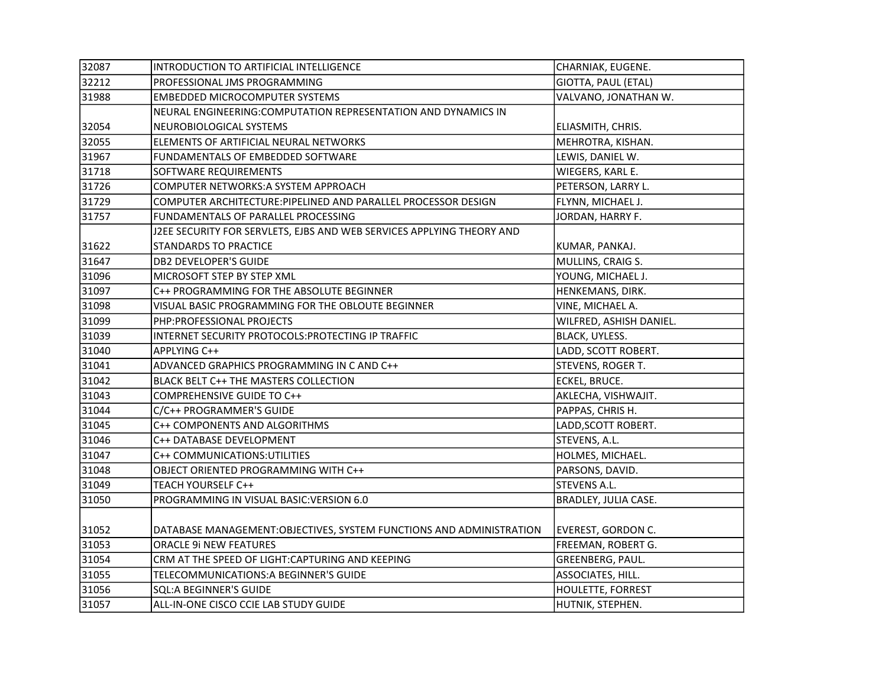| | | |
|---|---|---|
| 32087 | INTRODUCTION TO ARTIFICIAL INTELLIGENCE | CHARNIAK, EUGENE. |
| 32212 | PROFESSIONAL JMS PROGRAMMING | GIOTTA, PAUL (ETAL) |
| 31988 | EMBEDDED MICROCOMPUTER SYSTEMS | VALVANO, JONATHAN W. |
| 32054 | NEURAL ENGINEERING:COMPUTATION REPRESENTATION AND DYNAMICS IN NEUROBIOLOGICAL SYSTEMS | ELIASMITH, CHRIS. |
| 32055 | ELEMENTS OF ARTIFICIAL NEURAL NETWORKS | MEHROTRA, KISHAN. |
| 31967 | FUNDAMENTALS OF EMBEDDED SOFTWARE | LEWIS, DANIEL W. |
| 31718 | SOFTWARE REQUIREMENTS | WIEGERS, KARL E. |
| 31726 | COMPUTER NETWORKS:A SYSTEM APPROACH | PETERSON, LARRY L. |
| 31729 | COMPUTER ARCHITECTURE:PIPELINED AND PARALLEL PROCESSOR DESIGN | FLYNN, MICHAEL J. |
| 31757 | FUNDAMENTALS OF PARALLEL PROCESSING | JORDAN, HARRY F. |
| 31622 | J2EE SECURITY FOR SERVLETS, EJBS AND WEB SERVICES APPLYING THEORY AND STANDARDS TO PRACTICE | KUMAR, PANKAJ. |
| 31647 | DB2 DEVELOPER'S GUIDE | MULLINS, CRAIG S. |
| 31096 | MICROSOFT STEP BY STEP XML | YOUNG, MICHAEL J. |
| 31097 | C++ PROGRAMMING FOR THE ABSOLUTE BEGINNER | HENKEMANS, DIRK. |
| 31098 | VISUAL BASIC PROGRAMMING FOR THE OBLOUTE BEGINNER | VINE, MICHAEL A. |
| 31099 | PHP:PROFESSIONAL PROJECTS | WILFRED, ASHISH DANIEL. |
| 31039 | INTERNET SECURITY PROTOCOLS:PROTECTING IP TRAFFIC | BLACK, UYLESS. |
| 31040 | APPLYING C++ | LADD, SCOTT ROBERT. |
| 31041 | ADVANCED GRAPHICS PROGRAMMING IN C AND C++ | STEVENS, ROGER T. |
| 31042 | BLACK BELT C++ THE MASTERS COLLECTION | ECKEL, BRUCE. |
| 31043 | COMPREHENSIVE GUIDE TO C++ | AKLECHA, VISHWAJIT. |
| 31044 | C/C++ PROGRAMMER'S GUIDE | PAPPAS, CHRIS H. |
| 31045 | C++ COMPONENTS AND ALGORITHMS | LADD,SCOTT ROBERT. |
| 31046 | C++ DATABASE DEVELOPMENT | STEVENS, A.L. |
| 31047 | C++ COMMUNICATIONS:UTILITIES | HOLMES, MICHAEL. |
| 31048 | OBJECT ORIENTED PROGRAMMING WITH C++ | PARSONS, DAVID. |
| 31049 | TEACH YOURSELF C++ | STEVENS A.L. |
| 31050 | PROGRAMMING IN VISUAL BASIC:VERSION 6.0 | BRADLEY, JULIA CASE. |
| 31052 | DATABASE MANAGEMENT:OBJECTIVES, SYSTEM FUNCTIONS AND ADMINISTRATION | EVEREST, GORDON C. |
| 31053 | ORACLE 9i NEW FEATURES | FREEMAN, ROBERT G. |
| 31054 | CRM AT THE SPEED OF LIGHT:CAPTURING AND KEEPING | GREENBERG, PAUL. |
| 31055 | TELECOMMUNICATIONS:A BEGINNER'S GUIDE | ASSOCIATES, HILL. |
| 31056 | SQL:A BEGINNER'S GUIDE | HOULETTE, FORREST |
| 31057 | ALL-IN-ONE CISCO CCIE LAB STUDY GUIDE | HUTNIK, STEPHEN. |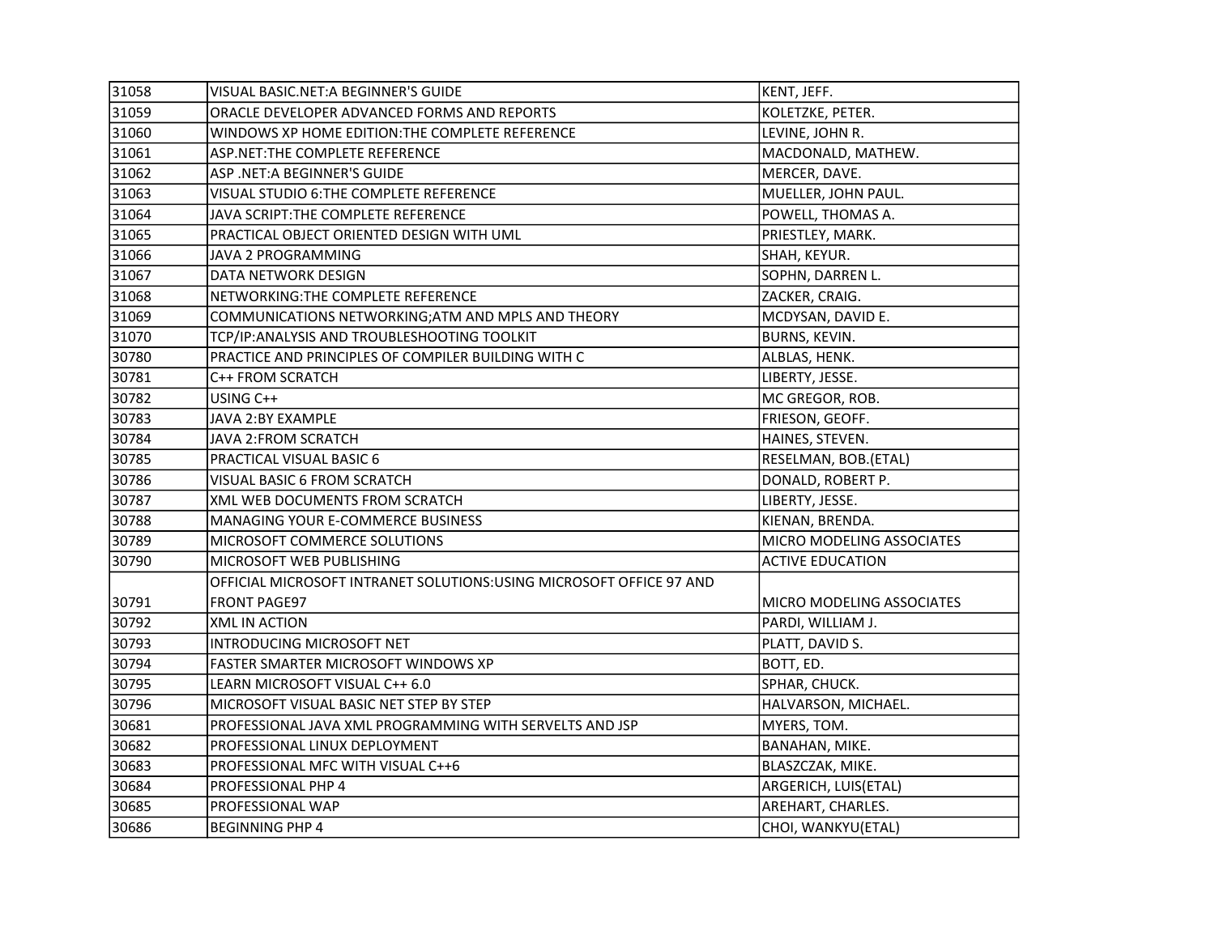| | | |
|---|---|---|
| 31058 | VISUAL BASIC.NET:A BEGINNER'S GUIDE | KENT, JEFF. |
| 31059 | ORACLE DEVELOPER ADVANCED FORMS AND REPORTS | KOLETZKE, PETER. |
| 31060 | WINDOWS XP HOME EDITION:THE COMPLETE REFERENCE | LEVINE, JOHN R. |
| 31061 | ASP.NET:THE COMPLETE REFERENCE | MACDONALD, MATHEW. |
| 31062 | ASP .NET:A BEGINNER'S GUIDE | MERCER, DAVE. |
| 31063 | VISUAL STUDIO 6:THE COMPLETE REFERENCE | MUELLER, JOHN PAUL. |
| 31064 | JAVA SCRIPT:THE COMPLETE REFERENCE | POWELL, THOMAS A. |
| 31065 | PRACTICAL OBJECT ORIENTED DESIGN WITH UML | PRIESTLEY, MARK. |
| 31066 | JAVA 2 PROGRAMMING | SHAH, KEYUR. |
| 31067 | DATA NETWORK DESIGN | SOPHN, DARREN L. |
| 31068 | NETWORKING:THE COMPLETE REFERENCE | ZACKER, CRAIG. |
| 31069 | COMMUNICATIONS NETWORKING;ATM AND MPLS AND THEORY | MCDYSAN, DAVID E. |
| 31070 | TCP/IP:ANALYSIS AND TROUBLESHOOTING TOOLKIT | BURNS, KEVIN. |
| 30780 | PRACTICE AND PRINCIPLES OF COMPILER BUILDING WITH C | ALBLAS, HENK. |
| 30781 | C++ FROM SCRATCH | LIBERTY, JESSE. |
| 30782 | USING C++ | MC GREGOR, ROB. |
| 30783 | JAVA 2:BY EXAMPLE | FRIESON, GEOFF. |
| 30784 | JAVA 2:FROM SCRATCH | HAINES, STEVEN. |
| 30785 | PRACTICAL VISUAL BASIC 6 | RESELMAN, BOB.(ETAL) |
| 30786 | VISUAL BASIC 6 FROM SCRATCH | DONALD, ROBERT P. |
| 30787 | XML WEB DOCUMENTS FROM SCRATCH | LIBERTY, JESSE. |
| 30788 | MANAGING YOUR E-COMMERCE BUSINESS | KIENAN, BRENDA. |
| 30789 | MICROSOFT COMMERCE SOLUTIONS | MICRO MODELING ASSOCIATES |
| 30790 | MICROSOFT WEB PUBLISHING | ACTIVE EDUCATION |
| 30791 | OFFICIAL MICROSOFT INTRANET SOLUTIONS:USING MICROSOFT OFFICE 97 AND FRONT PAGE97 | MICRO MODELING ASSOCIATES |
| 30792 | XML IN ACTION | PARDI, WILLIAM J. |
| 30793 | INTRODUCING MICROSOFT NET | PLATT, DAVID S. |
| 30794 | FASTER SMARTER MICROSOFT WINDOWS XP | BOTT, ED. |
| 30795 | LEARN MICROSOFT VISUAL C++ 6.0 | SPHAR, CHUCK. |
| 30796 | MICROSOFT VISUAL BASIC NET STEP BY STEP | HALVARSON, MICHAEL. |
| 30681 | PROFESSIONAL JAVA XML PROGRAMMING WITH SERVELTS AND JSP | MYERS, TOM. |
| 30682 | PROFESSIONAL LINUX DEPLOYMENT | BANAHAN, MIKE. |
| 30683 | PROFESSIONAL MFC WITH VISUAL C++6 | BLASZCZAK, MIKE. |
| 30684 | PROFESSIONAL PHP 4 | ARGERICH, LUIS(ETAL) |
| 30685 | PROFESSIONAL WAP | AREHART, CHARLES. |
| 30686 | BEGINNING PHP 4 | CHOI, WANKYU(ETAL) |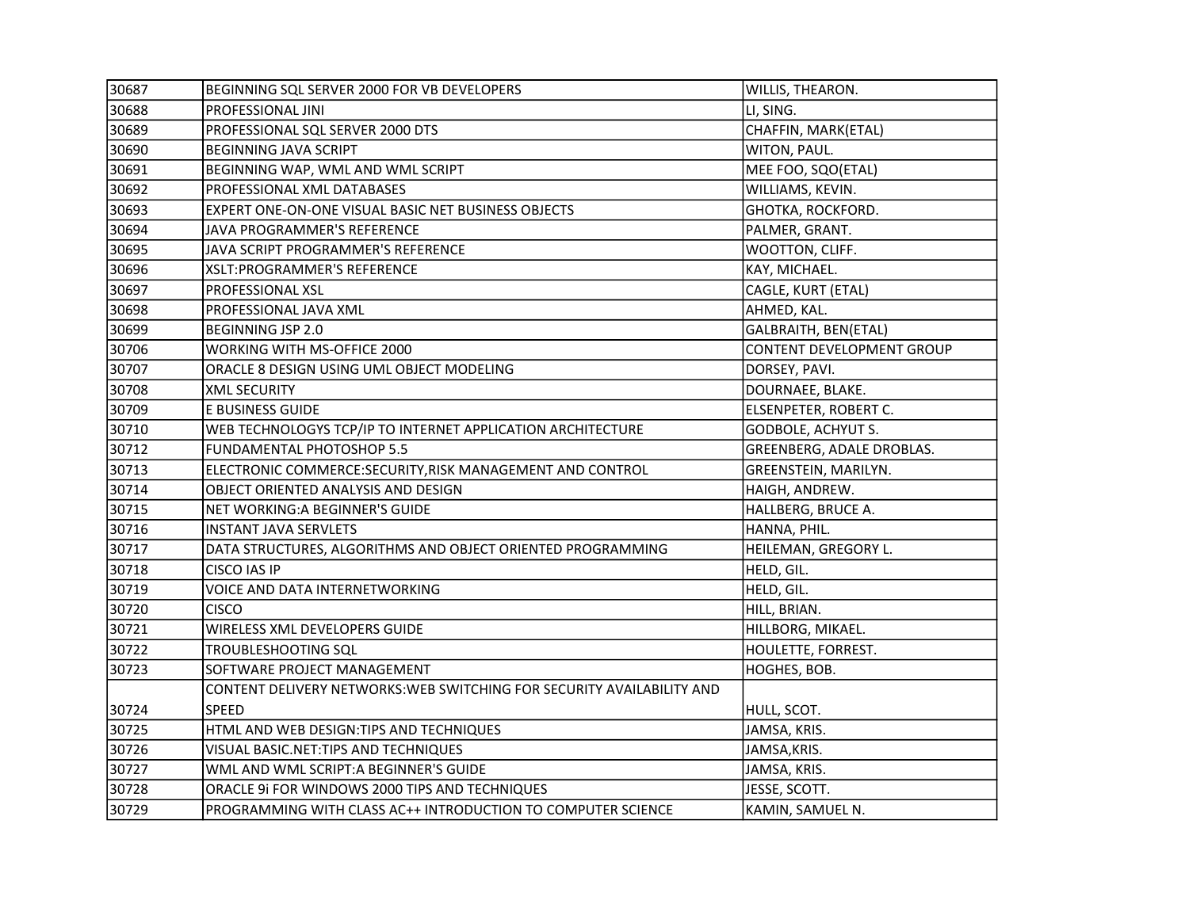| | | |
|---|---|---|
| 30687 | BEGINNING SQL SERVER 2000 FOR VB DEVELOPERS | WILLIS, THEARON. |
| 30688 | PROFESSIONAL JINI | LI, SING. |
| 30689 | PROFESSIONAL SQL SERVER 2000 DTS | CHAFFIN, MARK(ETAL) |
| 30690 | BEGINNING JAVA SCRIPT | WITON, PAUL. |
| 30691 | BEGINNING WAP, WML AND WML SCRIPT | MEE FOO, SQO(ETAL) |
| 30692 | PROFESSIONAL XML DATABASES | WILLIAMS, KEVIN. |
| 30693 | EXPERT ONE-ON-ONE VISUAL BASIC NET BUSINESS OBJECTS | GHOTKA, ROCKFORD. |
| 30694 | JAVA PROGRAMMER'S REFERENCE | PALMER, GRANT. |
| 30695 | JAVA SCRIPT PROGRAMMER'S REFERENCE | WOOTTON, CLIFF. |
| 30696 | XSLT:PROGRAMMER'S REFERENCE | KAY, MICHAEL. |
| 30697 | PROFESSIONAL XSL | CAGLE, KURT (ETAL) |
| 30698 | PROFESSIONAL JAVA XML | AHMED, KAL. |
| 30699 | BEGINNING JSP 2.0 | GALBRAITH, BEN(ETAL) |
| 30706 | WORKING WITH MS-OFFICE 2000 | CONTENT DEVELOPMENT GROUP |
| 30707 | ORACLE 8 DESIGN USING UML OBJECT MODELING | DORSEY, PAVI. |
| 30708 | XML SECURITY | DOURNAEE, BLAKE. |
| 30709 | E BUSINESS GUIDE | ELSENPETER, ROBERT C. |
| 30710 | WEB TECHNOLOGYS TCP/IP TO INTERNET APPLICATION ARCHITECTURE | GODBOLE, ACHYUT S. |
| 30712 | FUNDAMENTAL PHOTOSHOP 5.5 | GREENBERG, ADALE DROBLAS. |
| 30713 | ELECTRONIC COMMERCE:SECURITY,RISK MANAGEMENT AND CONTROL | GREENSTEIN, MARILYN. |
| 30714 | OBJECT ORIENTED ANALYSIS AND DESIGN | HAIGH, ANDREW. |
| 30715 | NET WORKING:A BEGINNER'S GUIDE | HALLBERG, BRUCE A. |
| 30716 | INSTANT JAVA SERVLETS | HANNA, PHIL. |
| 30717 | DATA STRUCTURES, ALGORITHMS AND OBJECT ORIENTED PROGRAMMING | HEILEMAN, GREGORY L. |
| 30718 | CISCO IAS IP | HELD, GIL. |
| 30719 | VOICE AND DATA INTERNETWORKING | HELD, GIL. |
| 30720 | CISCO | HILL, BRIAN. |
| 30721 | WIRELESS XML DEVELOPERS GUIDE | HILLBORG, MIKAEL. |
| 30722 | TROUBLESHOOTING SQL | HOULETTE, FORREST. |
| 30723 | SOFTWARE PROJECT MANAGEMENT | HOGHES, BOB. |
| 30724 | CONTENT DELIVERY NETWORKS:WEB SWITCHING FOR SECURITY AVAILABILITY AND SPEED | HULL, SCOT. |
| 30725 | HTML AND WEB DESIGN:TIPS AND TECHNIQUES | JAMSA, KRIS. |
| 30726 | VISUAL BASIC.NET:TIPS AND TECHNIQUES | JAMSA,KRIS. |
| 30727 | WML AND WML SCRIPT:A BEGINNER'S GUIDE | JAMSA, KRIS. |
| 30728 | ORACLE 9i FOR WINDOWS 2000 TIPS AND TECHNIQUES | JESSE, SCOTT. |
| 30729 | PROGRAMMING WITH CLASS AC++ INTRODUCTION TO COMPUTER SCIENCE | KAMIN, SAMUEL N. |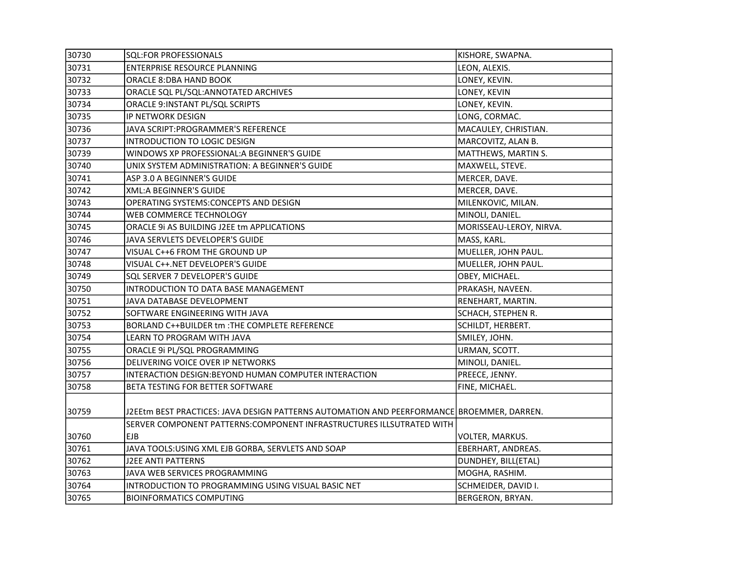| 30730 | SQL:FOR PROFESSIONALS | KISHORE, SWAPNA. |
|---|---|---|
| 30731 | ENTERPRISE RESOURCE PLANNING | LEON, ALEXIS. |
| 30732 | ORACLE 8:DBA HAND BOOK | LONEY, KEVIN. |
| 30733 | ORACLE SQL PL/SQL:ANNOTATED ARCHIVES | LONEY, KEVIN |
| 30734 | ORACLE 9:INSTANT PL/SQL SCRIPTS | LONEY, KEVIN. |
| 30735 | IP NETWORK DESIGN | LONG, CORMAC. |
| 30736 | JAVA SCRIPT:PROGRAMMER'S REFERENCE | MACAULEY, CHRISTIAN. |
| 30737 | INTRODUCTION TO LOGIC DESIGN | MARCOVITZ, ALAN B. |
| 30739 | WINDOWS XP PROFESSIONAL:A BEGINNER'S GUIDE | MATTHEWS, MARTIN S. |
| 30740 | UNIX SYSTEM ADMINISTRATION: A BEGINNER'S GUIDE | MAXWELL, STEVE. |
| 30741 | ASP 3.0 A BEGINNER'S GUIDE | MERCER, DAVE. |
| 30742 | XML:A BEGINNER'S GUIDE | MERCER, DAVE. |
| 30743 | OPERATING SYSTEMS:CONCEPTS AND DESIGN | MILENKOVIC, MILAN. |
| 30744 | WEB COMMERCE TECHNOLOGY | MINOLI, DANIEL. |
| 30745 | ORACLE 9i AS BUILDING J2EE tm APPLICATIONS | MORISSEAU-LEROY, NIRVA. |
| 30746 | JAVA SERVLETS DEVELOPER'S GUIDE | MASS, KARL. |
| 30747 | VISUAL C++6 FROM THE GROUND UP | MUELLER, JOHN PAUL. |
| 30748 | VISUAL C++.NET DEVELOPER'S GUIDE | MUELLER, JOHN PAUL. |
| 30749 | SQL SERVER 7 DEVELOPER'S GUIDE | OBEY, MICHAEL. |
| 30750 | INTRODUCTION TO DATA BASE MANAGEMENT | PRAKASH, NAVEEN. |
| 30751 | JAVA DATABASE DEVELOPMENT | RENEHART, MARTIN. |
| 30752 | SOFTWARE ENGINEERING WITH JAVA | SCHACH, STEPHEN R. |
| 30753 | BORLAND C++BUILDER tm :THE COMPLETE REFERENCE | SCHILDT, HERBERT. |
| 30754 | LEARN TO PROGRAM WITH JAVA | SMILEY, JOHN. |
| 30755 | ORACLE 9i PL/SQL PROGRAMMING | URMAN, SCOTT. |
| 30756 | DELIVERING VOICE OVER IP NETWORKS | MINOLI, DANIEL. |
| 30757 | INTERACTION DESIGN:BEYOND HUMAN COMPUTER INTERACTION | PREECE, JENNY. |
| 30758 | BETA TESTING FOR BETTER SOFTWARE | FINE, MICHAEL. |
| 30759 | J2EEtm BEST PRACTICES: JAVA DESIGN PATTERNS AUTOMATION AND PEERFORMANCE | BROEMMER, DARREN. |
| 30760 | SERVER COMPONENT PATTERNS:COMPONENT INFRASTRUCTURES ILLSUTRATED WITH EJB | VOLTER, MARKUS. |
| 30761 | JAVA TOOLS:USING XML EJB GORBA, SERVLETS AND SOAP | EBERHART, ANDREAS. |
| 30762 | J2EE ANTI PATTERNS | DUNDHEY, BILL(ETAL) |
| 30763 | JAVA WEB SERVICES PROGRAMMING | MOGHA, RASHIM. |
| 30764 | INTRODUCTION TO PROGRAMMING USING VISUAL BASIC NET | SCHMEIDER, DAVID I. |
| 30765 | BIOINFORMATICS COMPUTING | BERGERON, BRYAN. |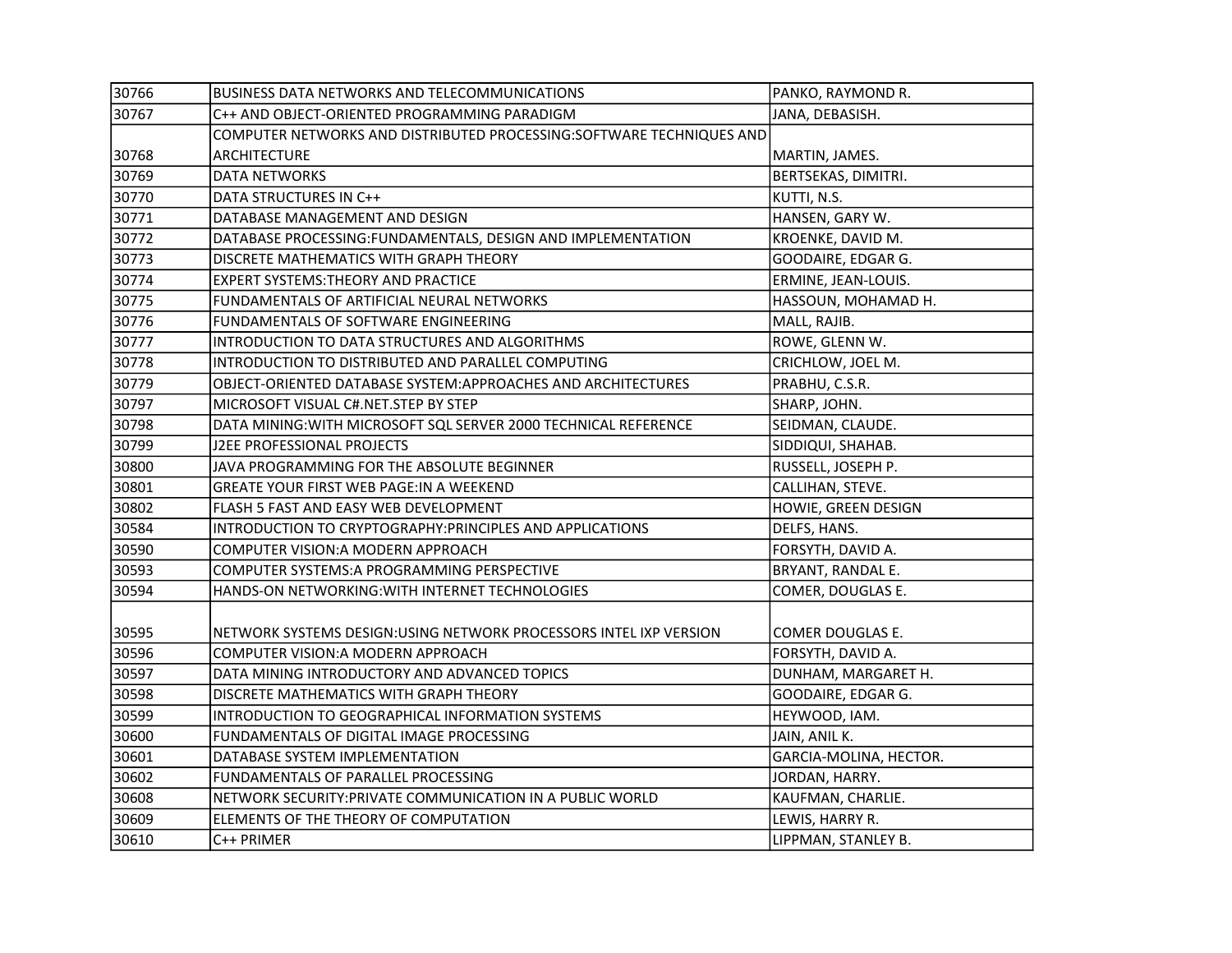| 30766 | BUSINESS DATA NETWORKS AND TELECOMMUNICATIONS | PANKO, RAYMOND R. |
|---|---|---|
| 30767 | C++ AND OBJECT-ORIENTED PROGRAMMING PARADIGM | JANA, DEBASISH. |
| 30768 | COMPUTER NETWORKS AND DISTRIBUTED PROCESSING:SOFTWARE TECHNIQUES AND ARCHITECTURE | MARTIN, JAMES. |
| 30769 | DATA NETWORKS | BERTSEKAS, DIMITRI. |
| 30770 | DATA STRUCTURES IN C++ | KUTTI, N.S. |
| 30771 | DATABASE MANAGEMENT AND DESIGN | HANSEN, GARY W. |
| 30772 | DATABASE PROCESSING:FUNDAMENTALS, DESIGN AND IMPLEMENTATION | KROENKE, DAVID M. |
| 30773 | DISCRETE MATHEMATICS WITH GRAPH THEORY | GOODAIRE, EDGAR G. |
| 30774 | EXPERT SYSTEMS:THEORY AND PRACTICE | ERMINE, JEAN-LOUIS. |
| 30775 | FUNDAMENTALS OF ARTIFICIAL NEURAL NETWORKS | HASSOUN, MOHAMAD H. |
| 30776 | FUNDAMENTALS OF SOFTWARE ENGINEERING | MALL, RAJIB. |
| 30777 | INTRODUCTION TO DATA STRUCTURES AND ALGORITHMS | ROWE, GLENN W. |
| 30778 | INTRODUCTION TO DISTRIBUTED AND PARALLEL COMPUTING | CRICHLOW, JOEL M. |
| 30779 | OBJECT-ORIENTED DATABASE SYSTEM:APPROACHES AND ARCHITECTURES | PRABHU, C.S.R. |
| 30797 | MICROSOFT VISUAL C#.NET.STEP BY STEP | SHARP, JOHN. |
| 30798 | DATA MINING:WITH MICROSOFT SQL SERVER 2000 TECHNICAL REFERENCE | SEIDMAN, CLAUDE. |
| 30799 | J2EE PROFESSIONAL PROJECTS | SIDDIQUI, SHAHAB. |
| 30800 | JAVA PROGRAMMING FOR THE ABSOLUTE BEGINNER | RUSSELL, JOSEPH P. |
| 30801 | GREATE YOUR FIRST WEB PAGE:IN A WEEKEND | CALLIHAN, STEVE. |
| 30802 | FLASH 5 FAST AND EASY WEB DEVELOPMENT | HOWIE, GREEN DESIGN |
| 30584 | INTRODUCTION TO CRYPTOGRAPHY:PRINCIPLES AND APPLICATIONS | DELFS, HANS. |
| 30590 | COMPUTER VISION:A MODERN APPROACH | FORSYTH, DAVID A. |
| 30593 | COMPUTER SYSTEMS:A PROGRAMMING PERSPECTIVE | BRYANT, RANDAL E. |
| 30594 | HANDS-ON NETWORKING:WITH INTERNET TECHNOLOGIES | COMER, DOUGLAS E. |
| 30595 | NETWORK SYSTEMS DESIGN:USING NETWORK PROCESSORS INTEL IXP VERSION | COMER DOUGLAS E. |
| 30596 | COMPUTER VISION:A MODERN APPROACH | FORSYTH, DAVID A. |
| 30597 | DATA MINING INTRODUCTORY AND ADVANCED TOPICS | DUNHAM, MARGARET H. |
| 30598 | DISCRETE MATHEMATICS WITH GRAPH THEORY | GOODAIRE, EDGAR G. |
| 30599 | INTRODUCTION TO GEOGRAPHICAL INFORMATION SYSTEMS | HEYWOOD, IAM. |
| 30600 | FUNDAMENTALS OF DIGITAL IMAGE PROCESSING | JAIN, ANIL K. |
| 30601 | DATABASE SYSTEM IMPLEMENTATION | GARCIA-MOLINA, HECTOR. |
| 30602 | FUNDAMENTALS OF PARALLEL PROCESSING | JORDAN, HARRY. |
| 30608 | NETWORK SECURITY:PRIVATE COMMUNICATION IN A PUBLIC WORLD | KAUFMAN, CHARLIE. |
| 30609 | ELEMENTS OF THE THEORY OF COMPUTATION | LEWIS, HARRY R. |
| 30610 | C++ PRIMER | LIPPMAN, STANLEY B. |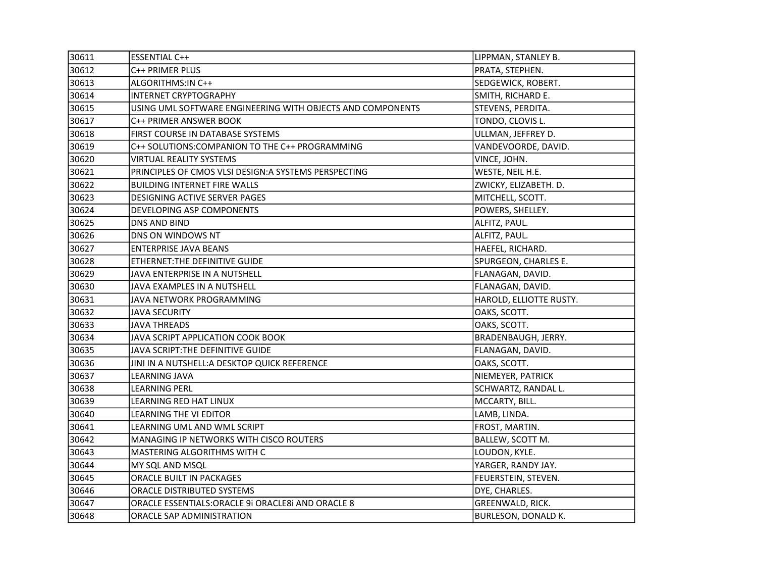| 30611 | ESSENTIAL C++ | LIPPMAN, STANLEY B. |
|---|---|---|
| 30612 | C++ PRIMER PLUS | PRATA, STEPHEN. |
| 30613 | ALGORITHMS:IN C++ | SEDGEWICK, ROBERT. |
| 30614 | INTERNET CRYPTOGRAPHY | SMITH, RICHARD E. |
| 30615 | USING UML SOFTWARE ENGINEERING WITH OBJECTS AND COMPONENTS | STEVENS, PERDITA. |
| 30617 | C++ PRIMER ANSWER BOOK | TONDO, CLOVIS L. |
| 30618 | FIRST COURSE IN DATABASE SYSTEMS | ULLMAN, JEFFREY D. |
| 30619 | C++ SOLUTIONS:COMPANION TO THE C++ PROGRAMMING | VANDEVOORDE, DAVID. |
| 30620 | VIRTUAL REALITY SYSTEMS | VINCE, JOHN. |
| 30621 | PRINCIPLES OF CMOS VLSI DESIGN:A SYSTEMS PERSPECTING | WESTE, NEIL H.E. |
| 30622 | BUILDING INTERNET FIRE WALLS | ZWICKY, ELIZABETH. D. |
| 30623 | DESIGNING ACTIVE SERVER PAGES | MITCHELL, SCOTT. |
| 30624 | DEVELOPING ASP COMPONENTS | POWERS, SHELLEY. |
| 30625 | DNS AND BIND | ALFITZ, PAUL. |
| 30626 | DNS ON WINDOWS NT | ALFITZ, PAUL. |
| 30627 | ENTERPRISE JAVA BEANS | HAEFEL, RICHARD. |
| 30628 | ETHERNET:THE DEFINITIVE GUIDE | SPURGEON, CHARLES E. |
| 30629 | JAVA ENTERPRISE IN A NUTSHELL | FLANAGAN, DAVID. |
| 30630 | JAVA EXAMPLES IN A NUTSHELL | FLANAGAN, DAVID. |
| 30631 | JAVA NETWORK PROGRAMMING | HAROLD, ELLIOTTE RUSTY. |
| 30632 | JAVA SECURITY | OAKS, SCOTT. |
| 30633 | JAVA THREADS | OAKS, SCOTT. |
| 30634 | JAVA SCRIPT APPLICATION COOK BOOK | BRADENBAUGH, JERRY. |
| 30635 | JAVA SCRIPT:THE DEFINITIVE GUIDE | FLANAGAN, DAVID. |
| 30636 | JINI IN A NUTSHELL:A DESKTOP QUICK REFERENCE | OAKS, SCOTT. |
| 30637 | LEARNING JAVA | NIEMEYER, PATRICK |
| 30638 | LEARNING PERL | SCHWARTZ, RANDAL L. |
| 30639 | LEARNING RED HAT LINUX | MCCARTY, BILL. |
| 30640 | LEARNING THE VI EDITOR | LAMB, LINDA. |
| 30641 | LEARNING UML AND WML SCRIPT | FROST, MARTIN. |
| 30642 | MANAGING IP NETWORKS WITH CISCO ROUTERS | BALLEW, SCOTT M. |
| 30643 | MASTERING ALGORITHMS WITH C | LOUDON, KYLE. |
| 30644 | MY SQL AND MSQL | YARGER, RANDY JAY. |
| 30645 | ORACLE BUILT IN PACKAGES | FEUERSTEIN, STEVEN. |
| 30646 | ORACLE DISTRIBUTED SYSTEMS | DYE, CHARLES. |
| 30647 | ORACLE ESSENTIALS:ORACLE 9i ORACLE8i AND ORACLE 8 | GREENWALD, RICK. |
| 30648 | ORACLE SAP ADMINISTRATION | BURLESON, DONALD K. |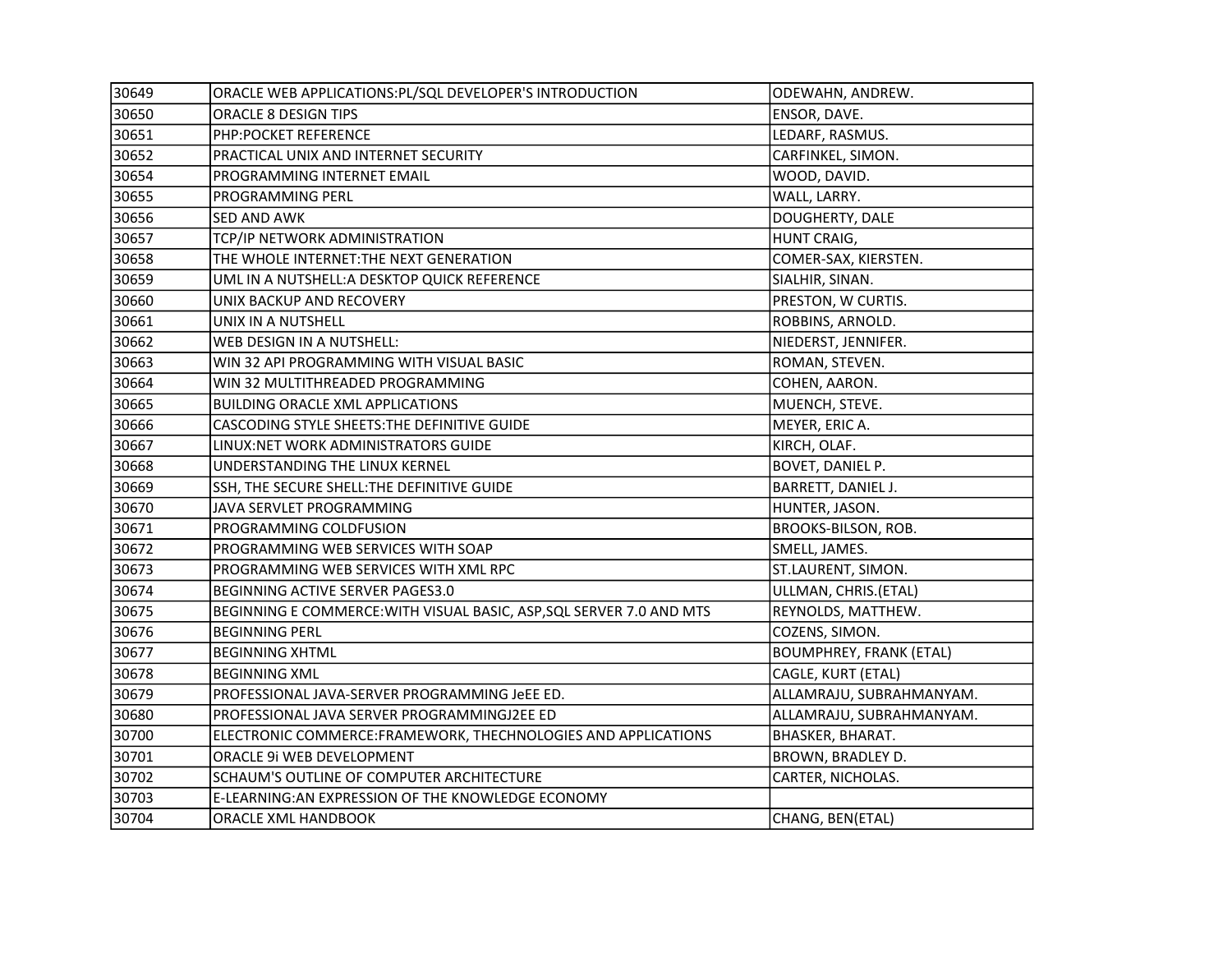| 30649 | ORACLE WEB APPLICATIONS:PL/SQL DEVELOPER'S INTRODUCTION | ODEWAHN, ANDREW. |
|---|---|---|
| 30650 | ORACLE 8 DESIGN TIPS | ENSOR, DAVE. |
| 30651 | PHP:POCKET REFERENCE | LEDARF, RASMUS. |
| 30652 | PRACTICAL UNIX AND INTERNET SECURITY | CARFINKEL, SIMON. |
| 30654 | PROGRAMMING INTERNET EMAIL | WOOD, DAVID. |
| 30655 | PROGRAMMING PERL | WALL, LARRY. |
| 30656 | SED AND AWK | DOUGHERTY, DALE |
| 30657 | TCP/IP NETWORK ADMINISTRATION | HUNT CRAIG, |
| 30658 | THE WHOLE INTERNET:THE NEXT GENERATION | COMER-SAX, KIERSTEN. |
| 30659 | UML IN A NUTSHELL:A DESKTOP QUICK REFERENCE | SIALHIR, SINAN. |
| 30660 | UNIX BACKUP AND RECOVERY | PRESTON, W CURTIS. |
| 30661 | UNIX IN A NUTSHELL | ROBBINS, ARNOLD. |
| 30662 | WEB DESIGN IN A NUTSHELL: | NIEDERST, JENNIFER. |
| 30663 | WIN 32 API PROGRAMMING WITH VISUAL BASIC | ROMAN, STEVEN. |
| 30664 | WIN 32 MULTITHREADED PROGRAMMING | COHEN, AARON. |
| 30665 | BUILDING ORACLE XML APPLICATIONS | MUENCH, STEVE. |
| 30666 | CASCODING STYLE SHEETS:THE DEFINITIVE GUIDE | MEYER, ERIC A. |
| 30667 | LINUX:NET WORK ADMINISTRATORS GUIDE | KIRCH, OLAF. |
| 30668 | UNDERSTANDING THE LINUX KERNEL | BOVET, DANIEL P. |
| 30669 | SSH, THE SECURE SHELL:THE DEFINITIVE GUIDE | BARRETT, DANIEL J. |
| 30670 | JAVA SERVLET PROGRAMMING | HUNTER, JASON. |
| 30671 | PROGRAMMING COLDFUSION | BROOKS-BILSON, ROB. |
| 30672 | PROGRAMMING WEB SERVICES WITH SOAP | SMELL, JAMES. |
| 30673 | PROGRAMMING WEB SERVICES WITH XML RPC | ST.LAURENT, SIMON. |
| 30674 | BEGINNING ACTIVE SERVER PAGES3.0 | ULLMAN, CHRIS.(ETAL) |
| 30675 | BEGINNING E COMMERCE:WITH VISUAL BASIC, ASP,SQL SERVER 7.0 AND MTS | REYNOLDS, MATTHEW. |
| 30676 | BEGINNING PERL | COZENS, SIMON. |
| 30677 | BEGINNING XHTML | BOUMPHREY, FRANK (ETAL) |
| 30678 | BEGINNING XML | CAGLE, KURT (ETAL) |
| 30679 | PROFESSIONAL JAVA-SERVER PROGRAMMING JeEE ED. | ALLAMRAJU, SUBRAHMANYAM. |
| 30680 | PROFESSIONAL JAVA SERVER PROGRAMMINGJ2EE ED | ALLAMRAJU, SUBRAHMANYAM. |
| 30700 | ELECTRONIC COMMERCE:FRAMEWORK, THECHNOLOGIES AND APPLICATIONS | BHASKER, BHARAT. |
| 30701 | ORACLE 9i WEB DEVELOPMENT | BROWN, BRADLEY D. |
| 30702 | SCHAUM'S OUTLINE OF COMPUTER ARCHITECTURE | CARTER, NICHOLAS. |
| 30703 | E-LEARNING:AN EXPRESSION OF THE KNOWLEDGE ECONOMY | |
| 30704 | ORACLE XML HANDBOOK | CHANG, BEN(ETAL) |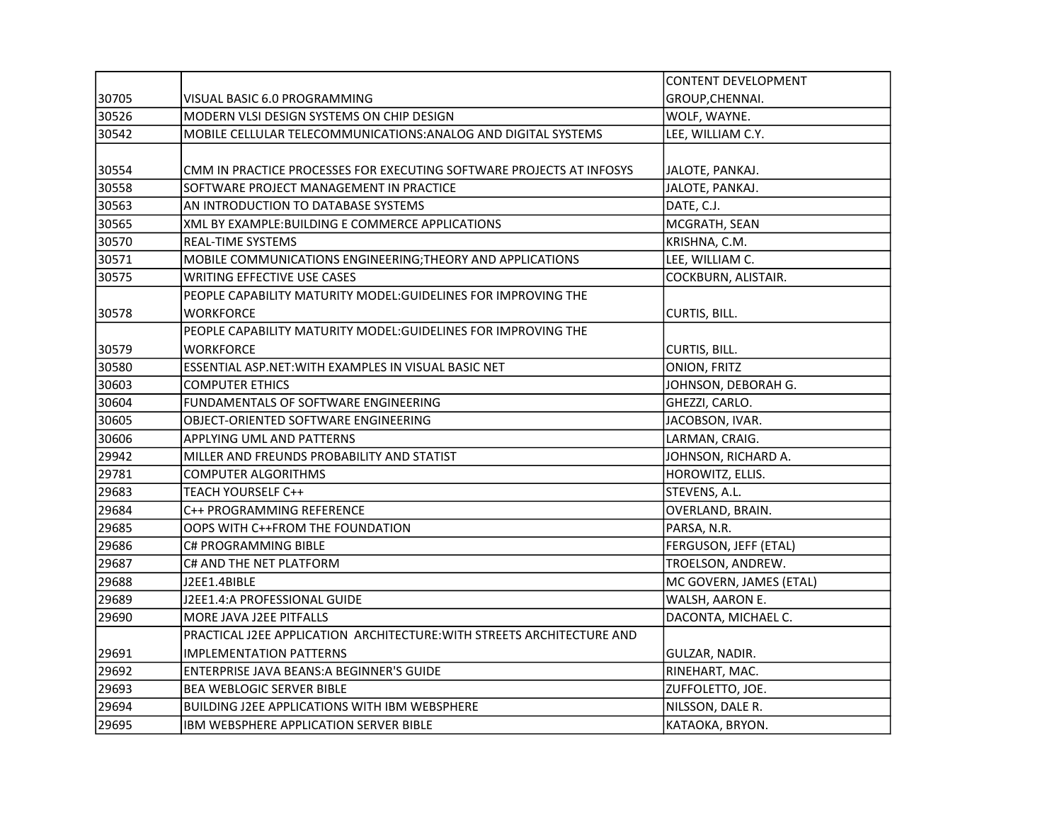| | | |
|---|---|---|
| 30705 | VISUAL BASIC 6.0 PROGRAMMING | CONTENT DEVELOPMENT GROUP,CHENNAI. |
| 30526 | MODERN VLSI DESIGN SYSTEMS ON CHIP DESIGN | WOLF, WAYNE. |
| 30542 | MOBILE CELLULAR TELECOMMUNICATIONS:ANALOG AND DIGITAL SYSTEMS | LEE, WILLIAM C.Y. |
| 30554 | CMM IN PRACTICE PROCESSES FOR EXECUTING SOFTWARE PROJECTS AT INFOSYS | JALOTE, PANKAJ. |
| 30558 | SOFTWARE PROJECT MANAGEMENT IN PRACTICE | JALOTE, PANKAJ. |
| 30563 | AN INTRODUCTION TO DATABASE SYSTEMS | DATE, C.J. |
| 30565 | XML BY EXAMPLE:BUILDING E COMMERCE APPLICATIONS | MCGRATH, SEAN |
| 30570 | REAL-TIME SYSTEMS | KRISHNA, C.M. |
| 30571 | MOBILE COMMUNICATIONS ENGINEERING;THEORY AND APPLICATIONS | LEE, WILLIAM C. |
| 30575 | WRITING EFFECTIVE USE CASES | COCKBURN, ALISTAIR. |
| 30578 | PEOPLE CAPABILITY MATURITY MODEL:GUIDELINES FOR IMPROVING THE WORKFORCE | CURTIS, BILL. |
| 30579 | PEOPLE CAPABILITY MATURITY MODEL:GUIDELINES FOR IMPROVING THE WORKFORCE | CURTIS, BILL. |
| 30580 | ESSENTIAL ASP.NET:WITH EXAMPLES IN VISUAL BASIC NET | ONION, FRITZ |
| 30603 | COMPUTER ETHICS | JOHNSON, DEBORAH G. |
| 30604 | FUNDAMENTALS OF SOFTWARE ENGINEERING | GHEZZI, CARLO. |
| 30605 | OBJECT-ORIENTED SOFTWARE ENGINEERING | JACOBSON, IVAR. |
| 30606 | APPLYING UML AND PATTERNS | LARMAN, CRAIG. |
| 29942 | MILLER AND FREUNDS PROBABILITY AND STATIST | JOHNSON, RICHARD A. |
| 29781 | COMPUTER ALGORITHMS | HOROWITZ, ELLIS. |
| 29683 | TEACH YOURSELF C++ | STEVENS, A.L. |
| 29684 | C++ PROGRAMMING REFERENCE | OVERLAND, BRAIN. |
| 29685 | OOPS WITH C++FROM THE FOUNDATION | PARSA, N.R. |
| 29686 | C# PROGRAMMING BIBLE | FERGUSON, JEFF (ETAL) |
| 29687 | C# AND THE NET PLATFORM | TROELSON, ANDREW. |
| 29688 | J2EE1.4BIBLE | MC GOVERN, JAMES (ETAL) |
| 29689 | J2EE1.4:A PROFESSIONAL GUIDE | WALSH, AARON E. |
| 29690 | MORE JAVA J2EE PITFALLS | DACONTA, MICHAEL C. |
| 29691 | PRACTICAL J2EE APPLICATION ARCHITECTURE:WITH STREETS ARCHITECTURE AND IMPLEMENTATION PATTERNS | GULZAR, NADIR. |
| 29692 | ENTERPRISE JAVA BEANS:A BEGINNER'S GUIDE | RINEHART, MAC. |
| 29693 | BEA WEBLOGIC SERVER BIBLE | ZUFFOLETTO, JOE. |
| 29694 | BUILDING J2EE APPLICATIONS WITH IBM WEBSPHERE | NILSSON, DALE R. |
| 29695 | IBM WEBSPHERE APPLICATION SERVER BIBLE | KATAOKA, BRYON. |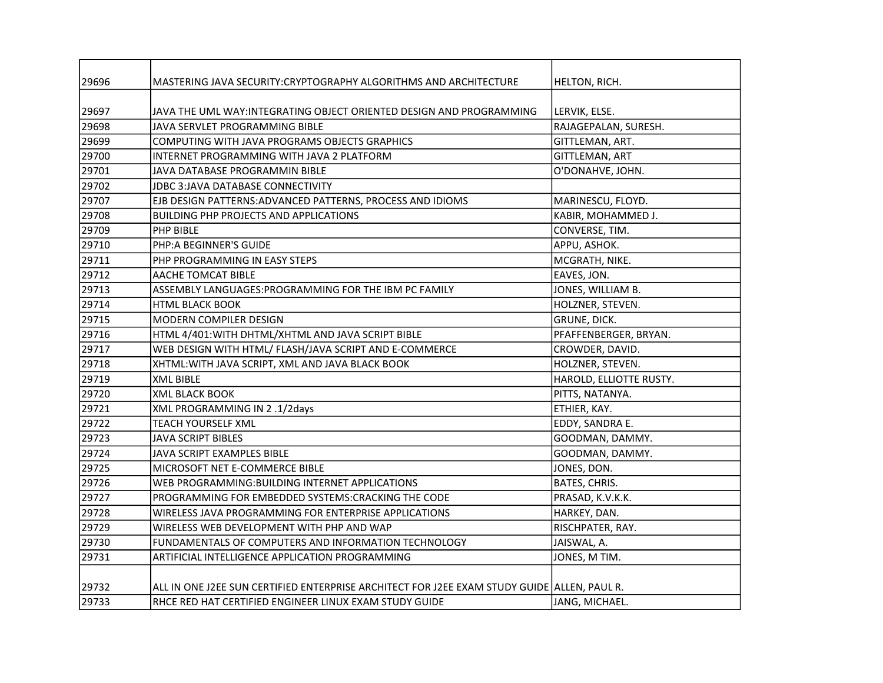| | | |
|---|---|---|
| 29696 | MASTERING JAVA SECURITY:CRYPTOGRAPHY ALGORITHMS AND ARCHITECTURE | HELTON, RICH. |
| 29697 | JAVA THE UML WAY:INTEGRATING OBJECT ORIENTED DESIGN AND PROGRAMMING | LERVIK, ELSE. |
| 29698 | JAVA SERVLET PROGRAMMING BIBLE | RAJAGEPALAN, SURESH. |
| 29699 | COMPUTING WITH JAVA PROGRAMS OBJECTS GRAPHICS | GITTLEMAN, ART. |
| 29700 | INTERNET PROGRAMMING WITH JAVA 2 PLATFORM | GITTLEMAN, ART |
| 29701 | JAVA DATABASE PROGRAMMIN BIBLE | O'DONAHVE, JOHN. |
| 29702 | JDBC 3:JAVA DATABASE CONNECTIVITY | |
| 29707 | EJB DESIGN PATTERNS:ADVANCED PATTERNS, PROCESS AND IDIOMS | MARINESCU, FLOYD. |
| 29708 | BUILDING PHP PROJECTS AND APPLICATIONS | KABIR, MOHAMMED J. |
| 29709 | PHP BIBLE | CONVERSE, TIM. |
| 29710 | PHP:A BEGINNER'S GUIDE | APPU, ASHOK. |
| 29711 | PHP PROGRAMMING IN EASY STEPS | MCGRATH, NIKE. |
| 29712 | AACHE TOMCAT BIBLE | EAVES, JON. |
| 29713 | ASSEMBLY LANGUAGES:PROGRAMMING FOR THE IBM PC FAMILY | JONES, WILLIAM B. |
| 29714 | HTML BLACK BOOK | HOLZNER, STEVEN. |
| 29715 | MODERN COMPILER DESIGN | GRUNE, DICK. |
| 29716 | HTML 4/401:WITH DHTML/XHTML AND JAVA SCRIPT BIBLE | PFAFFENBERGER, BRYAN. |
| 29717 | WEB DESIGN WITH HTML/ FLASH/JAVA SCRIPT AND E-COMMERCE | CROWDER, DAVID. |
| 29718 | XHTML:WITH JAVA SCRIPT, XML AND JAVA BLACK BOOK | HOLZNER, STEVEN. |
| 29719 | XML BIBLE | HAROLD, ELLIOTTE RUSTY. |
| 29720 | XML BLACK BOOK | PITTS, NATANYA. |
| 29721 | XML PROGRAMMING IN 2 .1/2days | ETHIER, KAY. |
| 29722 | TEACH YOURSELF XML | EDDY, SANDRA E. |
| 29723 | JAVA SCRIPT BIBLES | GOODMAN, DAMMY. |
| 29724 | JAVA SCRIPT EXAMPLES BIBLE | GOODMAN, DAMMY. |
| 29725 | MICROSOFT NET E-COMMERCE BIBLE | JONES, DON. |
| 29726 | WEB PROGRAMMING:BUILDING INTERNET APPLICATIONS | BATES, CHRIS. |
| 29727 | PROGRAMMING FOR EMBEDDED SYSTEMS:CRACKING THE CODE | PRASAD, K.V.K.K. |
| 29728 | WIRELESS JAVA PROGRAMMING FOR ENTERPRISE APPLICATIONS | HARKEY, DAN. |
| 29729 | WIRELESS WEB DEVELOPMENT WITH PHP AND WAP | RISCHPATER, RAY. |
| 29730 | FUNDAMENTALS OF COMPUTERS AND INFORMATION TECHNOLOGY | JAISWAL, A. |
| 29731 | ARTIFICIAL INTELLIGENCE APPLICATION PROGRAMMING | JONES, M TIM. |
| 29732 | ALL IN ONE J2EE SUN CERTIFIED ENTERPRISE ARCHITECT FOR J2EE EXAM STUDY GUIDE | ALLEN, PAUL R. |
| 29733 | RHCE RED HAT CERTIFIED ENGINEER LINUX EXAM STUDY GUIDE | JANG, MICHAEL. |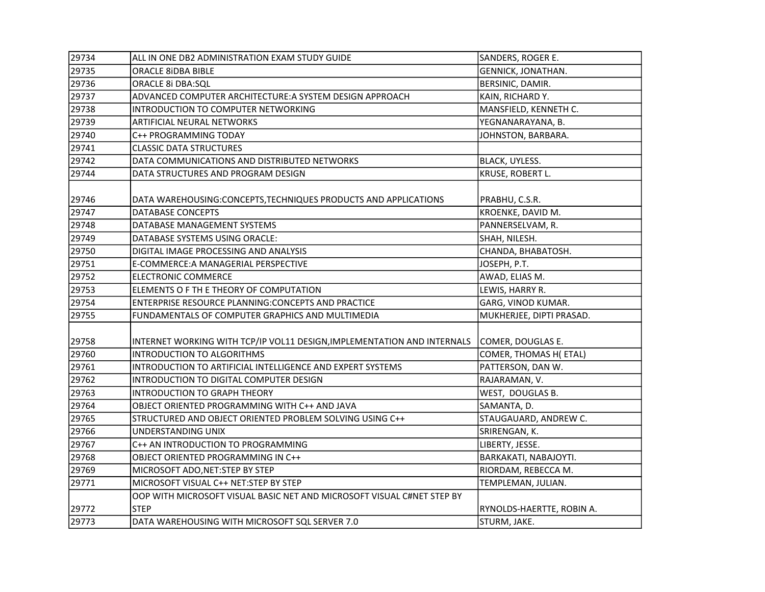| | | |
|---|---|---|
| 29734 | ALL IN ONE DB2 ADMINISTRATION EXAM STUDY GUIDE | SANDERS, ROGER E. |
| 29735 | ORACLE 8iDBA BIBLE | GENNICK, JONATHAN. |
| 29736 | ORACLE 8i DBA:SQL | BERSINIC, DAMIR. |
| 29737 | ADVANCED COMPUTER ARCHITECTURE:A SYSTEM DESIGN APPROACH | KAIN, RICHARD Y. |
| 29738 | INTRODUCTION TO COMPUTER NETWORKING | MANSFIELD, KENNETH C. |
| 29739 | ARTIFICIAL NEURAL NETWORKS | YEGNANARAYANA, B. |
| 29740 | C++ PROGRAMMING TODAY | JOHNSTON, BARBARA. |
| 29741 | CLASSIC DATA STRUCTURES | |
| 29742 | DATA COMMUNICATIONS AND DISTRIBUTED NETWORKS | BLACK, UYLESS. |
| 29744 | DATA STRUCTURES AND PROGRAM DESIGN | KRUSE, ROBERT L. |
| 29746 | DATA WAREHOUSING:CONCEPTS,TECHNIQUES PRODUCTS AND APPLICATIONS | PRABHU, C.S.R. |
| 29747 | DATABASE CONCEPTS | KROENKE, DAVID M. |
| 29748 | DATABASE MANAGEMENT SYSTEMS | PANNERSELVAM, R. |
| 29749 | DATABASE SYSTEMS USING ORACLE: | SHAH, NILESH. |
| 29750 | DIGITAL IMAGE PROCESSING AND ANALYSIS | CHANDA, BHABATOSH. |
| 29751 | E-COMMERCE:A MANAGERIAL PERSPECTIVE | JOSEPH, P.T. |
| 29752 | ELECTRONIC COMMERCE | AWAD, ELIAS M. |
| 29753 | ELEMENTS O F TH E THEORY OF COMPUTATION | LEWIS, HARRY R. |
| 29754 | ENTERPRISE RESOURCE PLANNING:CONCEPTS AND PRACTICE | GARG, VINOD KUMAR. |
| 29755 | FUNDAMENTALS OF COMPUTER GRAPHICS AND MULTIMEDIA | MUKHERJEE, DIPTI PRASAD. |
| 29758 | INTERNET WORKING WITH TCP/IP VOL11 DESIGN,IMPLEMENTATION AND INTERNALS | COMER, DOUGLAS E. |
| 29760 | INTRODUCTION TO ALGORITHMS | COMER, THOMAS H( ETAL) |
| 29761 | INTRODUCTION TO ARTIFICIAL INTELLIGENCE AND EXPERT SYSTEMS | PATTERSON, DAN W. |
| 29762 | INTRODUCTION TO DIGITAL COMPUTER DESIGN | RAJARAMAN, V. |
| 29763 | INTRODUCTION TO GRAPH THEORY | WEST, DOUGLAS B. |
| 29764 | OBJECT ORIENTED PROGRAMMING WITH C++ AND JAVA | SAMANTA, D. |
| 29765 | STRUCTURED AND OBJECT ORIENTED PROBLEM SOLVING USING C++ | STAUGAUARD, ANDREW C. |
| 29766 | UNDERSTANDING UNIX | SRIRENGAN, K. |
| 29767 | C++ AN INTRODUCTION TO PROGRAMMING | LIBERTY, JESSE. |
| 29768 | OBJECT ORIENTED PROGRAMMING IN C++ | BARKAKATI, NABAJOYTI. |
| 29769 | MICROSOFT ADO,NET:STEP BY STEP | RIORDAM, REBECCA M. |
| 29771 | MICROSOFT VISUAL C++ NET:STEP BY STEP | TEMPLEMAN, JULIAN. |
| 29772 | OOP WITH MICROSOFT VISUAL BASIC NET AND MICROSOFT VISUAL C#NET STEP BY STEP | RYNOLDS-HAERTTE, ROBIN A. |
| 29773 | DATA WAREHOUSING WITH MICROSOFT SQL SERVER 7.0 | STURM, JAKE. |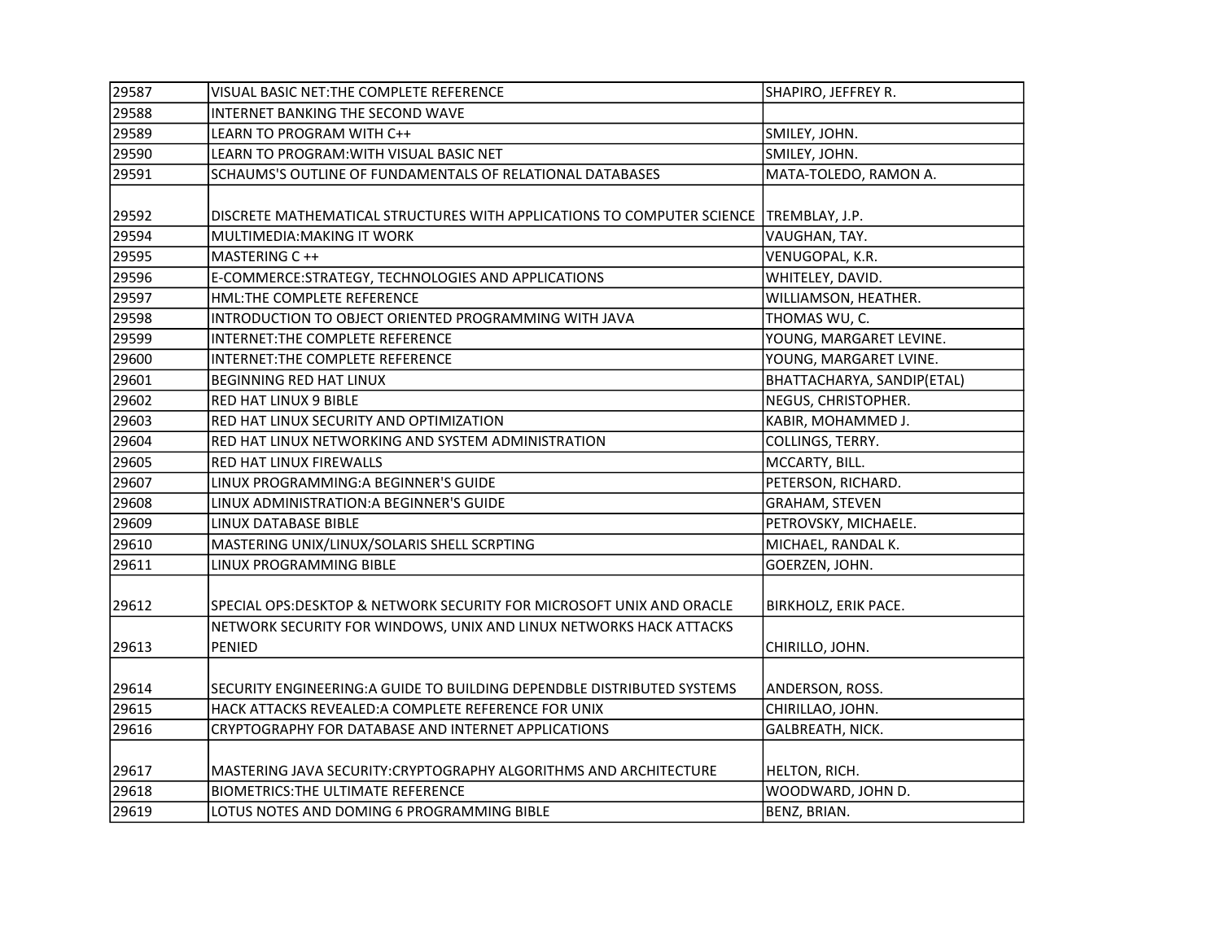| | | |
|---|---|---|
| 29587 | VISUAL BASIC NET:THE COMPLETE REFERENCE | SHAPIRO, JEFFREY R. |
| 29588 | INTERNET BANKING THE SECOND WAVE | |
| 29589 | LEARN TO PROGRAM WITH C++ | SMILEY, JOHN. |
| 29590 | LEARN TO PROGRAM:WITH VISUAL BASIC NET | SMILEY, JOHN. |
| 29591 | SCHAUMS'S OUTLINE OF FUNDAMENTALS OF RELATIONAL DATABASES | MATA-TOLEDO, RAMON A. |
| 29592 | DISCRETE MATHEMATICAL STRUCTURES WITH APPLICATIONS TO COMPUTER SCIENCE | TREMBLAY, J.P. |
| 29594 | MULTIMEDIA:MAKING IT WORK | VAUGHAN, TAY. |
| 29595 | MASTERING C ++ | VENUGOPAL, K.R. |
| 29596 | E-COMMERCE:STRATEGY, TECHNOLOGIES AND APPLICATIONS | WHITELEY, DAVID. |
| 29597 | HML:THE COMPLETE REFERENCE | WILLIAMSON, HEATHER. |
| 29598 | INTRODUCTION TO OBJECT ORIENTED PROGRAMMING WITH JAVA | THOMAS WU, C. |
| 29599 | INTERNET:THE COMPLETE REFERENCE | YOUNG, MARGARET LEVINE. |
| 29600 | INTERNET:THE COMPLETE REFERENCE | YOUNG, MARGARET LVINE. |
| 29601 | BEGINNING RED HAT LINUX | BHATTACHARYA, SANDIP(ETAL) |
| 29602 | RED HAT LINUX 9 BIBLE | NEGUS, CHRISTOPHER. |
| 29603 | RED HAT LINUX SECURITY AND OPTIMIZATION | KABIR, MOHAMMED J. |
| 29604 | RED HAT LINUX NETWORKING AND SYSTEM ADMINISTRATION | COLLINGS, TERRY. |
| 29605 | RED HAT LINUX FIREWALLS | MCCARTY, BILL. |
| 29607 | LINUX PROGRAMMING:A BEGINNER'S GUIDE | PETERSON, RICHARD. |
| 29608 | LINUX ADMINISTRATION:A BEGINNER'S GUIDE | GRAHAM, STEVEN |
| 29609 | LINUX DATABASE BIBLE | PETROVSKY, MICHAELE. |
| 29610 | MASTERING UNIX/LINUX/SOLARIS SHELL SCRPTING | MICHAEL, RANDAL K. |
| 29611 | LINUX PROGRAMMING BIBLE | GOERZEN, JOHN. |
| 29612 | SPECIAL OPS:DESKTOP & NETWORK SECURITY FOR MICROSOFT UNIX AND ORACLE | BIRKHOLZ, ERIK PACE. |
| 29613 | NETWORK SECURITY FOR WINDOWS, UNIX AND LINUX NETWORKS HACK ATTACKS PENIED | CHIRILLO, JOHN. |
| 29614 | SECURITY ENGINEERING:A GUIDE TO BUILDING DEPENDBLE DISTRIBUTED SYSTEMS | ANDERSON, ROSS. |
| 29615 | HACK ATTACKS REVEALED:A COMPLETE REFERENCE FOR UNIX | CHIRILLAO, JOHN. |
| 29616 | CRYPTOGRAPHY FOR DATABASE AND INTERNET APPLICATIONS | GALBREATH, NICK. |
| 29617 | MASTERING JAVA SECURITY:CRYPTOGRAPHY ALGORITHMS AND ARCHITECTURE | HELTON, RICH. |
| 29618 | BIOMETRICS:THE ULTIMATE REFERENCE | WOODWARD, JOHN D. |
| 29619 | LOTUS NOTES AND DOMING 6 PROGRAMMING BIBLE | BENZ, BRIAN. |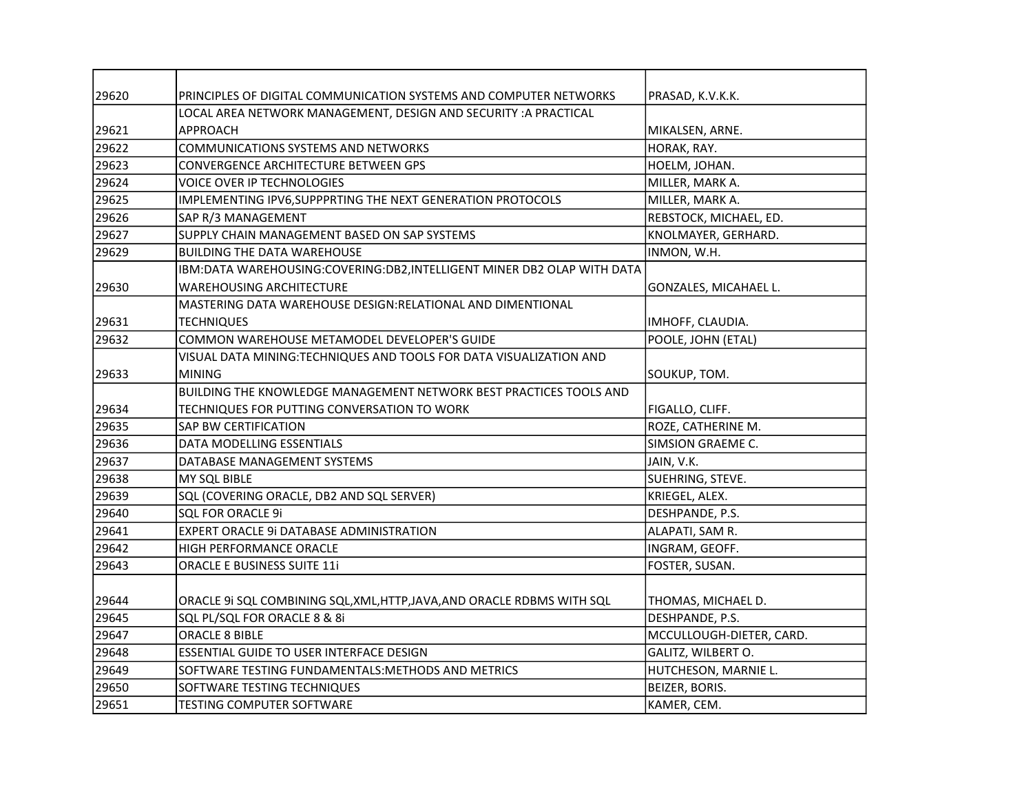| | | |
|---|---|---|
| 29620 | PRINCIPLES OF DIGITAL COMMUNICATION SYSTEMS AND COMPUTER NETWORKS | PRASAD, K.V.K.K. |
| 29621 | LOCAL AREA NETWORK MANAGEMENT, DESIGN AND SECURITY :A PRACTICAL APPROACH | MIKALSEN, ARNE. |
| 29622 | COMMUNICATIONS SYSTEMS AND NETWORKS | HORAK, RAY. |
| 29623 | CONVERGENCE ARCHITECTURE BETWEEN GPS | HOELM, JOHAN. |
| 29624 | VOICE OVER IP TECHNOLOGIES | MILLER, MARK A. |
| 29625 | IMPLEMENTING IPV6,SUPPPRTING THE NEXT GENERATION PROTOCOLS | MILLER, MARK A. |
| 29626 | SAP R/3 MANAGEMENT | REBSTOCK, MICHAEL, ED. |
| 29627 | SUPPLY CHAIN MANAGEMENT BASED ON SAP SYSTEMS | KNOLMAYER, GERHARD. |
| 29629 | BUILDING THE DATA WAREHOUSE | INMON, W.H. |
| 29630 | IBM:DATA WAREHOUSING:COVERING:DB2,INTELLIGENT MINER DB2 OLAP WITH DATA WAREHOUSING ARCHITECTURE | GONZALES, MICAHAEL L. |
| 29631 | MASTERING DATA WAREHOUSE DESIGN:RELATIONAL AND DIMENTIONAL TECHNIQUES | IMHOFF, CLAUDIA. |
| 29632 | COMMON WAREHOUSE METAMODEL DEVELOPER'S GUIDE | POOLE, JOHN (ETAL) |
| 29633 | VISUAL DATA MINING:TECHNIQUES AND TOOLS FOR DATA VISUALIZATION AND MINING | SOUKUP, TOM. |
| 29634 | BUILDING THE KNOWLEDGE MANAGEMENT NETWORK BEST PRACTICES TOOLS AND TECHNIQUES FOR PUTTING CONVERSATION TO WORK | FIGALLO, CLIFF. |
| 29635 | SAP BW CERTIFICATION | ROZE, CATHERINE M. |
| 29636 | DATA MODELLING ESSENTIALS | SIMSION GRAEME C. |
| 29637 | DATABASE MANAGEMENT SYSTEMS | JAIN, V.K. |
| 29638 | MY SQL BIBLE | SUEHRING, STEVE. |
| 29639 | SQL (COVERING ORACLE, DB2 AND SQL SERVER) | KRIEGEL, ALEX. |
| 29640 | SQL FOR ORACLE 9i | DESHPANDE, P.S. |
| 29641 | EXPERT ORACLE 9i DATABASE ADMINISTRATION | ALAPATI, SAM R. |
| 29642 | HIGH PERFORMANCE ORACLE | INGRAM, GEOFF. |
| 29643 | ORACLE E BUSINESS SUITE 11i | FOSTER, SUSAN. |
| 29644 | ORACLE 9i SQL COMBINING SQL,XML,HTTP,JAVA,AND ORACLE RDBMS WITH SQL | THOMAS, MICHAEL D. |
| 29645 | SQL PL/SQL FOR ORACLE 8 & 8i | DESHPANDE, P.S. |
| 29647 | ORACLE 8 BIBLE | MCCULLOUGH-DIETER, CARD. |
| 29648 | ESSENTIAL GUIDE TO USER INTERFACE DESIGN | GALITZ, WILBERT O. |
| 29649 | SOFTWARE TESTING FUNDAMENTALS:METHODS AND METRICS | HUTCHESON, MARNIE L. |
| 29650 | SOFTWARE TESTING TECHNIQUES | BEIZER, BORIS. |
| 29651 | TESTING COMPUTER SOFTWARE | KAMER, CEM. |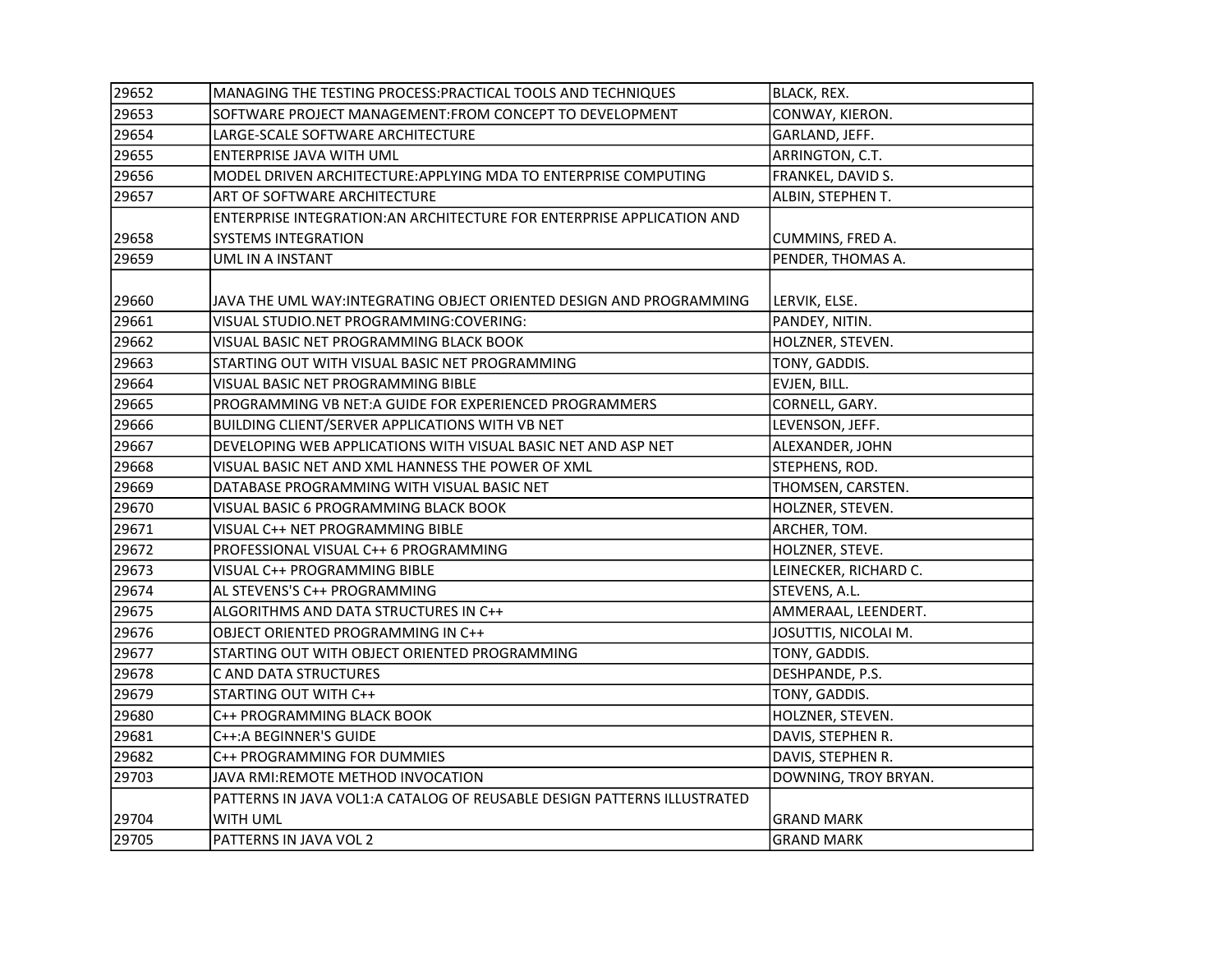| | | |
|---|---|---|
| 29652 | MANAGING THE TESTING PROCESS:PRACTICAL TOOLS AND TECHNIQUES | BLACK, REX. |
| 29653 | SOFTWARE PROJECT MANAGEMENT:FROM CONCEPT TO DEVELOPMENT | CONWAY, KIERON. |
| 29654 | LARGE-SCALE SOFTWARE ARCHITECTURE | GARLAND, JEFF. |
| 29655 | ENTERPRISE JAVA WITH UML | ARRINGTON, C.T. |
| 29656 | MODEL DRIVEN ARCHITECTURE:APPLYING MDA TO ENTERPRISE COMPUTING | FRANKEL, DAVID S. |
| 29657 | ART OF SOFTWARE ARCHITECTURE | ALBIN, STEPHEN T. |
| 29658 | ENTERPRISE INTEGRATION:AN ARCHITECTURE FOR ENTERPRISE APPLICATION AND SYSTEMS INTEGRATION | CUMMINS, FRED A. |
| 29659 | UML IN A INSTANT | PENDER, THOMAS A. |
| 29660 | JAVA THE UML WAY:INTEGRATING OBJECT ORIENTED DESIGN AND PROGRAMMING | LERVIK, ELSE. |
| 29661 | VISUAL STUDIO.NET PROGRAMMING:COVERING: | PANDEY, NITIN. |
| 29662 | VISUAL BASIC NET PROGRAMMING BLACK BOOK | HOLZNER, STEVEN. |
| 29663 | STARTING OUT WITH VISUAL BASIC NET PROGRAMMING | TONY, GADDIS. |
| 29664 | VISUAL BASIC NET PROGRAMMING BIBLE | EVJEN, BILL. |
| 29665 | PROGRAMMING VB NET:A GUIDE FOR EXPERIENCED PROGRAMMERS | CORNELL, GARY. |
| 29666 | BUILDING CLIENT/SERVER APPLICATIONS WITH VB NET | LEVENSON, JEFF. |
| 29667 | DEVELOPING WEB APPLICATIONS WITH VISUAL BASIC NET AND ASP NET | ALEXANDER, JOHN |
| 29668 | VISUAL BASIC NET AND XML HANNESS THE POWER OF XML | STEPHENS, ROD. |
| 29669 | DATABASE PROGRAMMING WITH VISUAL BASIC NET | THOMSEN, CARSTEN. |
| 29670 | VISUAL BASIC 6 PROGRAMMING BLACK BOOK | HOLZNER, STEVEN. |
| 29671 | VISUAL C++ NET PROGRAMMING BIBLE | ARCHER, TOM. |
| 29672 | PROFESSIONAL VISUAL C++ 6 PROGRAMMING | HOLZNER, STEVE. |
| 29673 | VISUAL C++ PROGRAMMING BIBLE | LEINECKER, RICHARD C. |
| 29674 | AL STEVENS'S C++ PROGRAMMING | STEVENS, A.L. |
| 29675 | ALGORITHMS AND DATA STRUCTURES IN C++ | AMMERAAL, LEENDERT. |
| 29676 | OBJECT ORIENTED PROGRAMMING IN C++ | JOSUTTIS, NICOLAI M. |
| 29677 | STARTING OUT WITH OBJECT ORIENTED PROGRAMMING | TONY, GADDIS. |
| 29678 | C AND DATA STRUCTURES | DESHPANDE, P.S. |
| 29679 | STARTING OUT WITH C++ | TONY, GADDIS. |
| 29680 | C++ PROGRAMMING BLACK BOOK | HOLZNER, STEVEN. |
| 29681 | C++:A BEGINNER'S GUIDE | DAVIS, STEPHEN R. |
| 29682 | C++ PROGRAMMING FOR DUMMIES | DAVIS, STEPHEN R. |
| 29703 | JAVA RMI:REMOTE METHOD INVOCATION | DOWNING, TROY BRYAN. |
| 29704 | PATTERNS IN JAVA VOL1:A CATALOG OF REUSABLE DESIGN PATTERNS ILLUSTRATED WITH UML | GRAND MARK |
| 29705 | PATTERNS IN JAVA VOL 2 | GRAND MARK |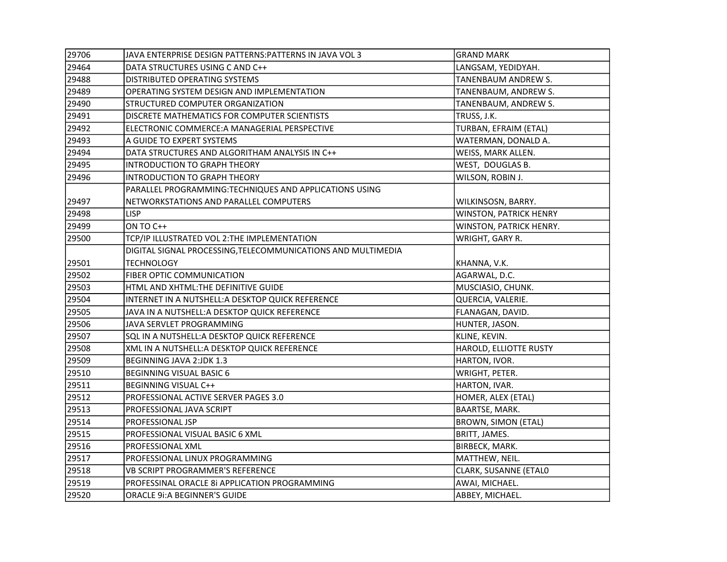| 29706 | JAVA ENTERPRISE DESIGN PATTERNS:PATTERNS IN JAVA VOL 3 | GRAND MARK |
|---|---|---|
| 29464 | DATA STRUCTURES USING C AND C++ | LANGSAM, YEDIDYAH. |
| 29488 | DISTRIBUTED OPERATING SYSTEMS | TANENBAUM ANDREW S. |
| 29489 | OPERATING SYSTEM DESIGN AND IMPLEMENTATION | TANENBAUM, ANDREW S. |
| 29490 | STRUCTURED COMPUTER ORGANIZATION | TANENBAUM, ANDREW S. |
| 29491 | DISCRETE MATHEMATICS FOR COMPUTER SCIENTISTS | TRUSS, J.K. |
| 29492 | ELECTRONIC COMMERCE:A MANAGERIAL PERSPECTIVE | TURBAN, EFRAIM (ETAL) |
| 29493 | A GUIDE TO EXPERT SYSTEMS | WATERMAN, DONALD A. |
| 29494 | DATA STRUCTURES AND ALGORITHAM ANALYSIS IN C++ | WEISS, MARK ALLEN. |
| 29495 | INTRODUCTION TO GRAPH THEORY | WEST, DOUGLAS B. |
| 29496 | INTRODUCTION TO GRAPH THEORY | WILSON, ROBIN J. |
| 29497 | PARALLEL PROGRAMMING:TECHNIQUES AND APPLICATIONS USING NETWORKSTATIONS AND PARALLEL COMPUTERS | WILKINSOSN, BARRY. |
| 29498 | LISP | WINSTON, PATRICK HENRY |
| 29499 | ON TO C++ | WINSTON, PATRICK HENRY. |
| 29500 | TCP/IP ILLUSTRATED VOL 2:THE IMPLEMENTATION | WRIGHT, GARY R. |
| 29501 | DIGITAL SIGNAL PROCESSING,TELECOMMUNICATIONS AND MULTIMEDIA TECHNOLOGY | KHANNA, V.K. |
| 29502 | FIBER OPTIC COMMUNICATION | AGARWAL, D.C. |
| 29503 | HTML AND XHTML:THE DEFINITIVE GUIDE | MUSCIASIO, CHUNK. |
| 29504 | INTERNET IN A NUTSHELL:A DESKTOP QUICK REFERENCE | QUERCIA, VALERIE. |
| 29505 | JAVA IN A NUTSHELL:A DESKTOP QUICK REFERENCE | FLANAGAN, DAVID. |
| 29506 | JAVA SERVLET PROGRAMMING | HUNTER, JASON. |
| 29507 | SQL IN A NUTSHELL:A DESKTOP QUICK REFERENCE | KLINE, KEVIN. |
| 29508 | XML IN A NUTSHELL:A DESKTOP QUICK REFERENCE | HAROLD, ELLIOTTE RUSTY |
| 29509 | BEGINNING JAVA 2:JDK 1.3 | HARTON, IVOR. |
| 29510 | BEGINNING VISUAL BASIC 6 | WRIGHT, PETER. |
| 29511 | BEGINNING VISUAL C++ | HARTON, IVAR. |
| 29512 | PROFESSIONAL ACTIVE SERVER PAGES 3.0 | HOMER, ALEX (ETAL) |
| 29513 | PROFESSIONAL JAVA SCRIPT | BAARTSE, MARK. |
| 29514 | PROFESSIONAL JSP | BROWN, SIMON (ETAL) |
| 29515 | PROFESSIONAL VISUAL BASIC 6 XML | BRITT, JAMES. |
| 29516 | PROFESSIONAL XML | BIRBECK, MARK. |
| 29517 | PROFESSIONAL LINUX PROGRAMMING | MATTHEW, NEIL. |
| 29518 | VB SCRIPT PROGRAMMER'S REFERENCE | CLARK, SUSANNE (ETAL0 |
| 29519 | PROFESSINAL ORACLE 8i APPLICATION PROGRAMMING | AWAI, MICHAEL. |
| 29520 | ORACLE 9i:A BEGINNER'S GUIDE | ABBEY, MICHAEL. |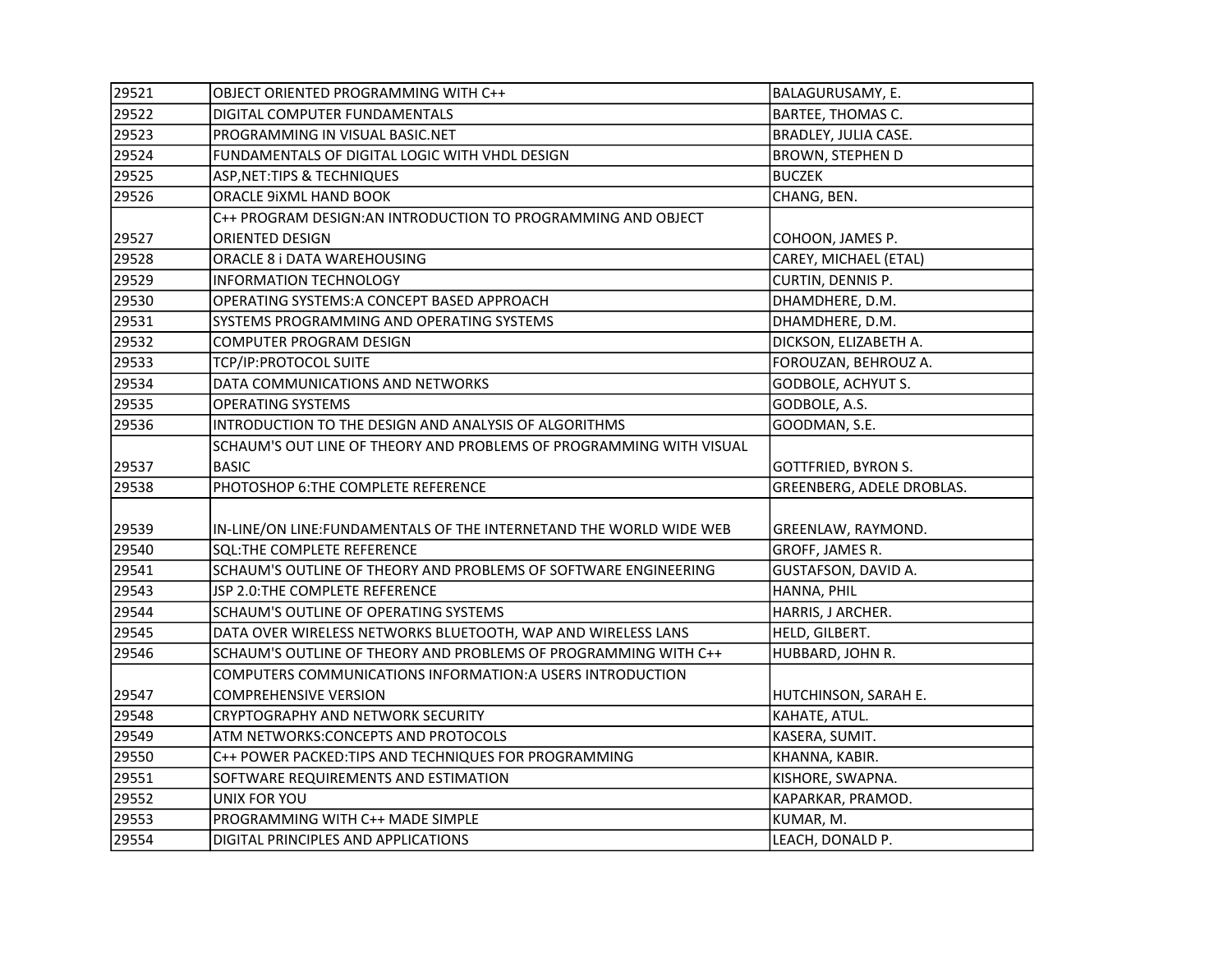| | | |
|---|---|---|
| 29521 | OBJECT ORIENTED PROGRAMMING WITH C++ | BALAGURUSAMY, E. |
| 29522 | DIGITAL COMPUTER FUNDAMENTALS | BARTEE, THOMAS C. |
| 29523 | PROGRAMMING IN VISUAL BASIC.NET | BRADLEY, JULIA CASE. |
| 29524 | FUNDAMENTALS OF DIGITAL LOGIC WITH VHDL DESIGN | BROWN, STEPHEN D |
| 29525 | ASP,NET:TIPS & TECHNIQUES | BUCZEK |
| 29526 | ORACLE 9iXML HAND BOOK | CHANG, BEN. |
| 29527 | C++ PROGRAM DESIGN:AN INTRODUCTION TO PROGRAMMING AND OBJECT ORIENTED DESIGN | COHOON, JAMES P. |
| 29528 | ORACLE 8 i DATA WAREHOUSING | CAREY, MICHAEL (ETAL) |
| 29529 | INFORMATION TECHNOLOGY | CURTIN, DENNIS P. |
| 29530 | OPERATING SYSTEMS:A CONCEPT BASED APPROACH | DHAMDHERE, D.M. |
| 29531 | SYSTEMS PROGRAMMING AND OPERATING SYSTEMS | DHAMDHERE, D.M. |
| 29532 | COMPUTER PROGRAM DESIGN | DICKSON, ELIZABETH A. |
| 29533 | TCP/IP:PROTOCOL SUITE | FOROUZAN, BEHROUZ A. |
| 29534 | DATA COMMUNICATIONS AND NETWORKS | GODBOLE, ACHYUT S. |
| 29535 | OPERATING SYSTEMS | GODBOLE, A.S. |
| 29536 | INTRODUCTION TO THE DESIGN AND ANALYSIS OF ALGORITHMS | GOODMAN, S.E. |
| 29537 | SCHAUM'S OUT LINE OF THEORY AND PROBLEMS OF PROGRAMMING WITH VISUAL BASIC | GOTTFRIED, BYRON S. |
| 29538 | PHOTOSHOP 6:THE COMPLETE REFERENCE | GREENBERG, ADELE DROBLAS. |
| 29539 | IN-LINE/ON LINE:FUNDAMENTALS OF THE INTERNETAND THE WORLD WIDE WEB | GREENLAW, RAYMOND. |
| 29540 | SQL:THE COMPLETE REFERENCE | GROFF, JAMES R. |
| 29541 | SCHAUM'S OUTLINE OF THEORY AND PROBLEMS OF SOFTWARE ENGINEERING | GUSTAFSON, DAVID A. |
| 29543 | JSP 2.0:THE COMPLETE REFERENCE | HANNA, PHIL |
| 29544 | SCHAUM'S OUTLINE OF OPERATING SYSTEMS | HARRIS, J ARCHER. |
| 29545 | DATA OVER WIRELESS NETWORKS BLUETOOTH, WAP AND WIRELESS LANS | HELD, GILBERT. |
| 29546 | SCHAUM'S OUTLINE OF THEORY AND PROBLEMS OF PROGRAMMING WITH C++ | HUBBARD, JOHN R. |
| 29547 | COMPUTERS COMMUNICATIONS INFORMATION:A USERS INTRODUCTION COMPREHENSIVE VERSION | HUTCHINSON, SARAH E. |
| 29548 | CRYPTOGRAPHY AND NETWORK SECURITY | KAHATE, ATUL. |
| 29549 | ATM NETWORKS:CONCEPTS AND PROTOCOLS | KASERA, SUMIT. |
| 29550 | C++ POWER PACKED:TIPS AND TECHNIQUES FOR PROGRAMMING | KHANNA, KABIR. |
| 29551 | SOFTWARE REQUIREMENTS AND ESTIMATION | KISHORE, SWAPNA. |
| 29552 | UNIX FOR YOU | KAPARKAR, PRAMOD. |
| 29553 | PROGRAMMING WITH C++ MADE SIMPLE | KUMAR, M. |
| 29554 | DIGITAL PRINCIPLES AND APPLICATIONS | LEACH, DONALD P. |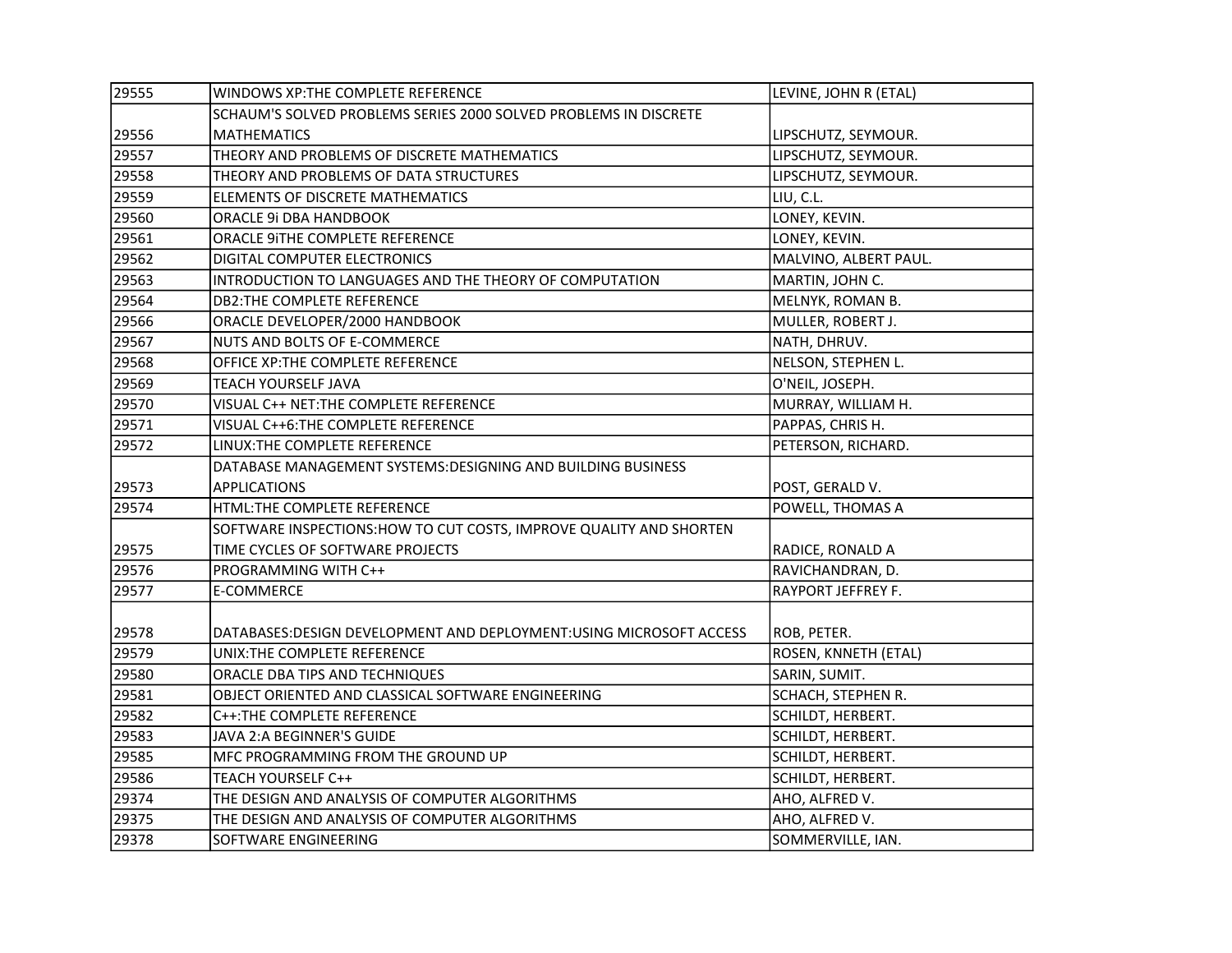| | | |
|---|---|---|
| 29555 | WINDOWS XP:THE COMPLETE REFERENCE | LEVINE, JOHN R (ETAL) |
| 29556 | SCHAUM'S SOLVED PROBLEMS SERIES 2000 SOLVED PROBLEMS IN DISCRETE MATHEMATICS | LIPSCHUTZ, SEYMOUR. |
| 29557 | THEORY AND PROBLEMS OF DISCRETE MATHEMATICS | LIPSCHUTZ, SEYMOUR. |
| 29558 | THEORY AND PROBLEMS OF DATA STRUCTURES | LIPSCHUTZ, SEYMOUR. |
| 29559 | ELEMENTS OF DISCRETE MATHEMATICS | LIU, C.L. |
| 29560 | ORACLE 9i DBA HANDBOOK | LONEY, KEVIN. |
| 29561 | ORACLE 9iTHE COMPLETE REFERENCE | LONEY, KEVIN. |
| 29562 | DIGITAL COMPUTER ELECTRONICS | MALVINO, ALBERT PAUL. |
| 29563 | INTRODUCTION TO LANGUAGES AND THE THEORY OF COMPUTATION | MARTIN, JOHN C. |
| 29564 | DB2:THE COMPLETE REFERENCE | MELNYK, ROMAN B. |
| 29566 | ORACLE DEVELOPER/2000 HANDBOOK | MULLER, ROBERT J. |
| 29567 | NUTS AND BOLTS OF E-COMMERCE | NATH, DHRUV. |
| 29568 | OFFICE XP:THE COMPLETE REFERENCE | NELSON, STEPHEN L. |
| 29569 | TEACH YOURSELF JAVA | O'NEIL, JOSEPH. |
| 29570 | VISUAL C++ NET:THE COMPLETE REFERENCE | MURRAY, WILLIAM H. |
| 29571 | VISUAL C++6:THE COMPLETE REFERENCE | PAPPAS, CHRIS H. |
| 29572 | LINUX:THE COMPLETE REFERENCE | PETERSON, RICHARD. |
| 29573 | DATABASE MANAGEMENT SYSTEMS:DESIGNING AND BUILDING BUSINESS APPLICATIONS | POST, GERALD V. |
| 29574 | HTML:THE COMPLETE REFERENCE | POWELL, THOMAS A |
| 29575 | SOFTWARE INSPECTIONS:HOW TO CUT COSTS, IMPROVE QUALITY AND SHORTEN TIME CYCLES OF SOFTWARE PROJECTS | RADICE, RONALD A |
| 29576 | PROGRAMMING WITH C++ | RAVICHANDRAN, D. |
| 29577 | E-COMMERCE | RAYPORT JEFFREY F. |
| 29578 | DATABASES:DESIGN DEVELOPMENT AND DEPLOYMENT:USING MICROSOFT ACCESS | ROB, PETER. |
| 29579 | UNIX:THE COMPLETE REFERENCE | ROSEN, KNNETH (ETAL) |
| 29580 | ORACLE DBA TIPS AND TECHNIQUES | SARIN, SUMIT. |
| 29581 | OBJECT ORIENTED AND CLASSICAL SOFTWARE ENGINEERING | SCHACH, STEPHEN R. |
| 29582 | C++:THE COMPLETE REFERENCE | SCHILDT, HERBERT. |
| 29583 | JAVA 2:A BEGINNER'S GUIDE | SCHILDT, HERBERT. |
| 29585 | MFC PROGRAMMING FROM THE GROUND UP | SCHILDT, HERBERT. |
| 29586 | TEACH YOURSELF C++ | SCHILDT, HERBERT. |
| 29374 | THE DESIGN AND ANALYSIS OF COMPUTER ALGORITHMS | AHO, ALFRED V. |
| 29375 | THE DESIGN AND ANALYSIS OF COMPUTER ALGORITHMS | AHO, ALFRED V. |
| 29378 | SOFTWARE ENGINEERING | SOMMERVILLE, IAN. |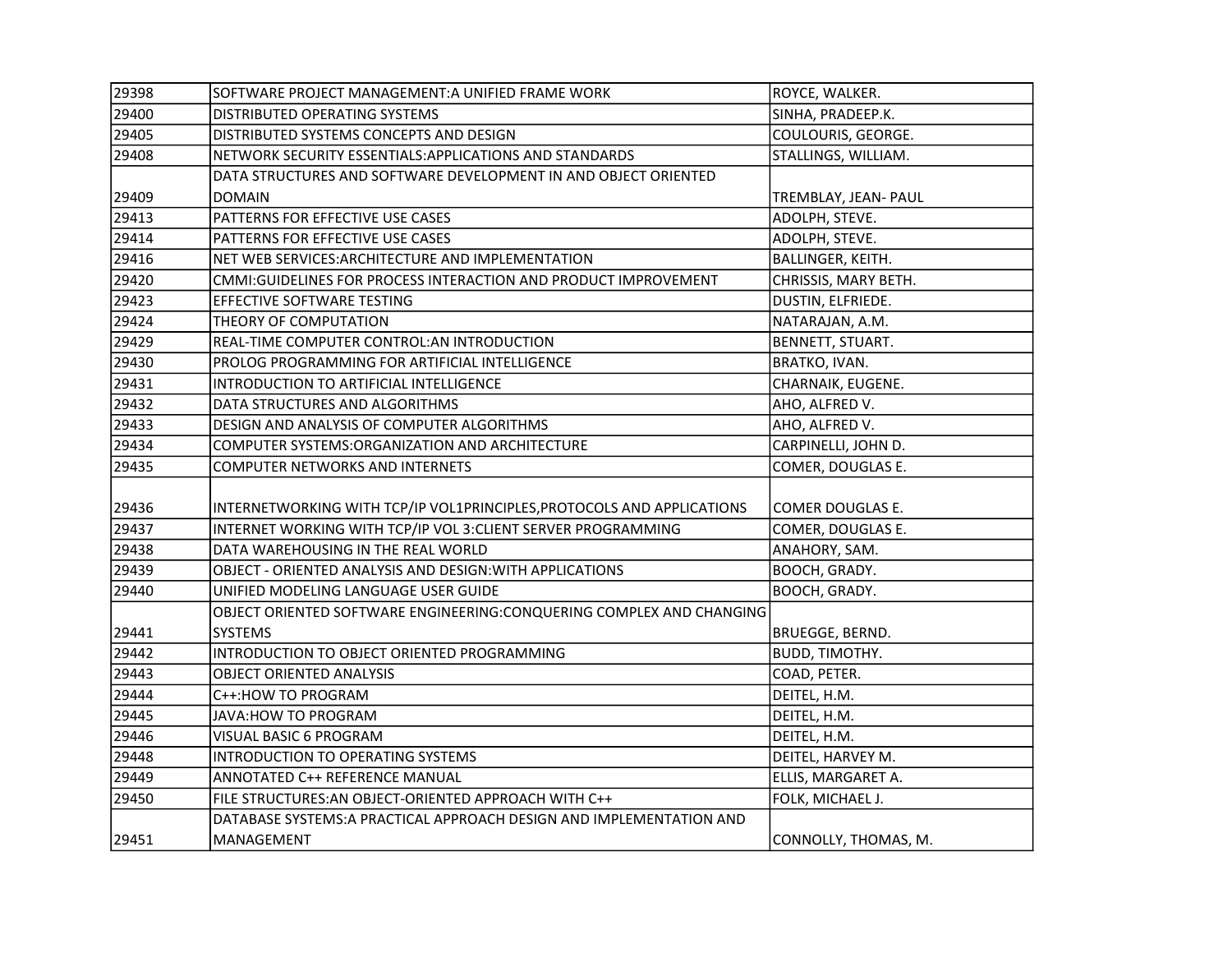| 29398 | SOFTWARE PROJECT MANAGEMENT:A UNIFIED FRAME WORK | ROYCE, WALKER. |
|---|---|---|
| 29400 | DISTRIBUTED OPERATING SYSTEMS | SINHA, PRADEEP.K. |
| 29405 | DISTRIBUTED SYSTEMS CONCEPTS AND DESIGN | COULOURIS, GEORGE. |
| 29408 | NETWORK SECURITY ESSENTIALS:APPLICATIONS AND STANDARDS | STALLINGS, WILLIAM. |
| 29409 | DATA STRUCTURES AND SOFTWARE DEVELOPMENT IN AND OBJECT ORIENTED DOMAIN | TREMBLAY, JEAN- PAUL |
| 29413 | PATTERNS FOR EFFECTIVE USE CASES | ADOLPH, STEVE. |
| 29414 | PATTERNS FOR EFFECTIVE USE CASES | ADOLPH, STEVE. |
| 29416 | NET WEB SERVICES:ARCHITECTURE AND IMPLEMENTATION | BALLINGER, KEITH. |
| 29420 | CMMI:GUIDELINES FOR PROCESS INTERACTION AND PRODUCT IMPROVEMENT | CHRISSIS, MARY BETH. |
| 29423 | EFFECTIVE SOFTWARE TESTING | DUSTIN, ELFRIEDE. |
| 29424 | THEORY OF COMPUTATION | NATARAJAN, A.M. |
| 29429 | REAL-TIME COMPUTER CONTROL:AN INTRODUCTION | BENNETT, STUART. |
| 29430 | PROLOG PROGRAMMING FOR ARTIFICIAL INTELLIGENCE | BRATKO, IVAN. |
| 29431 | INTRODUCTION TO ARTIFICIAL INTELLIGENCE | CHARNAIK, EUGENE. |
| 29432 | DATA STRUCTURES AND ALGORITHMS | AHO, ALFRED V. |
| 29433 | DESIGN AND ANALYSIS OF COMPUTER ALGORITHMS | AHO, ALFRED V. |
| 29434 | COMPUTER SYSTEMS:ORGANIZATION AND ARCHITECTURE | CARPINELLI, JOHN D. |
| 29435 | COMPUTER NETWORKS AND INTERNETS | COMER, DOUGLAS E. |
| 29436 | INTERNETWORKING WITH TCP/IP VOL1PRINCIPLES,PROTOCOLS AND APPLICATIONS | COMER DOUGLAS E. |
| 29437 | INTERNET WORKING WITH TCP/IP VOL 3:CLIENT SERVER PROGRAMMING | COMER, DOUGLAS E. |
| 29438 | DATA WAREHOUSING IN THE REAL WORLD | ANAHORY, SAM. |
| 29439 | OBJECT - ORIENTED ANALYSIS AND DESIGN:WITH APPLICATIONS | BOOCH, GRADY. |
| 29440 | UNIFIED MODELING LANGUAGE USER GUIDE | BOOCH, GRADY. |
| 29441 | OBJECT ORIENTED SOFTWARE ENGINEERING:CONQUERING COMPLEX AND CHANGING SYSTEMS | BRUEGGE, BERND. |
| 29442 | INTRODUCTION TO OBJECT ORIENTED PROGRAMMING | BUDD, TIMOTHY. |
| 29443 | OBJECT ORIENTED ANALYSIS | COAD, PETER. |
| 29444 | C++:HOW TO PROGRAM | DEITEL, H.M. |
| 29445 | JAVA:HOW TO PROGRAM | DEITEL, H.M. |
| 29446 | VISUAL BASIC 6 PROGRAM | DEITEL, H.M. |
| 29448 | INTRODUCTION TO OPERATING SYSTEMS | DEITEL, HARVEY M. |
| 29449 | ANNOTATED C++ REFERENCE MANUAL | ELLIS, MARGARET A. |
| 29450 | FILE STRUCTURES:AN OBJECT-ORIENTED APPROACH WITH C++ | FOLK, MICHAEL J. |
| 29451 | DATABASE SYSTEMS:A PRACTICAL APPROACH DESIGN AND IMPLEMENTATION AND MANAGEMENT | CONNOLLY, THOMAS, M. |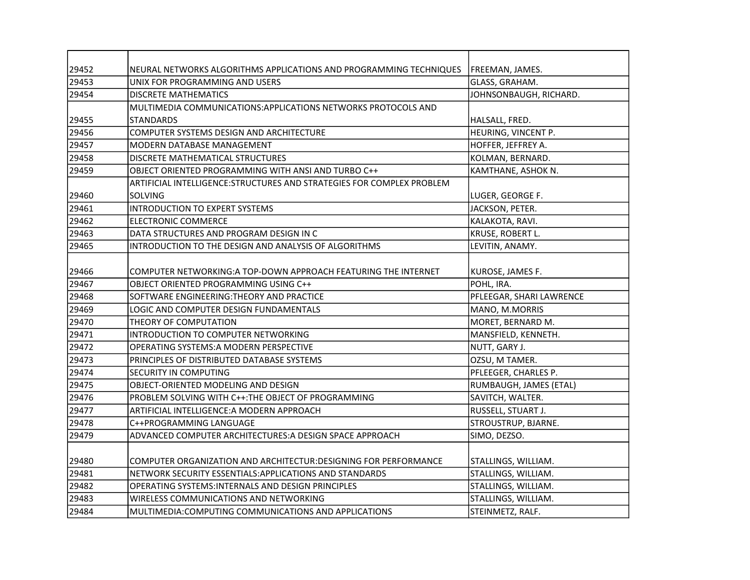| | | |
|---|---|---|
| 29452 | NEURAL NETWORKS ALGORITHMS APPLICATIONS AND PROGRAMMING TECHNIQUES | FREEMAN, JAMES. |
| 29453 | UNIX FOR PROGRAMMING AND USERS | GLASS, GRAHAM. |
| 29454 | DISCRETE MATHEMATICS | JOHNSONBAUGH, RICHARD. |
| 29455 | MULTIMEDIA COMMUNICATIONS:APPLICATIONS NETWORKS PROTOCOLS AND STANDARDS | HALSALL, FRED. |
| 29456 | COMPUTER SYSTEMS DESIGN AND ARCHITECTURE | HEURING, VINCENT P. |
| 29457 | MODERN DATABASE MANAGEMENT | HOFFER, JEFFREY A. |
| 29458 | DISCRETE MATHEMATICAL STRUCTURES | KOLMAN, BERNARD. |
| 29459 | OBJECT ORIENTED PROGRAMMING WITH ANSI AND TURBO C++ | KAMTHANE, ASHOK N. |
| 29460 | ARTIFICIAL INTELLIGENCE:STRUCTURES AND STRATEGIES FOR COMPLEX PROBLEM SOLVING | LUGER, GEORGE F. |
| 29461 | INTRODUCTION TO EXPERT SYSTEMS | JACKSON, PETER. |
| 29462 | ELECTRONIC COMMERCE | KALAKOTA, RAVI. |
| 29463 | DATA STRUCTURES AND PROGRAM DESIGN IN C | KRUSE, ROBERT L. |
| 29465 | INTRODUCTION TO THE DESIGN AND ANALYSIS OF ALGORITHMS | LEVITIN, ANAMY. |
| 29466 | COMPUTER NETWORKING:A TOP-DOWN APPROACH FEATURING THE INTERNET | KUROSE, JAMES F. |
| 29467 | OBJECT ORIENTED PROGRAMMING USING C++ | POHL, IRA. |
| 29468 | SOFTWARE ENGINEERING:THEORY AND PRACTICE | PFLEEGAR, SHARI LAWRENCE |
| 29469 | LOGIC AND COMPUTER DESIGN FUNDAMENTALS | MANO, M.MORRIS |
| 29470 | THEORY OF COMPUTATION | MORET, BERNARD M. |
| 29471 | INTRODUCTION TO COMPUTER NETWORKING | MANSFIELD, KENNETH. |
| 29472 | OPERATING SYSTEMS:A MODERN PERSPECTIVE | NUTT, GARY J. |
| 29473 | PRINCIPLES OF DISTRIBUTED DATABASE SYSTEMS | OZSU, M TAMER. |
| 29474 | SECURITY IN COMPUTING | PFLEEGER, CHARLES P. |
| 29475 | OBJECT-ORIENTED MODELING AND DESIGN | RUMBAUGH, JAMES (ETAL) |
| 29476 | PROBLEM SOLVING WITH C++:THE OBJECT OF PROGRAMMING | SAVITCH, WALTER. |
| 29477 | ARTIFICIAL INTELLIGENCE:A MODERN APPROACH | RUSSELL, STUART J. |
| 29478 | C++PROGRAMMING LANGUAGE | STROUSTRUP, BJARNE. |
| 29479 | ADVANCED COMPUTER ARCHITECTURES:A DESIGN SPACE APPROACH | SIMO, DEZSO. |
| 29480 | COMPUTER ORGANIZATION AND ARCHITECTUR:DESIGNING FOR PERFORMANCE | STALLINGS, WILLIAM. |
| 29481 | NETWORK SECURITY ESSENTIALS:APPLICATIONS AND STANDARDS | STALLINGS, WILLIAM. |
| 29482 | OPERATING SYSTEMS:INTERNALS AND DESIGN PRINCIPLES | STALLINGS, WILLIAM. |
| 29483 | WIRELESS COMMUNICATIONS AND NETWORKING | STALLINGS, WILLIAM. |
| 29484 | MULTIMEDIA:COMPUTING COMMUNICATIONS AND APPLICATIONS | STEINMETZ, RALF. |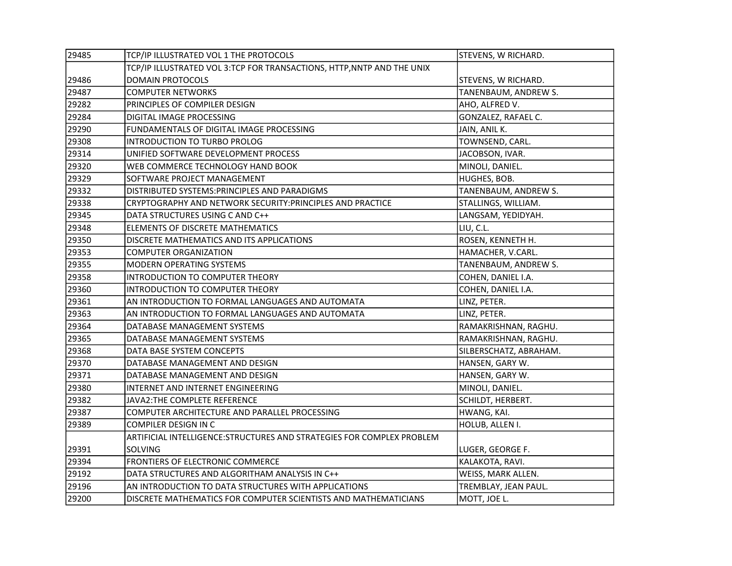| 29485 | TCP/IP ILLUSTRATED VOL 1 THE PROTOCOLS | STEVENS, W RICHARD. |
|---|---|---|
| 29486 | TCP/IP ILLUSTRATED VOL 3:TCP FOR TRANSACTIONS, HTTP,NNTP AND THE UNIX DOMAIN PROTOCOLS | STEVENS, W RICHARD. |
| 29487 | COMPUTER NETWORKS | TANENBAUM, ANDREW S. |
| 29282 | PRINCIPLES OF COMPILER DESIGN | AHO, ALFRED V. |
| 29284 | DIGITAL IMAGE PROCESSING | GONZALEZ, RAFAEL C. |
| 29290 | FUNDAMENTALS OF DIGITAL IMAGE PROCESSING | JAIN, ANIL K. |
| 29308 | INTRODUCTION TO TURBO PROLOG | TOWNSEND, CARL. |
| 29314 | UNIFIED SOFTWARE DEVELOPMENT PROCESS | JACOBSON, IVAR. |
| 29320 | WEB COMMERCE TECHNOLOGY HAND BOOK | MINOLI, DANIEL. |
| 29329 | SOFTWARE PROJECT MANAGEMENT | HUGHES, BOB. |
| 29332 | DISTRIBUTED SYSTEMS:PRINCIPLES AND PARADIGMS | TANENBAUM, ANDREW S. |
| 29338 | CRYPTOGRAPHY AND NETWORK SECURITY:PRINCIPLES AND PRACTICE | STALLINGS, WILLIAM. |
| 29345 | DATA STRUCTURES USING C AND C++ | LANGSAM, YEDIDYAH. |
| 29348 | ELEMENTS OF DISCRETE MATHEMATICS | LIU, C.L. |
| 29350 | DISCRETE MATHEMATICS AND ITS APPLICATIONS | ROSEN, KENNETH H. |
| 29353 | COMPUTER ORGANIZATION | HAMACHER, V.CARL. |
| 29355 | MODERN OPERATING SYSTEMS | TANENBAUM, ANDREW S. |
| 29358 | INTRODUCTION TO COMPUTER THEORY | COHEN, DANIEL I.A. |
| 29360 | INTRODUCTION TO COMPUTER THEORY | COHEN, DANIEL I.A. |
| 29361 | AN INTRODUCTION TO FORMAL LANGUAGES AND AUTOMATA | LINZ, PETER. |
| 29363 | AN INTRODUCTION TO FORMAL LANGUAGES AND AUTOMATA | LINZ, PETER. |
| 29364 | DATABASE MANAGEMENT SYSTEMS | RAMAKRISHNAN, RAGHU. |
| 29365 | DATABASE MANAGEMENT SYSTEMS | RAMAKRISHNAN, RAGHU. |
| 29368 | DATA BASE SYSTEM CONCEPTS | SILBERSCHATZ, ABRAHAM. |
| 29370 | DATABASE MANAGEMENT AND DESIGN | HANSEN, GARY W. |
| 29371 | DATABASE MANAGEMENT AND DESIGN | HANSEN, GARY W. |
| 29380 | INTERNET AND INTERNET ENGINEERING | MINOLI, DANIEL. |
| 29382 | JAVA2:THE COMPLETE REFERENCE | SCHILDT, HERBERT. |
| 29387 | COMPUTER ARCHITECTURE AND PARALLEL PROCESSING | HWANG, KAI. |
| 29389 | COMPILER DESIGN IN C | HOLUB, ALLEN I. |
| 29391 | ARTIFICIAL INTELLIGENCE:STRUCTURES AND STRATEGIES FOR COMPLEX PROBLEM SOLVING | LUGER, GEORGE F. |
| 29394 | FRONTIERS OF ELECTRONIC COMMERCE | KALAKOTA, RAVI. |
| 29192 | DATA STRUCTURES AND ALGORITHAM ANALYSIS IN C++ | WEISS, MARK ALLEN. |
| 29196 | AN INTRODUCTION TO DATA STRUCTURES WITH APPLICATIONS | TREMBLAY, JEAN PAUL. |
| 29200 | DISCRETE MATHEMATICS FOR COMPUTER SCIENTISTS AND MATHEMATICIANS | MOTT, JOE L. |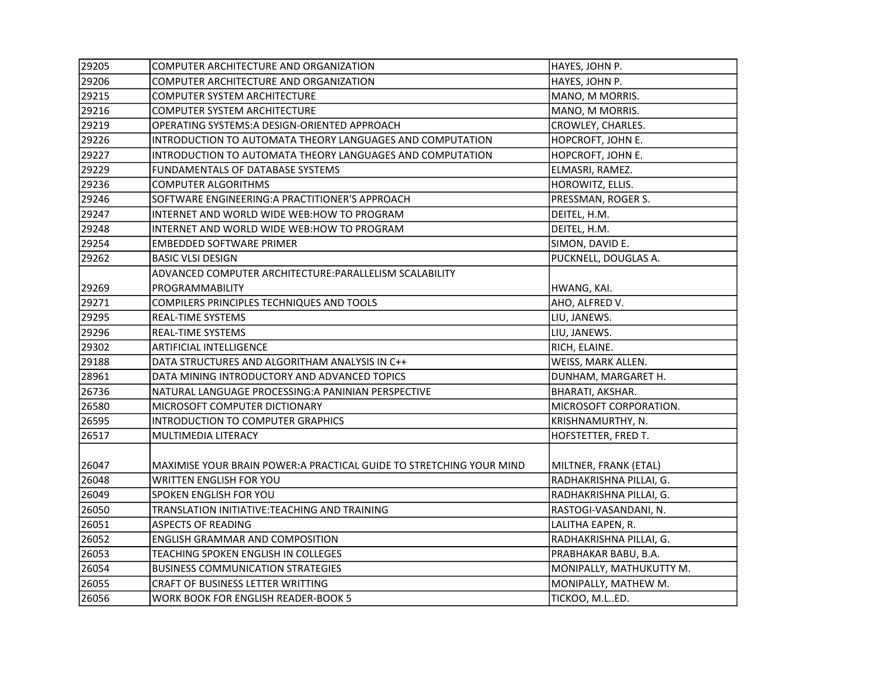| | | |
|---|---|---|
| 29205 | COMPUTER ARCHITECTURE AND ORGANIZATION | HAYES, JOHN P. |
| 29206 | COMPUTER ARCHITECTURE AND ORGANIZATION | HAYES, JOHN P. |
| 29215 | COMPUTER SYSTEM ARCHITECTURE | MANO, M MORRIS. |
| 29216 | COMPUTER SYSTEM ARCHITECTURE | MANO, M MORRIS. |
| 29219 | OPERATING SYSTEMS:A DESIGN-ORIENTED APPROACH | CROWLEY, CHARLES. |
| 29226 | INTRODUCTION TO AUTOMATA THEORY LANGUAGES AND COMPUTATION | HOPCROFT, JOHN E. |
| 29227 | INTRODUCTION TO AUTOMATA THEORY LANGUAGES AND COMPUTATION | HOPCROFT, JOHN E. |
| 29229 | FUNDAMENTALS OF DATABASE SYSTEMS | ELMASRI, RAMEZ. |
| 29236 | COMPUTER ALGORITHMS | HOROWITZ, ELLIS. |
| 29246 | SOFTWARE ENGINEERING:A PRACTITIONER'S APPROACH | PRESSMAN, ROGER S. |
| 29247 | INTERNET AND WORLD WIDE WEB:HOW TO PROGRAM | DEITEL, H.M. |
| 29248 | INTERNET AND WORLD WIDE WEB:HOW TO PROGRAM | DEITEL, H.M. |
| 29254 | EMBEDDED SOFTWARE PRIMER | SIMON, DAVID E. |
| 29262 | BASIC VLSI DESIGN | PUCKNELL, DOUGLAS A. |
| 29269 | ADVANCED COMPUTER ARCHITECTURE:PARALLELISM SCALABILITY PROGRAMMABILITY | HWANG, KAI. |
| 29271 | COMPILERS PRINCIPLES TECHNIQUES AND TOOLS | AHO, ALFRED V. |
| 29295 | REAL-TIME SYSTEMS | LIU, JANEWS. |
| 29296 | REAL-TIME SYSTEMS | LIU, JANEWS. |
| 29302 | ARTIFICIAL INTELLIGENCE | RICH, ELAINE. |
| 29188 | DATA STRUCTURES AND ALGORITHAM ANALYSIS IN C++ | WEISS, MARK ALLEN. |
| 28961 | DATA MINING INTRODUCTORY AND ADVANCED TOPICS | DUNHAM, MARGARET H. |
| 26736 | NATURAL LANGUAGE PROCESSING:A PANINIAN PERSPECTIVE | BHARATI, AKSHAR. |
| 26580 | MICROSOFT COMPUTER DICTIONARY | MICROSOFT CORPORATION. |
| 26595 | INTRODUCTION TO COMPUTER GRAPHICS | KRISHNAMURTHY, N. |
| 26517 | MULTIMEDIA LITERACY | HOFSTETTER, FRED T. |
| 26047 | MAXIMISE YOUR BRAIN POWER:A PRACTICAL GUIDE TO STRETCHING YOUR MIND | MILTNER, FRANK (ETAL) |
| 26048 | WRITTEN ENGLISH FOR YOU | RADHAKRISHNA PILLAI, G. |
| 26049 | SPOKEN ENGLISH FOR YOU | RADHAKRISHNA PILLAI, G. |
| 26050 | TRANSLATION INITIATIVE:TEACHING AND TRAINING | RASTOGI-VASANDANI, N. |
| 26051 | ASPECTS OF READING | LALITHA EAPEN, R. |
| 26052 | ENGLISH GRAMMAR AND COMPOSITION | RADHAKRISHNA PILLAI, G. |
| 26053 | TEACHING SPOKEN ENGLISH IN COLLEGES | PRABHAKAR BABU, B.A. |
| 26054 | BUSINESS COMMUNICATION STRATEGIES | MONIPALLY, MATHUKUTTY M. |
| 26055 | CRAFT OF BUSINESS LETTER WRITTING | MONIPALLY, MATHEW M. |
| 26056 | WORK BOOK FOR ENGLISH READER-BOOK 5 | TICKOO, M.L..ED. |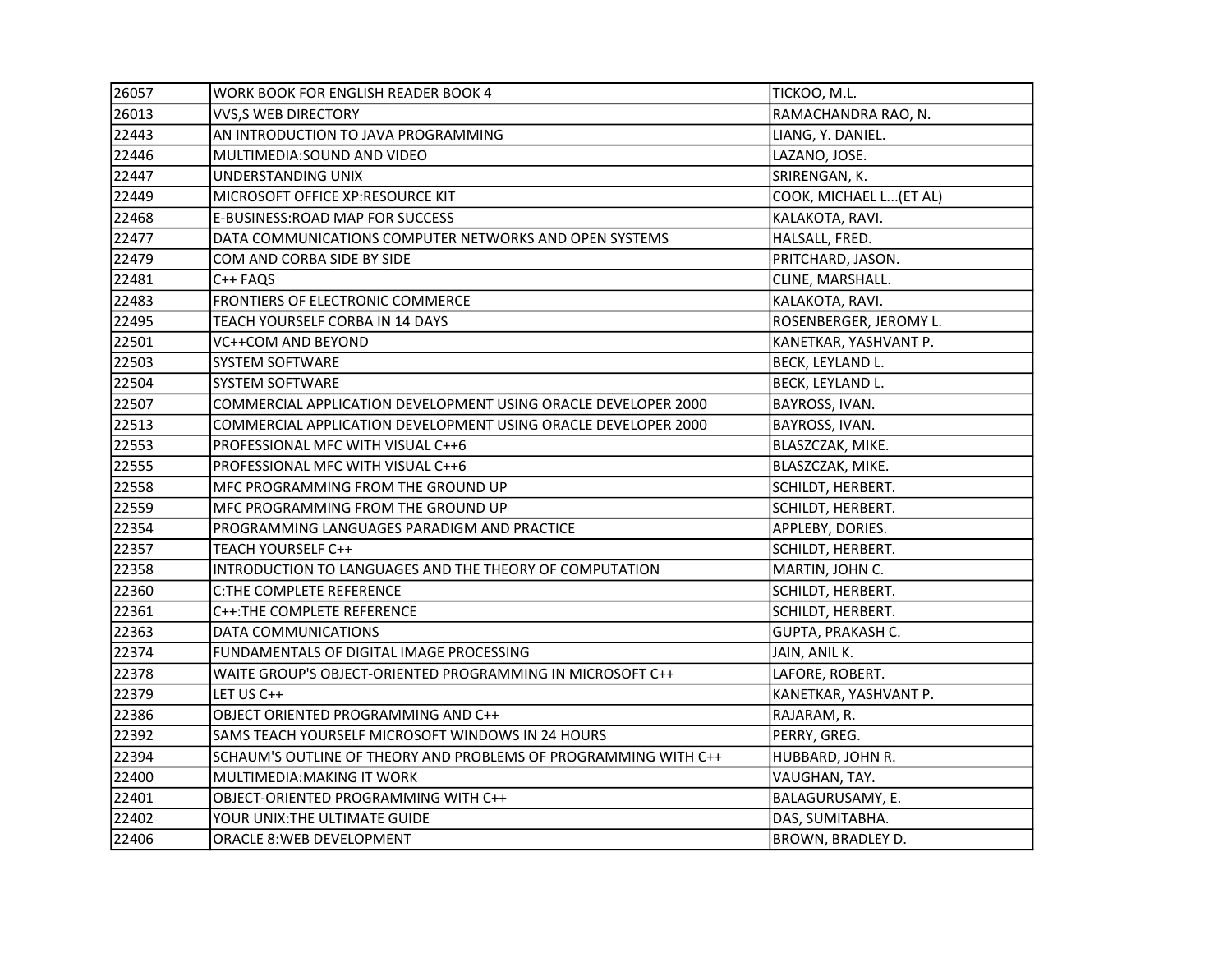| 26057 | WORK BOOK FOR ENGLISH READER BOOK 4 | TICKOO, M.L. |
|---|---|---|
| 26013 | VVS,S WEB DIRECTORY | RAMACHANDRA RAO, N. |
| 22443 | AN INTRODUCTION TO JAVA PROGRAMMING | LIANG, Y. DANIEL. |
| 22446 | MULTIMEDIA:SOUND AND VIDEO | LAZANO, JOSE. |
| 22447 | UNDERSTANDING UNIX | SRIRENGAN, K. |
| 22449 | MICROSOFT OFFICE XP:RESOURCE KIT | COOK, MICHAEL L...(ET AL) |
| 22468 | E-BUSINESS:ROAD MAP FOR SUCCESS | KALAKOTA, RAVI. |
| 22477 | DATA COMMUNICATIONS COMPUTER NETWORKS AND OPEN SYSTEMS | HALSALL, FRED. |
| 22479 | COM AND CORBA SIDE BY SIDE | PRITCHARD, JASON. |
| 22481 | C++ FAQS | CLINE, MARSHALL. |
| 22483 | FRONTIERS OF ELECTRONIC COMMERCE | KALAKOTA, RAVI. |
| 22495 | TEACH YOURSELF CORBA IN 14 DAYS | ROSENBERGER, JEROMY L. |
| 22501 | VC++COM AND BEYOND | KANETKAR, YASHVANT P. |
| 22503 | SYSTEM SOFTWARE | BECK, LEYLAND L. |
| 22504 | SYSTEM SOFTWARE | BECK, LEYLAND L. |
| 22507 | COMMERCIAL APPLICATION DEVELOPMENT USING ORACLE DEVELOPER 2000 | BAYROSS, IVAN. |
| 22513 | COMMERCIAL APPLICATION DEVELOPMENT USING ORACLE DEVELOPER 2000 | BAYROSS, IVAN. |
| 22553 | PROFESSIONAL MFC WITH VISUAL C++6 | BLASZCZAK, MIKE. |
| 22555 | PROFESSIONAL MFC WITH VISUAL C++6 | BLASZCZAK, MIKE. |
| 22558 | MFC PROGRAMMING FROM THE GROUND UP | SCHILDT, HERBERT. |
| 22559 | MFC PROGRAMMING FROM THE GROUND UP | SCHILDT, HERBERT. |
| 22354 | PROGRAMMING LANGUAGES PARADIGM AND PRACTICE | APPLEBY, DORIES. |
| 22357 | TEACH YOURSELF C++ | SCHILDT, HERBERT. |
| 22358 | INTRODUCTION TO LANGUAGES AND THE THEORY OF COMPUTATION | MARTIN, JOHN C. |
| 22360 | C:THE COMPLETE REFERENCE | SCHILDT, HERBERT. |
| 22361 | C++:THE COMPLETE REFERENCE | SCHILDT, HERBERT. |
| 22363 | DATA COMMUNICATIONS | GUPTA, PRAKASH C. |
| 22374 | FUNDAMENTALS OF DIGITAL IMAGE PROCESSING | JAIN, ANIL K. |
| 22378 | WAITE GROUP'S OBJECT-ORIENTED PROGRAMMING IN MICROSOFT C++ | LAFORE, ROBERT. |
| 22379 | LET US C++ | KANETKAR, YASHVANT P. |
| 22386 | OBJECT ORIENTED PROGRAMMING AND C++ | RAJARAM, R. |
| 22392 | SAMS TEACH YOURSELF MICROSOFT WINDOWS IN 24 HOURS | PERRY, GREG. |
| 22394 | SCHAUM'S OUTLINE OF THEORY AND PROBLEMS OF PROGRAMMING WITH C++ | HUBBARD, JOHN R. |
| 22400 | MULTIMEDIA:MAKING IT WORK | VAUGHAN, TAY. |
| 22401 | OBJECT-ORIENTED PROGRAMMING WITH C++ | BALAGURUSAMY, E. |
| 22402 | YOUR UNIX:THE ULTIMATE GUIDE | DAS, SUMITABHA. |
| 22406 | ORACLE 8:WEB DEVELOPMENT | BROWN, BRADLEY D. |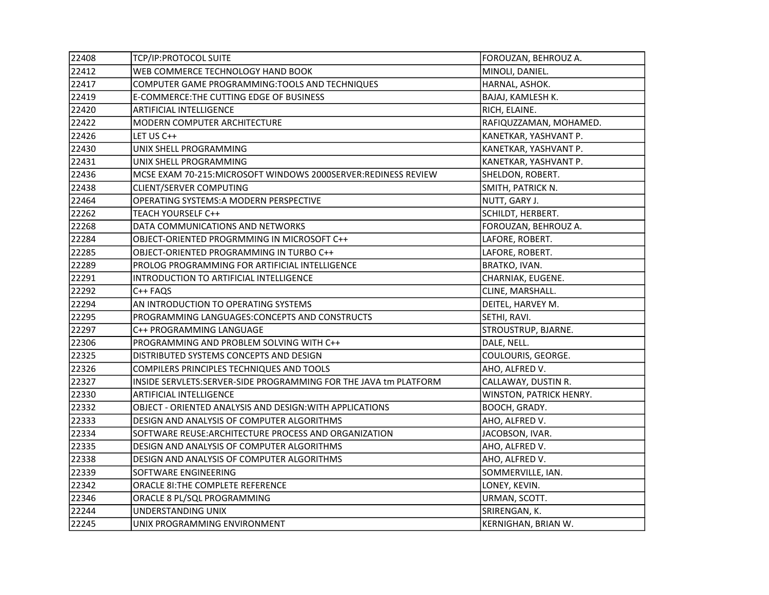| 22408 | TCP/IP:PROTOCOL SUITE | FOROUZAN, BEHROUZ A. |
|---|---|---|
| 22412 | WEB COMMERCE TECHNOLOGY HAND BOOK | MINOLI, DANIEL. |
| 22417 | COMPUTER GAME PROGRAMMING:TOOLS AND TECHNIQUES | HARNAL, ASHOK. |
| 22419 | E-COMMERCE:THE CUTTING EDGE OF BUSINESS | BAJAJ, KAMLESH K. |
| 22420 | ARTIFICIAL INTELLIGENCE | RICH, ELAINE. |
| 22422 | MODERN COMPUTER ARCHITECTURE | RAFIQUZZAMAN, MOHAMED. |
| 22426 | LET US C++ | KANETKAR, YASHVANT P. |
| 22430 | UNIX SHELL PROGRAMMING | KANETKAR, YASHVANT P. |
| 22431 | UNIX SHELL PROGRAMMING | KANETKAR, YASHVANT P. |
| 22436 | MCSE EXAM 70-215:MICROSOFT WINDOWS 2000SERVER:REDINESS REVIEW | SHELDON, ROBERT. |
| 22438 | CLIENT/SERVER COMPUTING | SMITH, PATRICK N. |
| 22464 | OPERATING SYSTEMS:A MODERN PERSPECTIVE | NUTT, GARY J. |
| 22262 | TEACH YOURSELF C++ | SCHILDT, HERBERT. |
| 22268 | DATA COMMUNICATIONS AND NETWORKS | FOROUZAN, BEHROUZ A. |
| 22284 | OBJECT-ORIENTED PROGRMMING IN MICROSOFT C++ | LAFORE, ROBERT. |
| 22285 | OBJECT-ORIENTED PROGRAMMING IN TURBO C++ | LAFORE, ROBERT. |
| 22289 | PROLOG PROGRAMMING FOR ARTIFICIAL INTELLIGENCE | BRATKO, IVAN. |
| 22291 | INTRODUCTION TO ARTIFICIAL INTELLIGENCE | CHARNIAK, EUGENE. |
| 22292 | C++ FAQS | CLINE, MARSHALL. |
| 22294 | AN INTRODUCTION TO OPERATING SYSTEMS | DEITEL, HARVEY M. |
| 22295 | PROGRAMMING LANGUAGES:CONCEPTS AND CONSTRUCTS | SETHI, RAVI. |
| 22297 | C++ PROGRAMMING LANGUAGE | STROUSTRUP, BJARNE. |
| 22306 | PROGRAMMING AND PROBLEM SOLVING WITH C++ | DALE, NELL. |
| 22325 | DISTRIBUTED SYSTEMS CONCEPTS AND DESIGN | COULOURIS, GEORGE. |
| 22326 | COMPILERS PRINCIPLES TECHNIQUES AND TOOLS | AHO, ALFRED V. |
| 22327 | INSIDE SERVLETS:SERVER-SIDE PROGRAMMING FOR THE JAVA tm PLATFORM | CALLAWAY, DUSTIN R. |
| 22330 | ARTIFICIAL INTELLIGENCE | WINSTON, PATRICK HENRY. |
| 22332 | OBJECT - ORIENTED ANALYSIS AND DESIGN:WITH APPLICATIONS | BOOCH, GRADY. |
| 22333 | DESIGN AND ANALYSIS OF COMPUTER ALGORITHMS | AHO, ALFRED V. |
| 22334 | SOFTWARE REUSE:ARCHITECTURE PROCESS AND ORGANIZATION | JACOBSON, IVAR. |
| 22335 | DESIGN AND ANALYSIS OF COMPUTER ALGORITHMS | AHO, ALFRED V. |
| 22338 | DESIGN AND ANALYSIS OF COMPUTER ALGORITHMS | AHO, ALFRED V. |
| 22339 | SOFTWARE ENGINEERING | SOMMERVILLE, IAN. |
| 22342 | ORACLE 8I:THE COMPLETE REFERENCE | LONEY, KEVIN. |
| 22346 | ORACLE 8 PL/SQL PROGRAMMING | URMAN, SCOTT. |
| 22244 | UNDERSTANDING UNIX | SRIRENGAN, K. |
| 22245 | UNIX PROGRAMMING ENVIRONMENT | KERNIGHAN, BRIAN W. |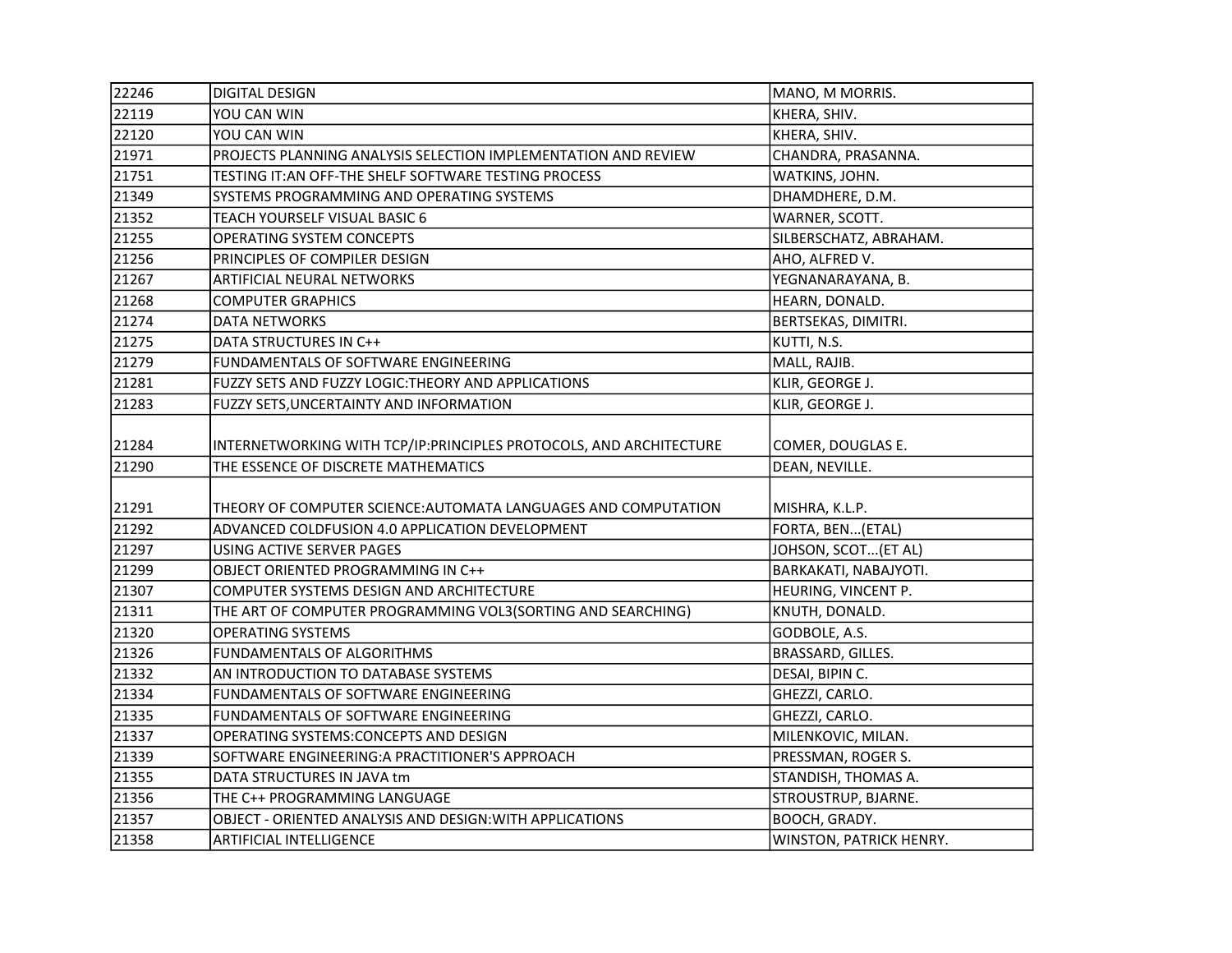| | | |
|---|---|---|
| 22246 | DIGITAL DESIGN | MANO, M MORRIS. |
| 22119 | YOU CAN WIN | KHERA, SHIV. |
| 22120 | YOU CAN WIN | KHERA, SHIV. |
| 21971 | PROJECTS PLANNING ANALYSIS SELECTION IMPLEMENTATION AND REVIEW | CHANDRA, PRASANNA. |
| 21751 | TESTING IT:AN OFF-THE SHELF SOFTWARE TESTING PROCESS | WATKINS, JOHN. |
| 21349 | SYSTEMS PROGRAMMING AND OPERATING SYSTEMS | DHAMDHERE, D.M. |
| 21352 | TEACH YOURSELF VISUAL BASIC 6 | WARNER, SCOTT. |
| 21255 | OPERATING SYSTEM CONCEPTS | SILBERSCHATZ, ABRAHAM. |
| 21256 | PRINCIPLES OF COMPILER DESIGN | AHO, ALFRED V. |
| 21267 | ARTIFICIAL NEURAL NETWORKS | YEGNANARAYANA, B. |
| 21268 | COMPUTER GRAPHICS | HEARN, DONALD. |
| 21274 | DATA NETWORKS | BERTSEKAS, DIMITRI. |
| 21275 | DATA STRUCTURES IN C++ | KUTTI, N.S. |
| 21279 | FUNDAMENTALS OF SOFTWARE ENGINEERING | MALL, RAJIB. |
| 21281 | FUZZY SETS AND FUZZY LOGIC:THEORY AND APPLICATIONS | KLIR, GEORGE J. |
| 21283 | FUZZY SETS,UNCERTAINTY AND INFORMATION | KLIR, GEORGE J. |
| 21284 | INTERNETWORKING WITH TCP/IP:PRINCIPLES PROTOCOLS, AND ARCHITECTURE | COMER, DOUGLAS E. |
| 21290 | THE ESSENCE OF DISCRETE MATHEMATICS | DEAN, NEVILLE. |
| 21291 | THEORY OF COMPUTER SCIENCE:AUTOMATA LANGUAGES AND COMPUTATION | MISHRA, K.L.P. |
| 21292 | ADVANCED COLDFUSION 4.0 APPLICATION DEVELOPMENT | FORTA, BEN...(ETAL) |
| 21297 | USING ACTIVE SERVER PAGES | JOHSON, SCOT...(ET AL) |
| 21299 | OBJECT ORIENTED PROGRAMMING IN C++ | BARKAKATI, NABAJYOTI. |
| 21307 | COMPUTER SYSTEMS DESIGN AND ARCHITECTURE | HEURING, VINCENT P. |
| 21311 | THE ART OF COMPUTER PROGRAMMING VOL3(SORTING AND SEARCHING) | KNUTH, DONALD. |
| 21320 | OPERATING SYSTEMS | GODBOLE, A.S. |
| 21326 | FUNDAMENTALS OF ALGORITHMS | BRASSARD, GILLES. |
| 21332 | AN INTRODUCTION TO DATABASE SYSTEMS | DESAI, BIPIN C. |
| 21334 | FUNDAMENTALS OF SOFTWARE ENGINEERING | GHEZZI, CARLO. |
| 21335 | FUNDAMENTALS OF SOFTWARE ENGINEERING | GHEZZI, CARLO. |
| 21337 | OPERATING SYSTEMS:CONCEPTS AND DESIGN | MILENKOVIC, MILAN. |
| 21339 | SOFTWARE ENGINEERING:A PRACTITIONER'S APPROACH | PRESSMAN, ROGER S. |
| 21355 | DATA STRUCTURES IN JAVA tm | STANDISH, THOMAS A. |
| 21356 | THE C++ PROGRAMMING LANGUAGE | STROUSTRUP, BJARNE. |
| 21357 | OBJECT - ORIENTED ANALYSIS AND DESIGN:WITH APPLICATIONS | BOOCH, GRADY. |
| 21358 | ARTIFICIAL INTELLIGENCE | WINSTON, PATRICK HENRY. |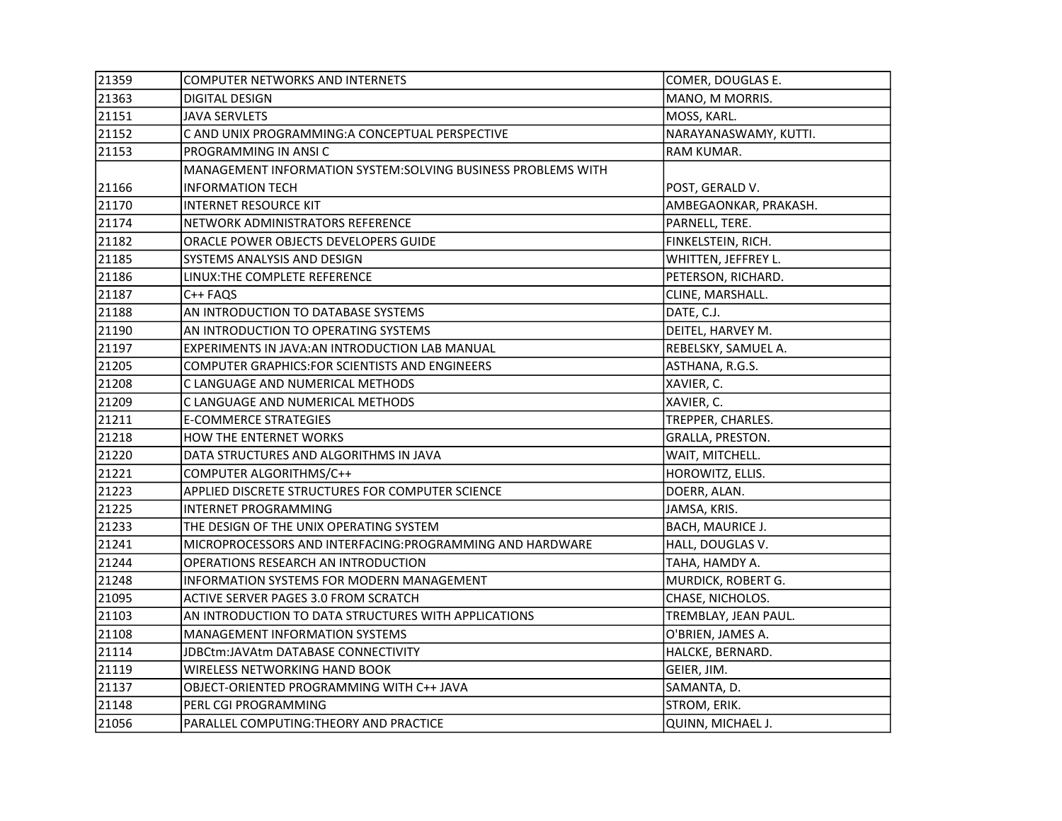| | | |
|---|---|---|
| 21359 | COMPUTER NETWORKS AND INTERNETS | COMER, DOUGLAS E. |
| 21363 | DIGITAL DESIGN | MANO, M MORRIS. |
| 21151 | JAVA SERVLETS | MOSS, KARL. |
| 21152 | C AND UNIX PROGRAMMING:A CONCEPTUAL PERSPECTIVE | NARAYANASWAMY, KUTTI. |
| 21153 | PROGRAMMING IN ANSI C | RAM KUMAR. |
| 21166 | MANAGEMENT INFORMATION SYSTEM:SOLVING BUSINESS PROBLEMS WITH INFORMATION TECH | POST, GERALD V. |
| 21170 | INTERNET RESOURCE KIT | AMBEGAONKAR, PRAKASH. |
| 21174 | NETWORK ADMINISTRATORS REFERENCE | PARNELL, TERE. |
| 21182 | ORACLE POWER OBJECTS DEVELOPERS GUIDE | FINKELSTEIN, RICH. |
| 21185 | SYSTEMS ANALYSIS AND DESIGN | WHITTEN, JEFFREY L. |
| 21186 | LINUX:THE COMPLETE REFERENCE | PETERSON, RICHARD. |
| 21187 | C++ FAQS | CLINE, MARSHALL. |
| 21188 | AN INTRODUCTION TO DATABASE SYSTEMS | DATE, C.J. |
| 21190 | AN INTRODUCTION TO OPERATING SYSTEMS | DEITEL, HARVEY M. |
| 21197 | EXPERIMENTS IN JAVA:AN INTRODUCTION LAB MANUAL | REBELSKY, SAMUEL A. |
| 21205 | COMPUTER GRAPHICS:FOR SCIENTISTS AND ENGINEERS | ASTHANA, R.G.S. |
| 21208 | C LANGUAGE AND NUMERICAL METHODS | XAVIER, C. |
| 21209 | C LANGUAGE AND NUMERICAL METHODS | XAVIER, C. |
| 21211 | E-COMMERCE STRATEGIES | TREPPER, CHARLES. |
| 21218 | HOW THE ENTERNET WORKS | GRALLA, PRESTON. |
| 21220 | DATA STRUCTURES AND ALGORITHMS IN JAVA | WAIT, MITCHELL. |
| 21221 | COMPUTER ALGORITHMS/C++ | HOROWITZ, ELLIS. |
| 21223 | APPLIED DISCRETE STRUCTURES FOR COMPUTER SCIENCE | DOERR, ALAN. |
| 21225 | INTERNET PROGRAMMING | JAMSA, KRIS. |
| 21233 | THE DESIGN OF THE UNIX OPERATING SYSTEM | BACH, MAURICE J. |
| 21241 | MICROPROCESSORS AND INTERFACING:PROGRAMMING AND HARDWARE | HALL, DOUGLAS V. |
| 21244 | OPERATIONS RESEARCH AN INTRODUCTION | TAHA, HAMDY A. |
| 21248 | INFORMATION SYSTEMS FOR MODERN MANAGEMENT | MURDICK, ROBERT G. |
| 21095 | ACTIVE SERVER PAGES 3.0 FROM SCRATCH | CHASE, NICHOLOS. |
| 21103 | AN INTRODUCTION TO DATA STRUCTURES WITH APPLICATIONS | TREMBLAY, JEAN PAUL. |
| 21108 | MANAGEMENT INFORMATION SYSTEMS | O'BRIEN, JAMES A. |
| 21114 | JDBCtm:JAVAtm DATABASE CONNECTIVITY | HALCKE, BERNARD. |
| 21119 | WIRELESS NETWORKING HAND BOOK | GEIER, JIM. |
| 21137 | OBJECT-ORIENTED PROGRAMMING WITH C++ JAVA | SAMANTA, D. |
| 21148 | PERL CGI PROGRAMMING | STROM, ERIK. |
| 21056 | PARALLEL COMPUTING:THEORY AND PRACTICE | QUINN, MICHAEL J. |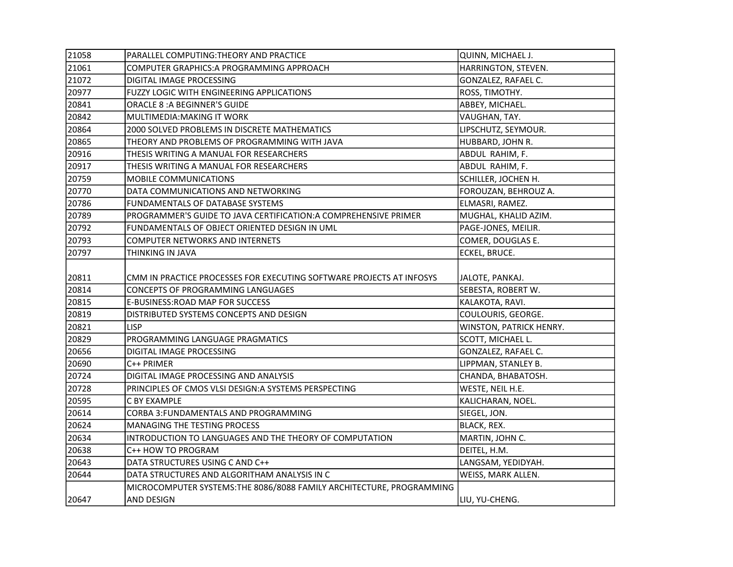| | | |
|---|---|---|
| 21058 | PARALLEL COMPUTING:THEORY AND PRACTICE | QUINN, MICHAEL J. |
| 21061 | COMPUTER GRAPHICS:A PROGRAMMING APPROACH | HARRINGTON, STEVEN. |
| 21072 | DIGITAL IMAGE PROCESSING | GONZALEZ, RAFAEL C. |
| 20977 | FUZZY LOGIC WITH ENGINEERING APPLICATIONS | ROSS, TIMOTHY. |
| 20841 | ORACLE 8 :A BEGINNER'S GUIDE | ABBEY, MICHAEL. |
| 20842 | MULTIMEDIA:MAKING IT WORK | VAUGHAN, TAY. |
| 20864 | 2000 SOLVED PROBLEMS IN DISCRETE MATHEMATICS | LIPSCHUTZ, SEYMOUR. |
| 20865 | THEORY AND PROBLEMS OF PROGRAMMING WITH JAVA | HUBBARD, JOHN R. |
| 20916 | THESIS WRITING A MANUAL FOR RESEARCHERS | ABDUL RAHIM, F. |
| 20917 | THESIS WRITING A MANUAL FOR RESEARCHERS | ABDUL RAHIM, F. |
| 20759 | MOBILE COMMUNICATIONS | SCHILLER, JOCHEN H. |
| 20770 | DATA COMMUNICATIONS AND NETWORKING | FOROUZAN, BEHROUZ A. |
| 20786 | FUNDAMENTALS OF DATABASE SYSTEMS | ELMASRI, RAMEZ. |
| 20789 | PROGRAMMER'S GUIDE TO JAVA CERTIFICATION:A COMPREHENSIVE PRIMER | MUGHAL, KHALID AZIM. |
| 20792 | FUNDAMENTALS OF OBJECT ORIENTED DESIGN IN UML | PAGE-JONES, MEILIR. |
| 20793 | COMPUTER NETWORKS AND INTERNETS | COMER, DOUGLAS E. |
| 20797 | THINKING IN JAVA | ECKEL, BRUCE. |
| 20811 | CMM IN PRACTICE PROCESSES FOR EXECUTING SOFTWARE PROJECTS AT INFOSYS | JALOTE, PANKAJ. |
| 20814 | CONCEPTS OF PROGRAMMING LANGUAGES | SEBESTA, ROBERT W. |
| 20815 | E-BUSINESS:ROAD MAP FOR SUCCESS | KALAKOTA, RAVI. |
| 20819 | DISTRIBUTED SYSTEMS CONCEPTS AND DESIGN | COULOURIS, GEORGE. |
| 20821 | LISP | WINSTON, PATRICK HENRY. |
| 20829 | PROGRAMMING LANGUAGE PRAGMATICS | SCOTT, MICHAEL L. |
| 20656 | DIGITAL IMAGE PROCESSING | GONZALEZ, RAFAEL C. |
| 20690 | C++ PRIMER | LIPPMAN, STANLEY B. |
| 20724 | DIGITAL IMAGE PROCESSING AND ANALYSIS | CHANDA, BHABATOSH. |
| 20728 | PRINCIPLES OF CMOS VLSI DESIGN:A SYSTEMS PERSPECTING | WESTE, NEIL H.E. |
| 20595 | C BY EXAMPLE | KALICHARAN, NOEL. |
| 20614 | CORBA 3:FUNDAMENTALS AND PROGRAMMING | SIEGEL, JON. |
| 20624 | MANAGING THE TESTING PROCESS | BLACK, REX. |
| 20634 | INTRODUCTION TO LANGUAGES AND THE THEORY OF COMPUTATION | MARTIN, JOHN C. |
| 20638 | C++ HOW TO PROGRAM | DEITEL, H.M. |
| 20643 | DATA STRUCTURES USING C AND C++ | LANGSAM, YEDIDYAH. |
| 20644 | DATA STRUCTURES AND ALGORITHAM ANALYSIS IN C | WEISS, MARK ALLEN. |
| 20647 | MICROCOMPUTER SYSTEMS:THE 8086/8088 FAMILY ARCHITECTURE, PROGRAMMING AND DESIGN | LIU, YU-CHENG. |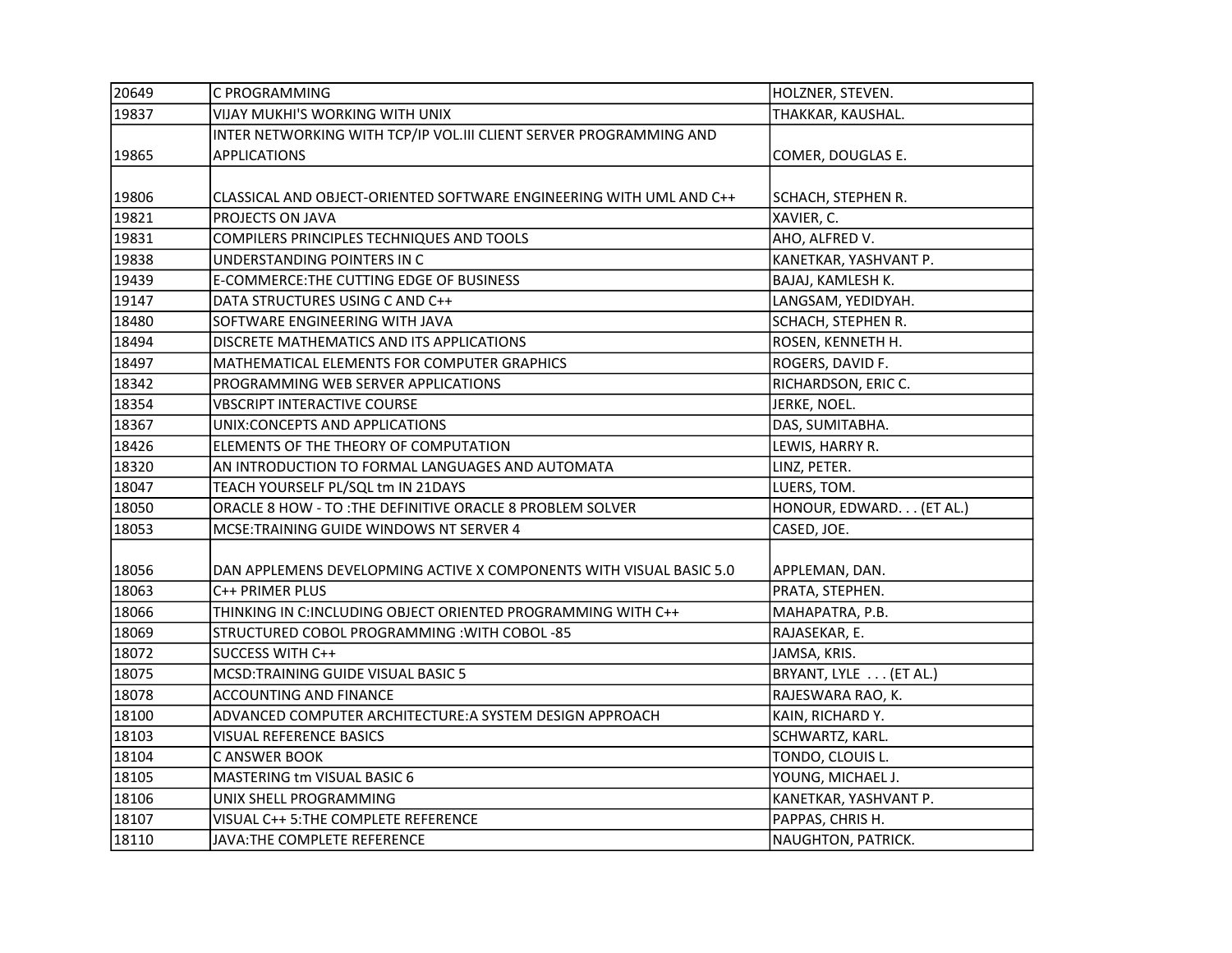| | | |
|---|---|---|
| 20649 | C PROGRAMMING | HOLZNER, STEVEN. |
| 19837 | VIJAY MUKHI'S WORKING WITH UNIX | THAKKAR, KAUSHAL. |
| 19865 | INTER NETWORKING WITH TCP/IP VOL.III CLIENT SERVER PROGRAMMING AND APPLICATIONS | COMER, DOUGLAS E. |
| 19806 | CLASSICAL AND OBJECT-ORIENTED SOFTWARE ENGINEERING WITH UML AND C++ | SCHACH, STEPHEN R. |
| 19821 | PROJECTS ON JAVA | XAVIER, C. |
| 19831 | COMPILERS PRINCIPLES TECHNIQUES AND TOOLS | AHO, ALFRED V. |
| 19838 | UNDERSTANDING POINTERS IN C | KANETKAR, YASHVANT P. |
| 19439 | E-COMMERCE:THE CUTTING EDGE OF BUSINESS | BAJAJ, KAMLESH K. |
| 19147 | DATA STRUCTURES USING C AND C++ | LANGSAM, YEDIDYAH. |
| 18480 | SOFTWARE ENGINEERING WITH JAVA | SCHACH, STEPHEN R. |
| 18494 | DISCRETE MATHEMATICS AND ITS APPLICATIONS | ROSEN, KENNETH H. |
| 18497 | MATHEMATICAL ELEMENTS FOR COMPUTER GRAPHICS | ROGERS, DAVID F. |
| 18342 | PROGRAMMING WEB SERVER APPLICATIONS | RICHARDSON, ERIC C. |
| 18354 | VBSCRIPT INTERACTIVE COURSE | JERKE, NOEL. |
| 18367 | UNIX:CONCEPTS AND APPLICATIONS | DAS, SUMITABHA. |
| 18426 | ELEMENTS OF THE THEORY OF COMPUTATION | LEWIS, HARRY R. |
| 18320 | AN INTRODUCTION TO FORMAL LANGUAGES AND AUTOMATA | LINZ, PETER. |
| 18047 | TEACH YOURSELF PL/SQL tm IN 21DAYS | LUERS, TOM. |
| 18050 | ORACLE 8 HOW - TO :THE DEFINITIVE ORACLE 8 PROBLEM SOLVER | HONOUR, EDWARD. . . (ET AL.) |
| 18053 | MCSE:TRAINING GUIDE WINDOWS NT SERVER 4 | CASED, JOE. |
| 18056 | DAN APPLEMENS DEVELOPMING ACTIVE X COMPONENTS WITH VISUAL BASIC 5.0 | APPLEMAN, DAN. |
| 18063 | C++ PRIMER PLUS | PRATA, STEPHEN. |
| 18066 | THINKING IN C:INCLUDING OBJECT ORIENTED PROGRAMMING WITH C++ | MAHAPATRA, P.B. |
| 18069 | STRUCTURED COBOL PROGRAMMING :WITH COBOL -85 | RAJASEKAR, E. |
| 18072 | SUCCESS WITH C++ | JAMSA, KRIS. |
| 18075 | MCSD:TRAINING GUIDE VISUAL BASIC 5 | BRYANT, LYLE . . . (ET AL.) |
| 18078 | ACCOUNTING AND FINANCE | RAJESWARA RAO, K. |
| 18100 | ADVANCED COMPUTER ARCHITECTURE:A SYSTEM DESIGN APPROACH | KAIN, RICHARD Y. |
| 18103 | VISUAL REFERENCE BASICS | SCHWARTZ, KARL. |
| 18104 | C ANSWER BOOK | TONDO, CLOUIS L. |
| 18105 | MASTERING tm VISUAL BASIC 6 | YOUNG, MICHAEL J. |
| 18106 | UNIX SHELL PROGRAMMING | KANETKAR, YASHVANT P. |
| 18107 | VISUAL C++ 5:THE COMPLETE REFERENCE | PAPPAS, CHRIS H. |
| 18110 | JAVA:THE COMPLETE REFERENCE | NAUGHTON, PATRICK. |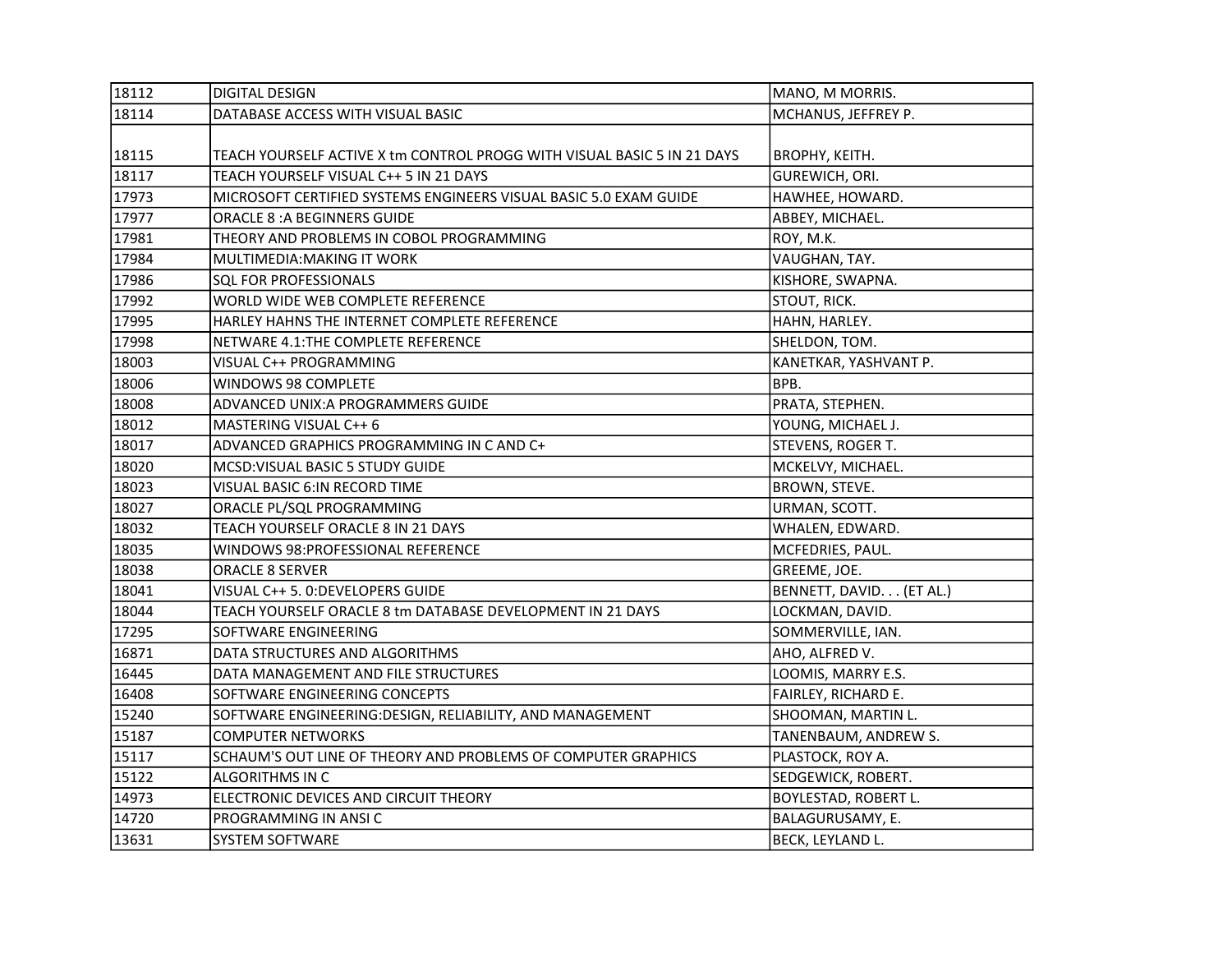| 18112 | DIGITAL DESIGN | MANO, M MORRIS. |
|---|---|---|
| 18114 | DATABASE ACCESS WITH VISUAL BASIC | MCHANUS, JEFFREY P. |
| 18115 | TEACH YOURSELF ACTIVE X tm CONTROL PROGG WITH VISUAL BASIC 5 IN 21 DAYS | BROPHY, KEITH. |
| 18117 | TEACH YOURSELF VISUAL C++ 5 IN 21 DAYS | GUREWICH, ORI. |
| 17973 | MICROSOFT CERTIFIED SYSTEMS ENGINEERS VISUAL BASIC 5.0 EXAM GUIDE | HAWHEE, HOWARD. |
| 17977 | ORACLE 8 :A BEGINNERS GUIDE | ABBEY, MICHAEL. |
| 17981 | THEORY AND PROBLEMS IN COBOL PROGRAMMING | ROY, M.K. |
| 17984 | MULTIMEDIA:MAKING IT WORK | VAUGHAN, TAY. |
| 17986 | SQL FOR PROFESSIONALS | KISHORE, SWAPNA. |
| 17992 | WORLD WIDE WEB COMPLETE REFERENCE | STOUT, RICK. |
| 17995 | HARLEY HAHNS THE INTERNET COMPLETE REFERENCE | HAHN, HARLEY. |
| 17998 | NETWARE 4.1:THE COMPLETE REFERENCE | SHELDON, TOM. |
| 18003 | VISUAL C++ PROGRAMMING | KANETKAR, YASHVANT P. |
| 18006 | WINDOWS 98 COMPLETE | BPB. |
| 18008 | ADVANCED UNIX:A PROGRAMMERS GUIDE | PRATA, STEPHEN. |
| 18012 | MASTERING VISUAL C++ 6 | YOUNG, MICHAEL J. |
| 18017 | ADVANCED GRAPHICS PROGRAMMING IN C AND C+ | STEVENS, ROGER T. |
| 18020 | MCSD:VISUAL BASIC 5 STUDY GUIDE | MCKELVY, MICHAEL. |
| 18023 | VISUAL BASIC 6:IN RECORD TIME | BROWN, STEVE. |
| 18027 | ORACLE PL/SQL PROGRAMMING | URMAN, SCOTT. |
| 18032 | TEACH YOURSELF ORACLE 8 IN 21 DAYS | WHALEN, EDWARD. |
| 18035 | WINDOWS 98:PROFESSIONAL REFERENCE | MCFEDRIES, PAUL. |
| 18038 | ORACLE 8 SERVER | GREEME, JOE. |
| 18041 | VISUAL C++ 5. 0:DEVELOPERS GUIDE | BENNETT, DAVID. . . (ET AL.) |
| 18044 | TEACH YOURSELF ORACLE 8 tm DATABASE DEVELOPMENT IN 21 DAYS | LOCKMAN, DAVID. |
| 17295 | SOFTWARE ENGINEERING | SOMMERVILLE, IAN. |
| 16871 | DATA STRUCTURES AND ALGORITHMS | AHO, ALFRED V. |
| 16445 | DATA MANAGEMENT AND FILE STRUCTURES | LOOMIS, MARRY E.S. |
| 16408 | SOFTWARE ENGINEERING CONCEPTS | FAIRLEY, RICHARD E. |
| 15240 | SOFTWARE ENGINEERING:DESIGN, RELIABILITY, AND MANAGEMENT | SHOOMAN, MARTIN L. |
| 15187 | COMPUTER NETWORKS | TANENBAUM, ANDREW S. |
| 15117 | SCHAUM'S OUT LINE OF THEORY AND PROBLEMS OF COMPUTER GRAPHICS | PLASTOCK, ROY A. |
| 15122 | ALGORITHMS IN C | SEDGEWICK, ROBERT. |
| 14973 | ELECTRONIC DEVICES AND CIRCUIT THEORY | BOYLESTAD, ROBERT L. |
| 14720 | PROGRAMMING IN ANSI C | BALAGURUSAMY, E. |
| 13631 | SYSTEM SOFTWARE | BECK, LEYLAND L. |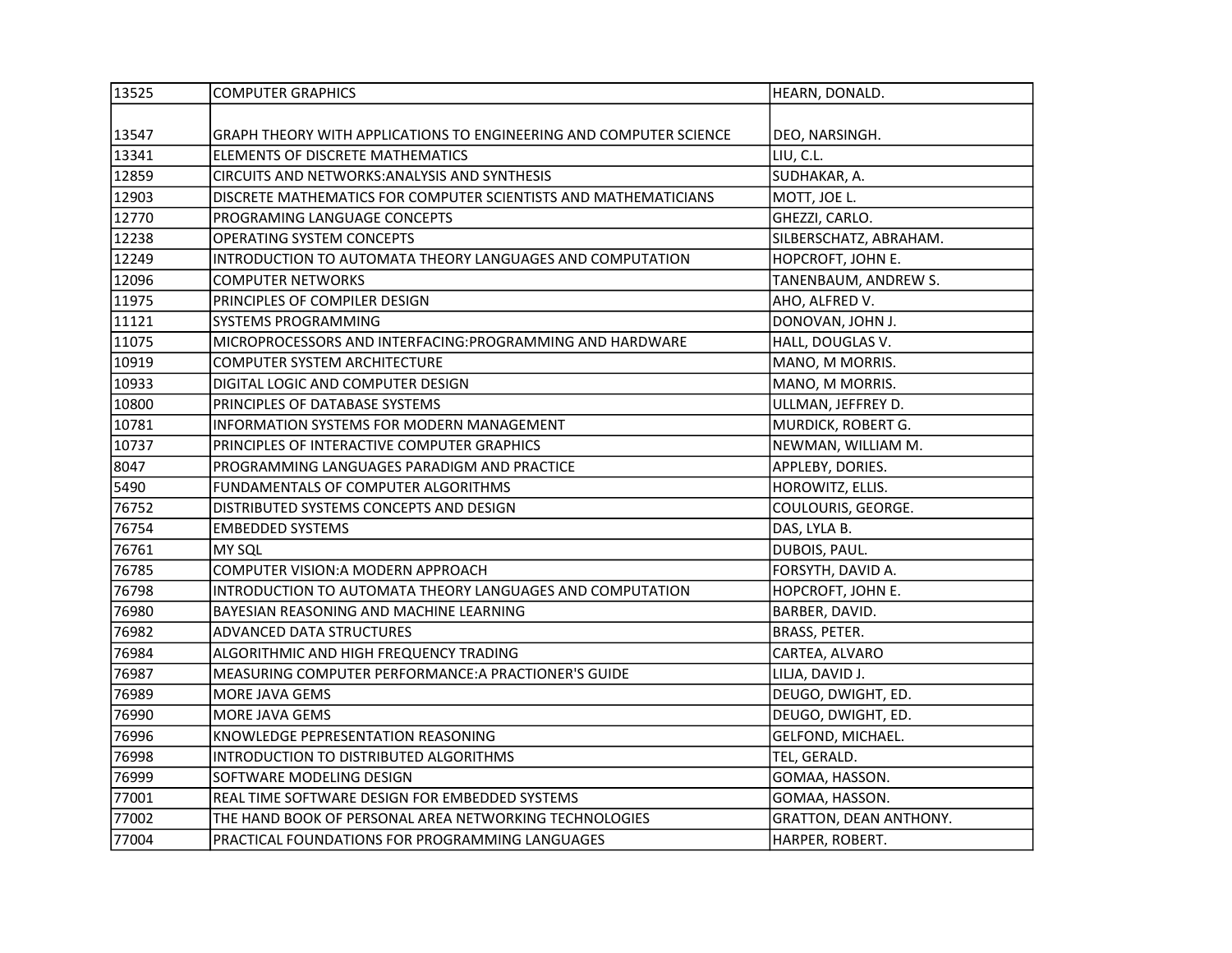| | | |
|---|---|---|
| 13525 | COMPUTER GRAPHICS | HEARN, DONALD. |
| 13547 | GRAPH THEORY WITH APPLICATIONS TO ENGINEERING AND COMPUTER SCIENCE | DEO, NARSINGH. |
| 13341 | ELEMENTS OF DISCRETE MATHEMATICS | LIU, C.L. |
| 12859 | CIRCUITS AND NETWORKS:ANALYSIS AND SYNTHESIS | SUDHAKAR, A. |
| 12903 | DISCRETE MATHEMATICS FOR COMPUTER SCIENTISTS AND MATHEMATICIANS | MOTT, JOE L. |
| 12770 | PROGRAMING LANGUAGE CONCEPTS | GHEZZI, CARLO. |
| 12238 | OPERATING SYSTEM CONCEPTS | SILBERSCHATZ, ABRAHAM. |
| 12249 | INTRODUCTION TO AUTOMATA THEORY LANGUAGES AND COMPUTATION | HOPCROFT, JOHN E. |
| 12096 | COMPUTER NETWORKS | TANENBAUM, ANDREW S. |
| 11975 | PRINCIPLES OF COMPILER DESIGN | AHO, ALFRED V. |
| 11121 | SYSTEMS PROGRAMMING | DONOVAN, JOHN J. |
| 11075 | MICROPROCESSORS AND INTERFACING:PROGRAMMING AND HARDWARE | HALL, DOUGLAS V. |
| 10919 | COMPUTER SYSTEM ARCHITECTURE | MANO, M MORRIS. |
| 10933 | DIGITAL LOGIC AND COMPUTER DESIGN | MANO, M MORRIS. |
| 10800 | PRINCIPLES OF DATABASE SYSTEMS | ULLMAN, JEFFREY D. |
| 10781 | INFORMATION SYSTEMS FOR MODERN MANAGEMENT | MURDICK, ROBERT G. |
| 10737 | PRINCIPLES OF INTERACTIVE COMPUTER GRAPHICS | NEWMAN, WILLIAM M. |
| 8047 | PROGRAMMING LANGUAGES PARADIGM AND PRACTICE | APPLEBY, DORIES. |
| 5490 | FUNDAMENTALS OF COMPUTER ALGORITHMS | HOROWITZ, ELLIS. |
| 76752 | DISTRIBUTED SYSTEMS CONCEPTS AND DESIGN | COULOURIS, GEORGE. |
| 76754 | EMBEDDED SYSTEMS | DAS, LYLA B. |
| 76761 | MY SQL | DUBOIS, PAUL. |
| 76785 | COMPUTER VISION:A MODERN APPROACH | FORSYTH, DAVID A. |
| 76798 | INTRODUCTION TO AUTOMATA THEORY LANGUAGES AND COMPUTATION | HOPCROFT, JOHN E. |
| 76980 | BAYESIAN REASONING AND MACHINE LEARNING | BARBER, DAVID. |
| 76982 | ADVANCED DATA STRUCTURES | BRASS, PETER. |
| 76984 | ALGORITHMIC AND HIGH FREQUENCY TRADING | CARTEA, ALVARO |
| 76987 | MEASURING COMPUTER PERFORMANCE:A PRACTIONER'S GUIDE | LILJA, DAVID J. |
| 76989 | MORE JAVA GEMS | DEUGO, DWIGHT, ED. |
| 76990 | MORE JAVA GEMS | DEUGO, DWIGHT, ED. |
| 76996 | KNOWLEDGE PEPRESENTATION REASONING | GELFOND, MICHAEL. |
| 76998 | INTRODUCTION TO DISTRIBUTED ALGORITHMS | TEL, GERALD. |
| 76999 | SOFTWARE MODELING DESIGN | GOMAA, HASSON. |
| 77001 | REAL TIME SOFTWARE DESIGN FOR EMBEDDED SYSTEMS | GOMAA, HASSON. |
| 77002 | THE HAND BOOK OF PERSONAL AREA NETWORKING TECHNOLOGIES | GRATTON, DEAN ANTHONY. |
| 77004 | PRACTICAL FOUNDATIONS FOR PROGRAMMING LANGUAGES | HARPER, ROBERT. |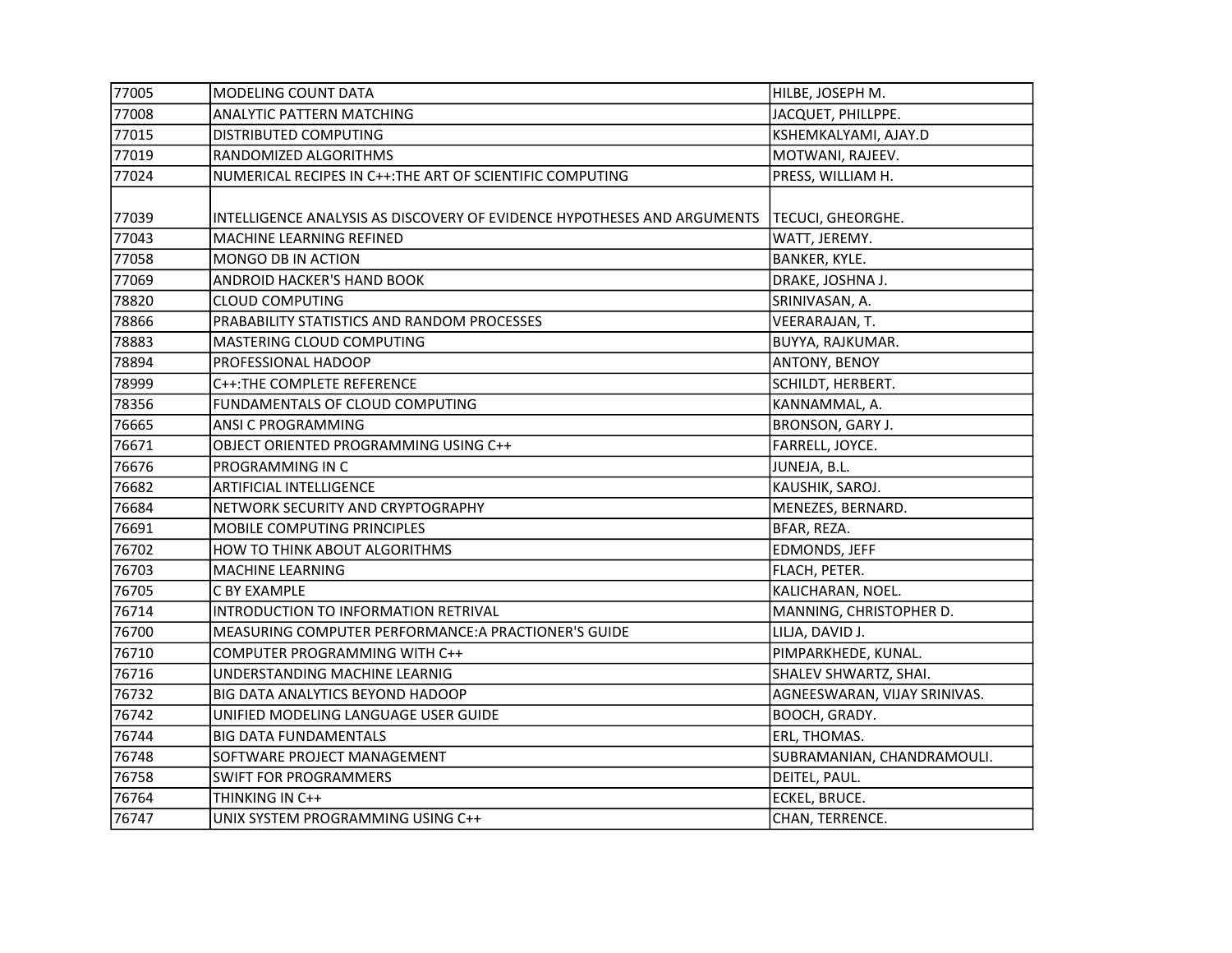| | | |
|---|---|---|
| 77005 | MODELING COUNT DATA | HILBE, JOSEPH M. |
| 77008 | ANALYTIC PATTERN MATCHING | JACQUET, PHILLPPE. |
| 77015 | DISTRIBUTED COMPUTING | KSHEMKALYAMI, AJAY.D |
| 77019 | RANDOMIZED ALGORITHMS | MOTWANI, RAJEEV. |
| 77024 | NUMERICAL RECIPES IN C++:THE ART OF SCIENTIFIC COMPUTING | PRESS, WILLIAM H. |
| 77039 | INTELLIGENCE ANALYSIS AS DISCOVERY OF EVIDENCE HYPOTHESES AND ARGUMENTS | TECUCI, GHEORGHE. |
| 77043 | MACHINE LEARNING REFINED | WATT, JEREMY. |
| 77058 | MONGO DB IN ACTION | BANKER, KYLE. |
| 77069 | ANDROID HACKER'S HAND BOOK | DRAKE, JOSHNA J. |
| 78820 | CLOUD COMPUTING | SRINIVASAN, A. |
| 78866 | PRABABILITY STATISTICS AND RANDOM PROCESSES | VEERARAJAN, T. |
| 78883 | MASTERING CLOUD COMPUTING | BUYYA, RAJKUMAR. |
| 78894 | PROFESSIONAL HADOOP | ANTONY, BENOY |
| 78999 | C++:THE COMPLETE REFERENCE | SCHILDT, HERBERT. |
| 78356 | FUNDAMENTALS OF CLOUD COMPUTING | KANNAMMAL, A. |
| 76665 | ANSI C PROGRAMMING | BRONSON, GARY J. |
| 76671 | OBJECT ORIENTED PROGRAMMING USING C++ | FARRELL, JOYCE. |
| 76676 | PROGRAMMING IN C | JUNEJA, B.L. |
| 76682 | ARTIFICIAL INTELLIGENCE | KAUSHIK, SAROJ. |
| 76684 | NETWORK SECURITY AND CRYPTOGRAPHY | MENEZES, BERNARD. |
| 76691 | MOBILE COMPUTING PRINCIPLES | BFAR, REZA. |
| 76702 | HOW TO THINK ABOUT ALGORITHMS | EDMONDS, JEFF |
| 76703 | MACHINE LEARNING | FLACH, PETER. |
| 76705 | C BY EXAMPLE | KALICHARAN, NOEL. |
| 76714 | INTRODUCTION TO INFORMATION RETRIVAL | MANNING, CHRISTOPHER D. |
| 76700 | MEASURING COMPUTER PERFORMANCE:A PRACTIONER'S GUIDE | LILJA, DAVID J. |
| 76710 | COMPUTER PROGRAMMING WITH C++ | PIMPARKHEDE, KUNAL. |
| 76716 | UNDERSTANDING MACHINE LEARNIG | SHALEV SHWARTZ, SHAI. |
| 76732 | BIG DATA ANALYTICS BEYOND HADOOP | AGNEESWARAN, VIJAY SRINIVAS. |
| 76742 | UNIFIED MODELING LANGUAGE USER GUIDE | BOOCH, GRADY. |
| 76744 | BIG DATA FUNDAMENTALS | ERL, THOMAS. |
| 76748 | SOFTWARE PROJECT MANAGEMENT | SUBRAMANIAN, CHANDRAMOULI. |
| 76758 | SWIFT FOR PROGRAMMERS | DEITEL, PAUL. |
| 76764 | THINKING IN C++ | ECKEL, BRUCE. |
| 76747 | UNIX SYSTEM PROGRAMMING USING C++ | CHAN, TERRENCE. |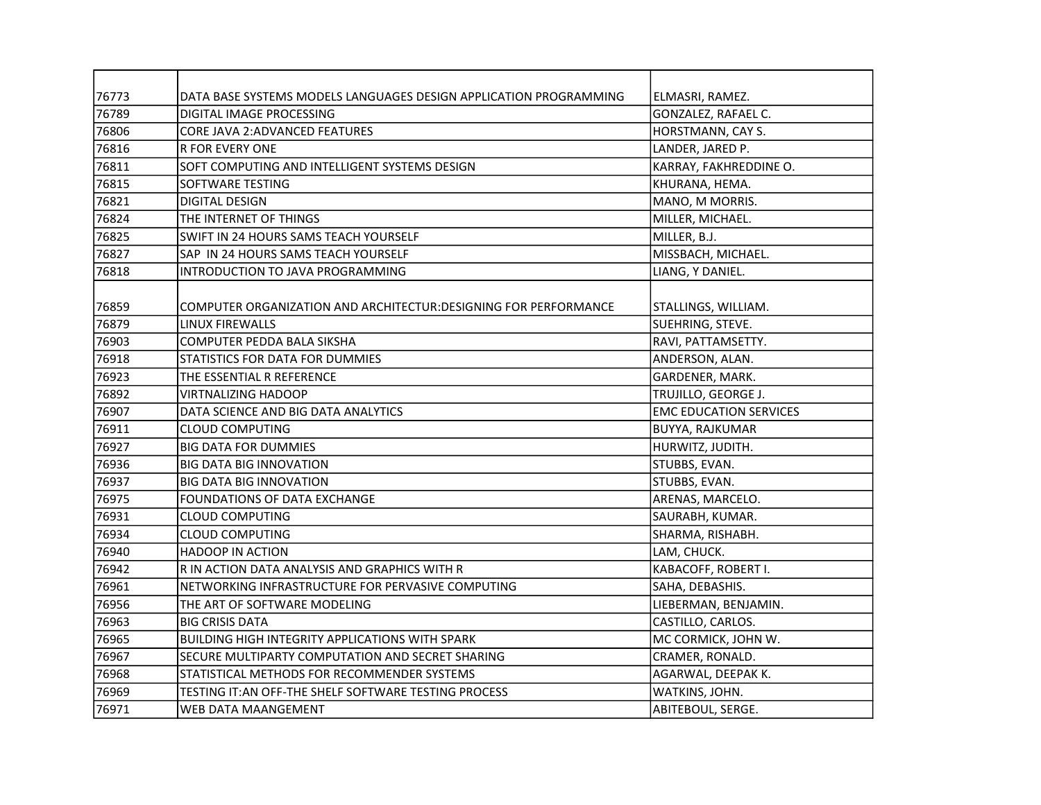| | | |
|---|---|---|
| 76773 | DATA BASE SYSTEMS MODELS LANGUAGES DESIGN APPLICATION PROGRAMMING | ELMASRI, RAMEZ. |
| 76789 | DIGITAL IMAGE PROCESSING | GONZALEZ, RAFAEL C. |
| 76806 | CORE JAVA 2:ADVANCED FEATURES | HORSTMANN, CAY S. |
| 76816 | R FOR EVERY ONE | LANDER, JARED P. |
| 76811 | SOFT COMPUTING AND INTELLIGENT SYSTEMS DESIGN | KARRAY, FAKHREDDINE O. |
| 76815 | SOFTWARE TESTING | KHURANA, HEMA. |
| 76821 | DIGITAL DESIGN | MANO, M MORRIS. |
| 76824 | THE INTERNET OF THINGS | MILLER, MICHAEL. |
| 76825 | SWIFT IN 24 HOURS SAMS TEACH YOURSELF | MILLER, B.J. |
| 76827 | SAP IN 24 HOURS SAMS TEACH YOURSELF | MISSBACH, MICHAEL. |
| 76818 | INTRODUCTION TO JAVA PROGRAMMING | LIANG, Y DANIEL. |
| 76859 | COMPUTER ORGANIZATION AND ARCHITECTUR:DESIGNING FOR PERFORMANCE | STALLINGS, WILLIAM. |
| 76879 | LINUX FIREWALLS | SUEHRING, STEVE. |
| 76903 | COMPUTER PEDDA BALA SIKSHA | RAVI, PATTAMSETTY. |
| 76918 | STATISTICS FOR DATA FOR DUMMIES | ANDERSON, ALAN. |
| 76923 | THE ESSENTIAL R REFERENCE | GARDENER, MARK. |
| 76892 | VIRTNALIZING HADOOP | TRUJILLO, GEORGE J. |
| 76907 | DATA SCIENCE AND BIG DATA ANALYTICS | EMC EDUCATION SERVICES |
| 76911 | CLOUD COMPUTING | BUYYA, RAJKUMAR |
| 76927 | BIG DATA FOR DUMMIES | HURWITZ, JUDITH. |
| 76936 | BIG DATA BIG INNOVATION | STUBBS, EVAN. |
| 76937 | BIG DATA BIG INNOVATION | STUBBS, EVAN. |
| 76975 | FOUNDATIONS OF DATA EXCHANGE | ARENAS, MARCELO. |
| 76931 | CLOUD COMPUTING | SAURABH, KUMAR. |
| 76934 | CLOUD COMPUTING | SHARMA, RISHABH. |
| 76940 | HADOOP IN ACTION | LAM, CHUCK. |
| 76942 | R IN ACTION DATA ANALYSIS AND GRAPHICS WITH R | KABACOFF, ROBERT I. |
| 76961 | NETWORKING INFRASTRUCTURE FOR PERVASIVE COMPUTING | SAHA, DEBASHIS. |
| 76956 | THE ART OF SOFTWARE MODELING | LIEBERMAN, BENJAMIN. |
| 76963 | BIG CRISIS DATA | CASTILLO, CARLOS. |
| 76965 | BUILDING HIGH INTEGRITY APPLICATIONS WITH SPARK | MC CORMICK, JOHN W. |
| 76967 | SECURE MULTIPARTY COMPUTATION AND SECRET SHARING | CRAMER, RONALD. |
| 76968 | STATISTICAL METHODS FOR RECOMMENDER SYSTEMS | AGARWAL, DEEPAK K. |
| 76969 | TESTING IT:AN OFF-THE SHELF SOFTWARE TESTING PROCESS | WATKINS, JOHN. |
| 76971 | WEB DATA MAANGEMENT | ABITEBOUL, SERGE. |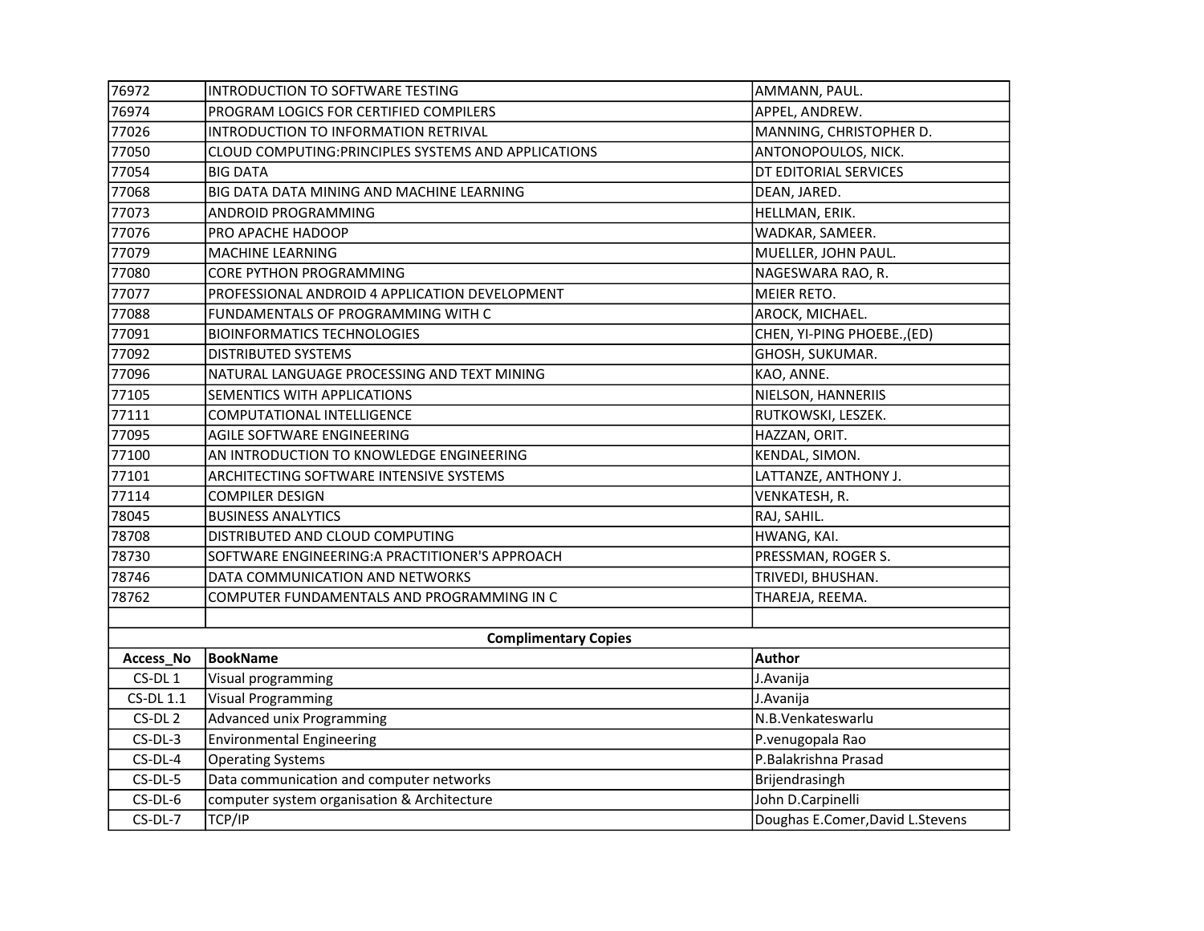| | | |
|---|---|---|
| 76972 | INTRODUCTION TO SOFTWARE TESTING | AMMANN, PAUL. |
| 76974 | PROGRAM LOGICS FOR CERTIFIED COMPILERS | APPEL, ANDREW. |
| 77026 | INTRODUCTION TO INFORMATION RETRIVAL | MANNING, CHRISTOPHER D. |
| 77050 | CLOUD COMPUTING:PRINCIPLES SYSTEMS AND APPLICATIONS | ANTONOPOULOS, NICK. |
| 77054 | BIG DATA | DT EDITORIAL SERVICES |
| 77068 | BIG DATA DATA MINING AND MACHINE LEARNING | DEAN, JARED. |
| 77073 | ANDROID PROGRAMMING | HELLMAN, ERIK. |
| 77076 | PRO APACHE HADOOP | WADKAR, SAMEER. |
| 77079 | MACHINE LEARNING | MUELLER, JOHN PAUL. |
| 77080 | CORE PYTHON PROGRAMMING | NAGESWARA RAO, R. |
| 77077 | PROFESSIONAL ANDROID 4 APPLICATION DEVELOPMENT | MEIER RETO. |
| 77088 | FUNDAMENTALS OF PROGRAMMING WITH C | AROCK, MICHAEL. |
| 77091 | BIOINFORMATICS TECHNOLOGIES | CHEN, YI-PING PHOEBE.,(ED) |
| 77092 | DISTRIBUTED SYSTEMS | GHOSH, SUKUMAR. |
| 77096 | NATURAL LANGUAGE PROCESSING AND TEXT MINING | KAO, ANNE. |
| 77105 | SEMENTICS WITH APPLICATIONS | NIELSON, HANNERIIS |
| 77111 | COMPUTATIONAL INTELLIGENCE | RUTKOWSKI, LESZEK. |
| 77095 | AGILE SOFTWARE ENGINEERING | HAZZAN, ORIT. |
| 77100 | AN INTRODUCTION TO KNOWLEDGE ENGINEERING | KENDAL, SIMON. |
| 77101 | ARCHITECTING SOFTWARE INTENSIVE SYSTEMS | LATTANZE, ANTHONY J. |
| 77114 | COMPILER DESIGN | VENKATESH, R. |
| 78045 | BUSINESS ANALYTICS | RAJ, SAHIL. |
| 78708 | DISTRIBUTED AND CLOUD COMPUTING | HWANG, KAI. |
| 78730 | SOFTWARE ENGINEERING:A PRACTITIONER'S APPROACH | PRESSMAN, ROGER S. |
| 78746 | DATA COMMUNICATION AND NETWORKS | TRIVEDI, BHUSHAN. |
| 78762 | COMPUTER FUNDAMENTALS AND PROGRAMMING IN C | THAREJA, REEMA. |
| | | |
| **Complimentary Copies** | | |
| **Access_No** | **BookName** | **Author** |
| CS-DL 1 | Visual programming | J.Avanija |
| CS-DL 1.1 | Visual Programming | J.Avanija |
| CS-DL 2 | Advanced unix Programming | N.B.Venkateswarlu |
| CS-DL-3 | Environmental Engineering | P.venugopala Rao |
| CS-DL-4 | Operating Systems | P.Balakrishna Prasad |
| CS-DL-5 | Data communication and computer networks | Brijendrasingh |
| CS-DL-6 | computer system organisation & Architecture | John D.Carpinelli |
| CS-DL-7 | TCP/IP | Doughas E.Comer,David L.Stevens |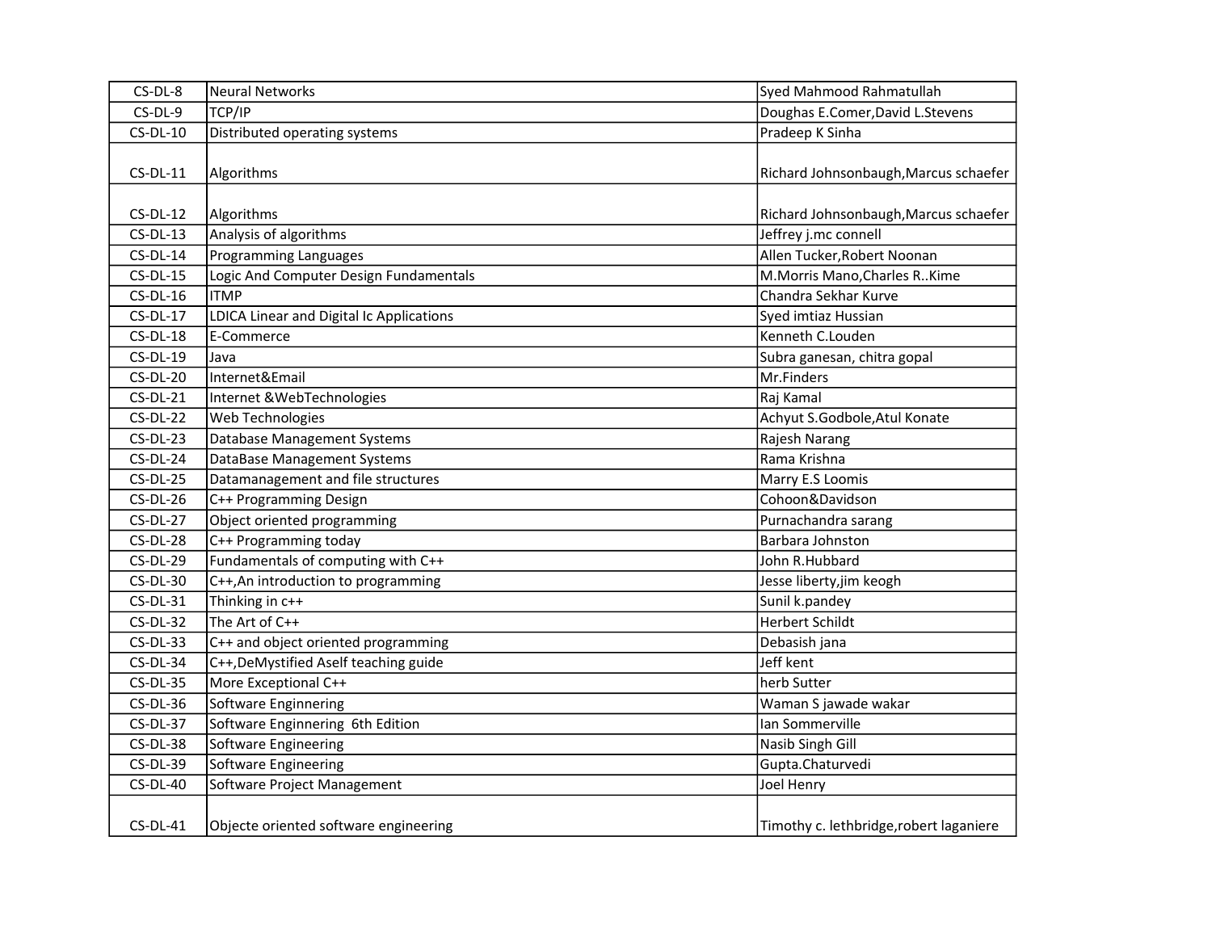| | | |
|---|---|---|
| CS-DL-8 | Neural Networks | Syed Mahmood Rahmatullah |
| CS-DL-9 | TCP/IP | Doughas E.Comer,David L.Stevens |
| CS-DL-10 | Distributed operating systems | Pradeep K Sinha |
| CS-DL-11 | Algorithms | Richard Johnsonbaugh,Marcus schaefer |
| CS-DL-12 | Algorithms | Richard Johnsonbaugh,Marcus schaefer |
| CS-DL-13 | Analysis of algorithms | Jeffrey j.mc connell |
| CS-DL-14 | Programming Languages | Allen Tucker,Robert Noonan |
| CS-DL-15 | Logic And Computer Design Fundamentals | M.Morris Mano,Charles R..Kime |
| CS-DL-16 | ITMP | Chandra Sekhar Kurve |
| CS-DL-17 | LDICA Linear and Digital Ic Applications | Syed imtiaz Hussian |
| CS-DL-18 | E-Commerce | Kenneth C.Louden |
| CS-DL-19 | Java | Subra ganesan, chitra gopal |
| CS-DL-20 | Internet&Email | Mr.Finders |
| CS-DL-21 | Internet &WebTechnologies | Raj Kamal |
| CS-DL-22 | Web Technologies | Achyut S.Godbole,Atul Konate |
| CS-DL-23 | Database Management Systems | Rajesh Narang |
| CS-DL-24 | DataBase Management Systems | Rama Krishna |
| CS-DL-25 | Datamanagement and file structures | Marry E.S Loomis |
| CS-DL-26 | C++ Programming Design | Cohoon&Davidson |
| CS-DL-27 | Object oriented programming | Purnachandra sarang |
| CS-DL-28 | C++ Programming today | Barbara Johnston |
| CS-DL-29 | Fundamentals of computing with C++ | John R.Hubbard |
| CS-DL-30 | C++,An introduction to programming | Jesse liberty,jim keogh |
| CS-DL-31 | Thinking in c++ | Sunil k.pandey |
| CS-DL-32 | The Art of C++ | Herbert Schildt |
| CS-DL-33 | C++ and object oriented programming | Debasish jana |
| CS-DL-34 | C++,DeMystified Aself teaching guide | Jeff kent |
| CS-DL-35 | More Exceptional C++ | herb Sutter |
| CS-DL-36 | Software Enginnering | Waman S jawade wakar |
| CS-DL-37 | Software Enginnering 6th Edition | Ian Sommerville |
| CS-DL-38 | Software Engineering | Nasib Singh Gill |
| CS-DL-39 | Software Engineering | Gupta.Chaturvedi |
| CS-DL-40 | Software Project Management | Joel Henry |
| CS-DL-41 | Objecte oriented software engineering | Timothy c. lethbridge,robert laganiere |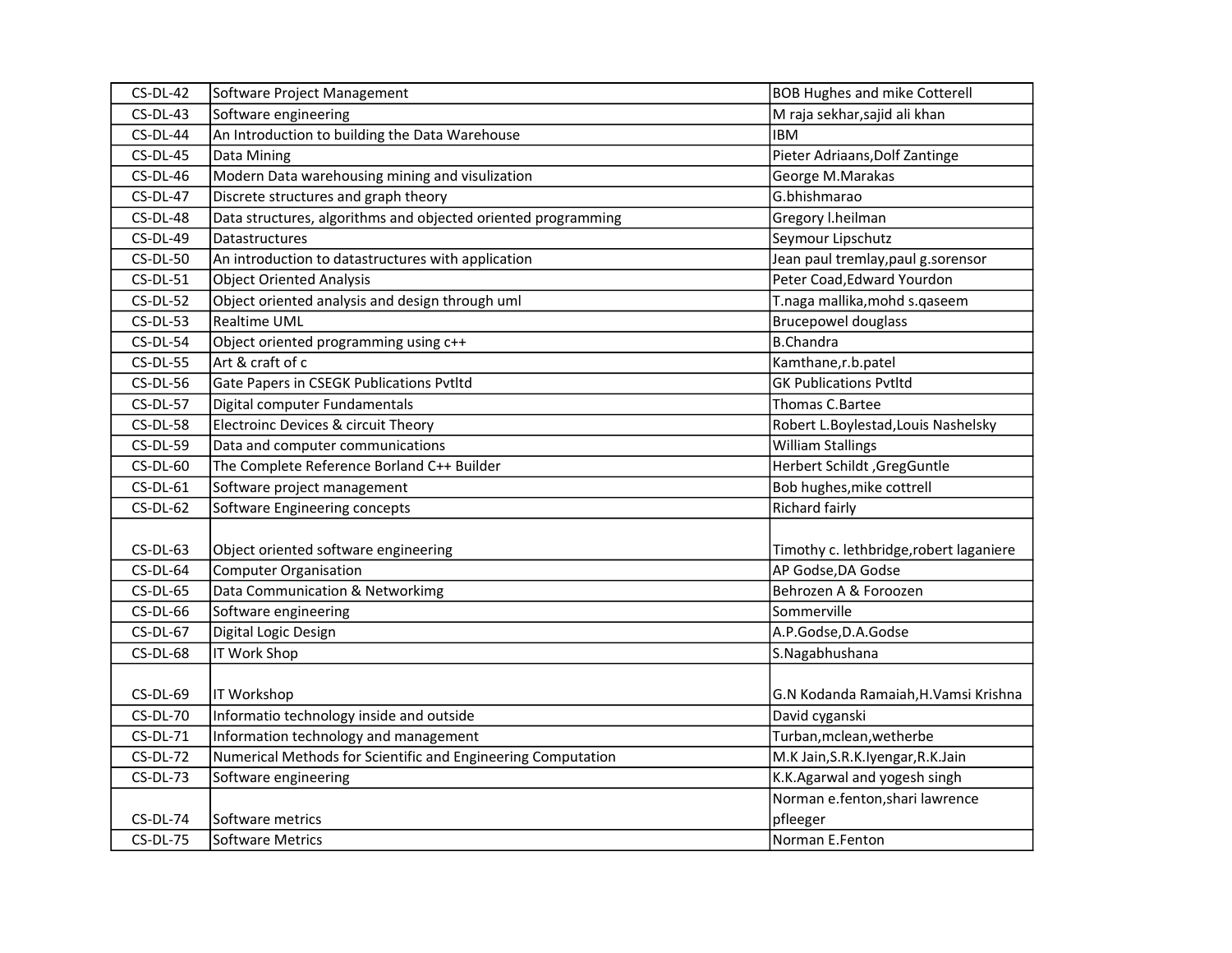| | | |
|---|---|---|
| CS-DL-42 | Software Project Management | BOB Hughes and mike Cotterell |
| CS-DL-43 | Software engineering | M raja sekhar,sajid ali khan |
| CS-DL-44 | An Introduction to building the Data Warehouse | IBM |
| CS-DL-45 | Data Mining | Pieter Adriaans,Dolf Zantinge |
| CS-DL-46 | Modern Data warehousing mining and visulization | George M.Marakas |
| CS-DL-47 | Discrete structures and graph theory | G.bhishmarao |
| CS-DL-48 | Data structures, algorithms and objected oriented programming | Gregory l.heilman |
| CS-DL-49 | Datastructures | Seymour Lipschutz |
| CS-DL-50 | An introduction to datastructures with application | Jean paul tremlay,paul g.sorensor |
| CS-DL-51 | Object Oriented Analysis | Peter Coad,Edward Yourdon |
| CS-DL-52 | Object oriented analysis and design through uml | T.naga mallika,mohd s.qaseem |
| CS-DL-53 | Realtime UML | Brucepowel douglass |
| CS-DL-54 | Object oriented programming using c++ | B.Chandra |
| CS-DL-55 | Art & craft of c | Kamthane,r.b.patel |
| CS-DL-56 | Gate Papers in CSEGK Publications Pvtltd | GK Publications Pvtltd |
| CS-DL-57 | Digital computer Fundamentals | Thomas C.Bartee |
| CS-DL-58 | Electroinc Devices & circuit Theory | Robert L.Boylestad,Louis Nashelsky |
| CS-DL-59 | Data and computer communications | William Stallings |
| CS-DL-60 | The Complete Reference Borland C++ Builder | Herbert Schildt ,GregGuntle |
| CS-DL-61 | Software project management | Bob hughes,mike cottrell |
| CS-DL-62 | Software Engineering concepts | Richard fairly |
| CS-DL-63 | Object oriented software engineering | Timothy c. lethbridge,robert laganiere |
| CS-DL-64 | Computer Organisation | AP Godse,DA Godse |
| CS-DL-65 | Data Communication & Networkimg | Behrozen A & Foroozen |
| CS-DL-66 | Software engineering | Sommerville |
| CS-DL-67 | Digital Logic Design | A.P.Godse,D.A.Godse |
| CS-DL-68 | IT Work Shop | S.Nagabhushana |
| CS-DL-69 | IT Workshop | G.N Kodanda Ramaiah,H.Vamsi Krishna |
| CS-DL-70 | Informatio technology inside and outside | David cyganski |
| CS-DL-71 | Information technology and management | Turban,mclean,wetherbe |
| CS-DL-72 | Numerical Methods for Scientific and Engineering Computation | M.K Jain,S.R.K.Iyengar,R.K.Jain |
| CS-DL-73 | Software engineering | K.K.Agarwal and yogesh singh |
| CS-DL-74 | Software metrics | Norman e.fenton,shari lawrence pfleeger |
| CS-DL-75 | Software Metrics | Norman E.Fenton |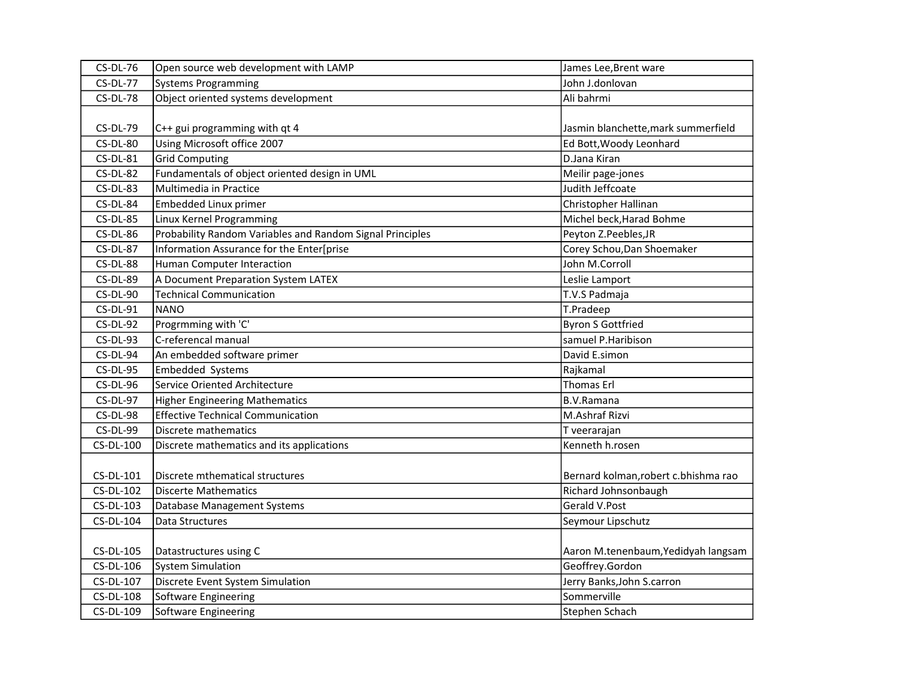| | | |
|---|---|---|
| CS-DL-76 | Open source web development with LAMP | James Lee,Brent ware |
| CS-DL-77 | Systems Programming | John J.donlovan |
| CS-DL-78 | Object oriented systems development | Ali bahrmi |
| CS-DL-79 | C++ gui programming with qt 4 | Jasmin blanchette,mark summerfield |
| CS-DL-80 | Using Microsoft office 2007 | Ed Bott,Woody Leonhard |
| CS-DL-81 | Grid Computing | D.Jana Kiran |
| CS-DL-82 | Fundamentals of object oriented design in UML | Meilir page-jones |
| CS-DL-83 | Multimedia in Practice | Judith Jeffcoate |
| CS-DL-84 | Embedded Linux primer | Christopher Hallinan |
| CS-DL-85 | Linux Kernel Programming | Michel beck,Harad Bohme |
| CS-DL-86 | Probability Random Variables and Random Signal Principles | Peyton Z.Peebles,JR |
| CS-DL-87 | Information Assurance for the Enter[prise | Corey Schou,Dan Shoemaker |
| CS-DL-88 | Human Computer Interaction | John M.Corroll |
| CS-DL-89 | A Document Preparation System LATEX | Leslie Lamport |
| CS-DL-90 | Technical Communication | T.V.S Padmaja |
| CS-DL-91 | NANO | T.Pradeep |
| CS-DL-92 | Progrmming with 'C' | Byron S Gottfried |
| CS-DL-93 | C-referencal manual | samuel P.Haribison |
| CS-DL-94 | An embedded software primer | David E.simon |
| CS-DL-95 | Embedded Systems | Rajkamal |
| CS-DL-96 | Service Oriented Architecture | Thomas Erl |
| CS-DL-97 | Higher Engineering Mathematics | B.V.Ramana |
| CS-DL-98 | Effective Technical Communication | M.Ashraf Rizvi |
| CS-DL-99 | Discrete mathematics | T veerarajan |
| CS-DL-100 | Discrete mathematics and its applications | Kenneth h.rosen |
| CS-DL-101 | Discrete mthematical structures | Bernard kolman,robert c.bhishma rao |
| CS-DL-102 | Disceте Mathematics | Richard Johnsonbaugh |
| CS-DL-103 | Database Management Systems | Gerald V.Post |
| CS-DL-104 | Data Structures | Seymour Lipschutz |
| CS-DL-105 | Datastructures using C | Aaron M.tenenbaum,Yedidyah langsam |
| CS-DL-106 | System Simulation | Geoffrey.Gordon |
| CS-DL-107 | Discrete Event System Simulation | Jerry Banks,John S.carron |
| CS-DL-108 | Software Engineering | Sommerville |
| CS-DL-109 | Software Engineering | Stephen Schach |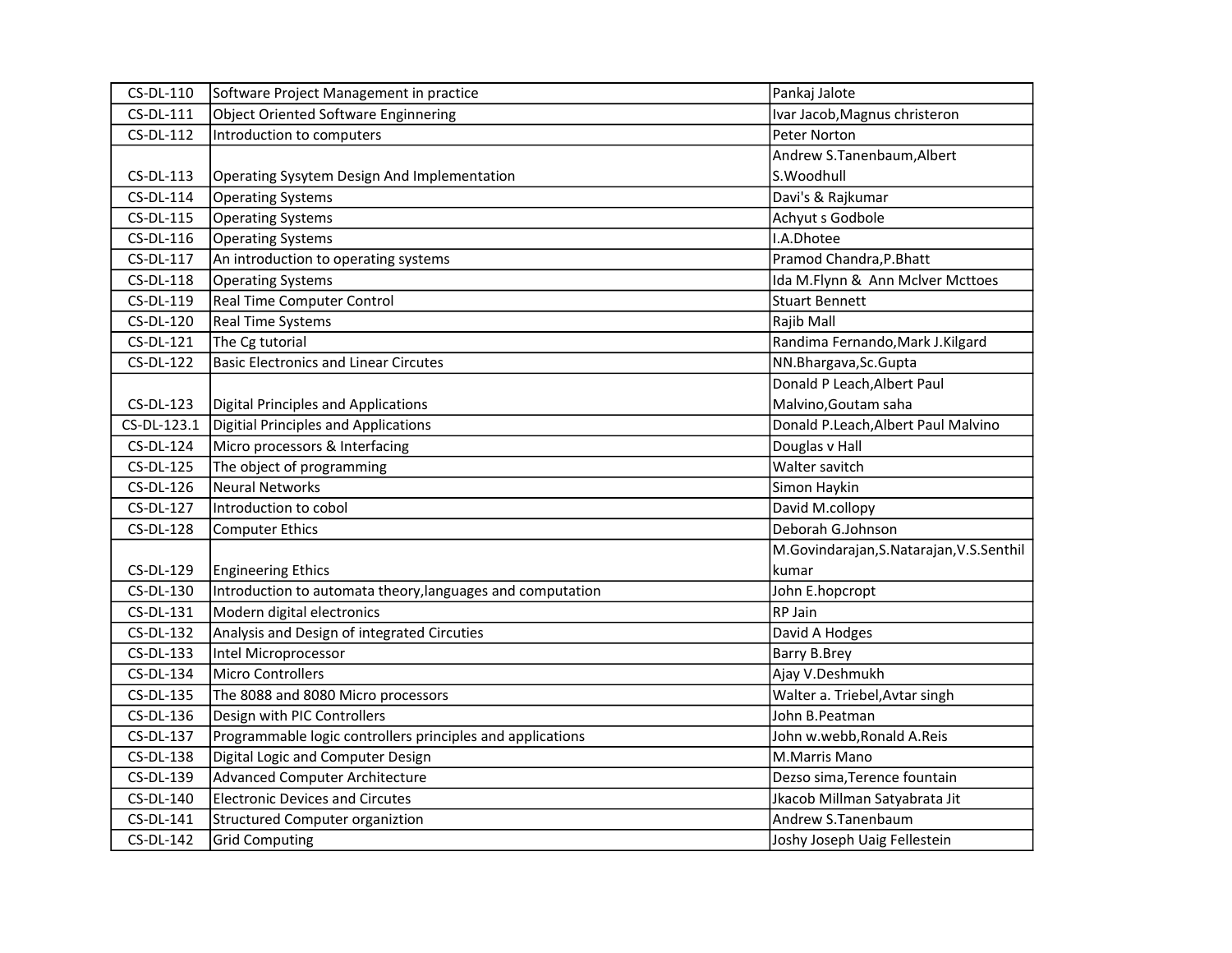| CS-DL-110 | Software Project Management in practice | Pankaj Jalote |
|---|---|---|
| CS-DL-111 | Object Oriented Software Enginnering | Ivar Jacob,Magnus christeron |
| CS-DL-112 | Introduction to computers | Peter Norton |
| CS-DL-113 | Operating Sysytem Design And Implementation | Andrew S.Tanenbaum,Albert S.Woodhull |
| CS-DL-114 | Operating Systems | Davi's & Rajkumar |
| CS-DL-115 | Operating Systems | Achyut s Godbole |
| CS-DL-116 | Operating Systems | I.A.Dhotee |
| CS-DL-117 | An introduction to operating systems | Pramod Chandra,P.Bhatt |
| CS-DL-118 | Operating Systems | Ida M.Flynn & Ann Mclver Mcttoes |
| CS-DL-119 | Real Time Computer Control | Stuart Bennett |
| CS-DL-120 | Real Time Systems | Rajib Mall |
| CS-DL-121 | The Cg tutorial | Randima Fernando,Mark J.Kilgard |
| CS-DL-122 | Basic Electronics and Linear Circutes | NN.Bhargava,Sc.Gupta |
| CS-DL-123 | Digital Principles and Applications | Donald P Leach,Albert Paul Malvino,Goutam saha |
| CS-DL-123.1 | Digitial Principles and Applications | Donald P.Leach,Albert Paul Malvino |
| CS-DL-124 | Micro processors & Interfacing | Douglas v Hall |
| CS-DL-125 | The object of programming | Walter savitch |
| CS-DL-126 | Neural Networks | Simon Haykin |
| CS-DL-127 | Introduction to cobol | David M.collopy |
| CS-DL-128 | Computer Ethics | Deborah G.Johnson |
| CS-DL-129 | Engineering Ethics | M.Govindarajan,S.Natarajan,V.S.Senthil kumar |
| CS-DL-130 | Introduction to automata theory,languages and computation | John E.hopcropt |
| CS-DL-131 | Modern digital electronics | RP Jain |
| CS-DL-132 | Analysis and Design of integrated Circuties | David A Hodges |
| CS-DL-133 | Intel Microprocessor | Barry B.Brey |
| CS-DL-134 | Micro Controllers | Ajay V.Deshmukh |
| CS-DL-135 | The 8088 and 8080 Micro processors | Walter a. Triebel,Avtar singh |
| CS-DL-136 | Design with PIC Controllers | John B.Peatman |
| CS-DL-137 | Programmable logic controllers principles and applications | John w.webb,Ronald A.Reis |
| CS-DL-138 | Digital Logic and Computer Design | M.Marris Mano |
| CS-DL-139 | Advanced Computer Architecture | Dezso sima,Terence fountain |
| CS-DL-140 | Electronic Devices and Circutes | Jkacob Millman Satyabrata Jit |
| CS-DL-141 | Structured Computer organiztion | Andrew S.Tanenbaum |
| CS-DL-142 | Grid Computing | Joshy Joseph Uaig Fellestein |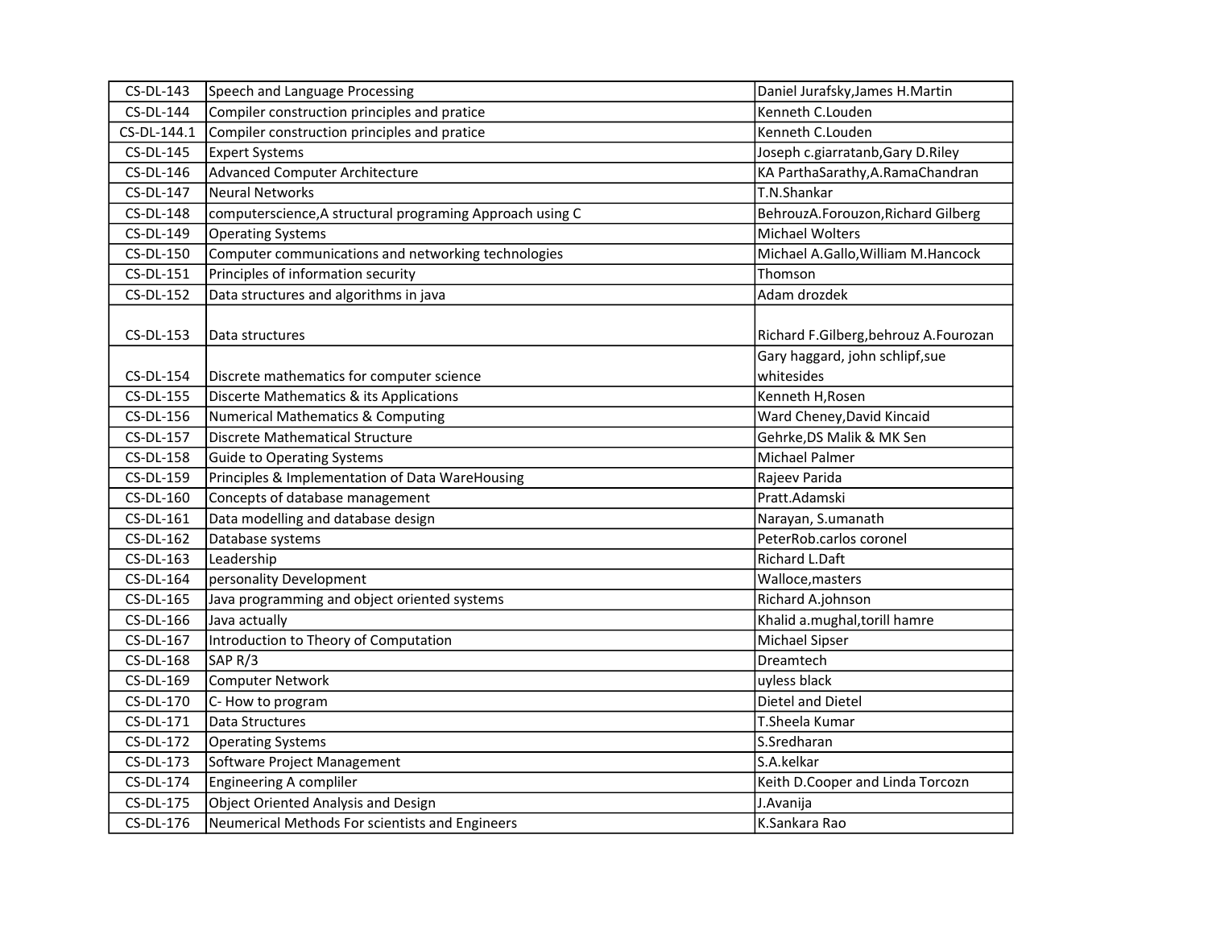| CS-DL-143 | Speech and Language Processing | Daniel Jurafsky,James H.Martin |
|---|---|---|
| CS-DL-144 | Compiler construction principles and pratice | Kenneth C.Louden |
| CS-DL-144.1 | Compiler construction principles and pratice | Kenneth C.Louden |
| CS-DL-145 | Expert Systems | Joseph c.giarratanb,Gary D.Riley |
| CS-DL-146 | Advanced Computer Architecture | KA ParthaSarathy,A.RamaChandran |
| CS-DL-147 | Neural Networks | T.N.Shankar |
| CS-DL-148 | computerscience,A structural programing Approach using C | BehrouzA.Forouzon,Richard Gilberg |
| CS-DL-149 | Operating Systems | Michael Wolters |
| CS-DL-150 | Computer communications and networking technologies | Michael A.Gallo,William M.Hancock |
| CS-DL-151 | Principles of information security | Thomson |
| CS-DL-152 | Data structures and algorithms in java | Adam drozdek |
| CS-DL-153 | Data structures | Richard F.Gilberg,behrouz A.Fourozan |
| CS-DL-154 | Discrete mathematics for computer science | Gary haggard, john schlipf,sue whitesides |
| CS-DL-155 | Disceerte Mathematics & its Applications | Kenneth H,Rosen |
| CS-DL-156 | Numerical Mathematics & Computing | Ward Cheney,David Kincaid |
| CS-DL-157 | Discrete Mathematical Structure | Gehrke,DS Malik & MK Sen |
| CS-DL-158 | Guide to Operating Systems | Michael Palmer |
| CS-DL-159 | Principles & Implementation of Data WareHousing | Rajeev Parida |
| CS-DL-160 | Concepts of database management | Pratt.Adamski |
| CS-DL-161 | Data modelling and database design | Narayan, S.umanath |
| CS-DL-162 | Database systems | PeterRob.carlos coronel |
| CS-DL-163 | Leadership | Richard L.Daft |
| CS-DL-164 | personality Development | Walloce,masters |
| CS-DL-165 | Java programming and object oriented systems | Richard A.johnson |
| CS-DL-166 | Java actually | Khalid a.mughal,torill hamre |
| CS-DL-167 | Introduction to Theory of Computation | Michael Sipser |
| CS-DL-168 | SAP R/3 | Dreamtech |
| CS-DL-169 | Computer Network | uyless black |
| CS-DL-170 | C- How to program | Dietel and Dietel |
| CS-DL-171 | Data Structures | T.Sheela Kumar |
| CS-DL-172 | Operating Systems | S.Sredharan |
| CS-DL-173 | Software Project Management | S.A.kelkar |
| CS-DL-174 | Engineering A compliler | Keith D.Cooper and Linda Torcozn |
| CS-DL-175 | Object Oriented Analysis and Design | J.Avanija |
| CS-DL-176 | Neumerical Methods For scientists and Engineers | K.Sankara Rao |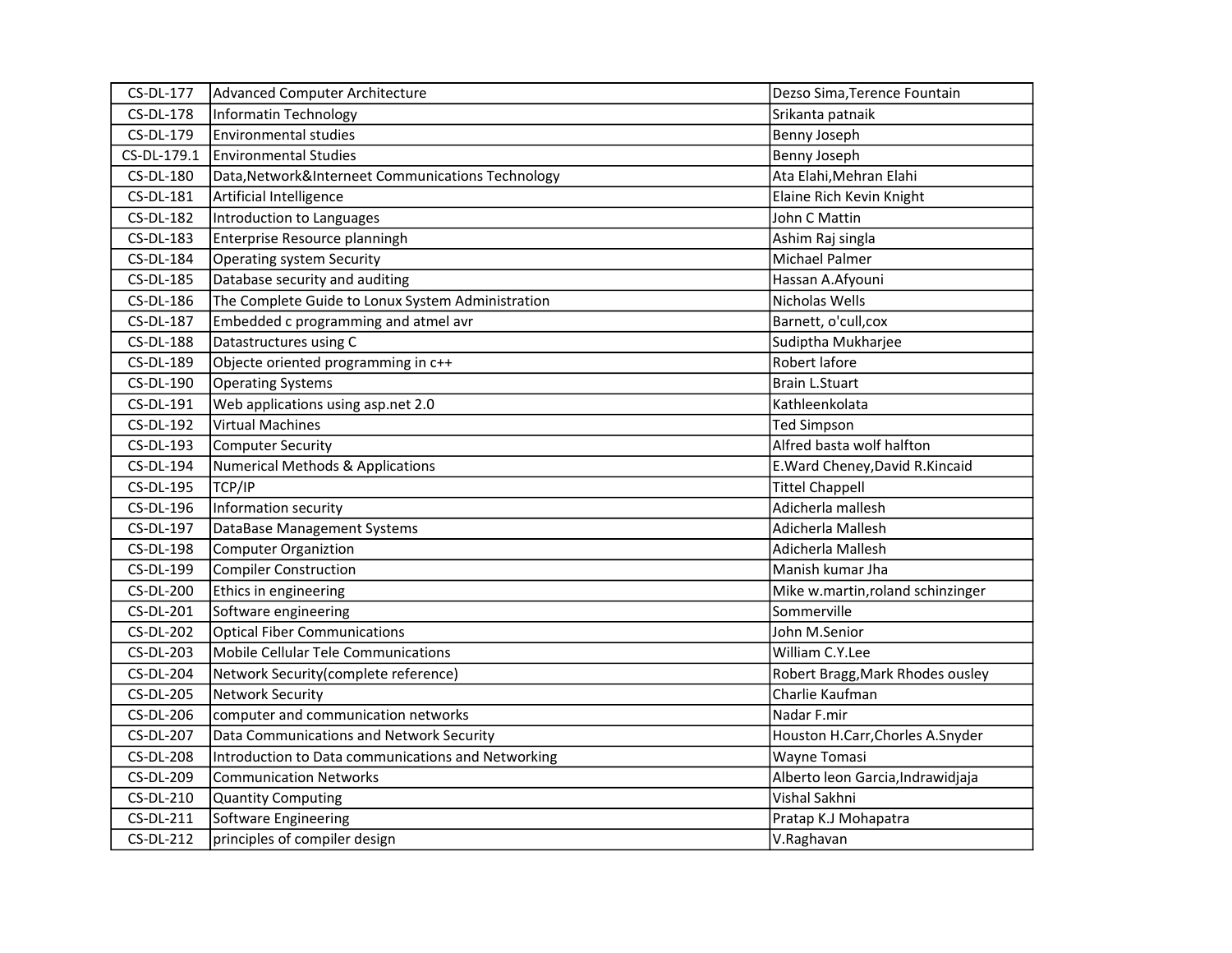| CS-DL-177 | Advanced Computer Architecture | Dezso Sima,Terence Fountain |
|---|---|---|
| CS-DL-178 | Informatin Technology | Srikanta patnaik |
| CS-DL-179 | Environmental studies | Benny Joseph |
| CS-DL-179.1 | Environmental Studies | Benny Joseph |
| CS-DL-180 | Data,Network&Interneet Communications Technology | Ata Elahi,Mehran Elahi |
| CS-DL-181 | Artificial Intelligence | Elaine Rich Kevin Knight |
| CS-DL-182 | Introduction to Languages | John C Mattin |
| CS-DL-183 | Enterprise Resource planningh | Ashim Raj singla |
| CS-DL-184 | Operating system Security | Michael Palmer |
| CS-DL-185 | Database security and auditing | Hassan A.Afyouni |
| CS-DL-186 | The Complete Guide to Lonux System Administration | Nicholas Wells |
| CS-DL-187 | Embedded c programming and atmel avr | Barnett, o'cull,cox |
| CS-DL-188 | Datastructures using C | Sudiptha Mukharjee |
| CS-DL-189 | Objecte oriented programming in c++ | Robert lafore |
| CS-DL-190 | Operating Systems | Brain L.Stuart |
| CS-DL-191 | Web applications using asp.net 2.0 | Kathleenkolata |
| CS-DL-192 | Virtual Machines | Ted Simpson |
| CS-DL-193 | Computer Security | Alfred basta wolf halfton |
| CS-DL-194 | Numerical Methods & Applications | E.Ward Cheney,David R.Kincaid |
| CS-DL-195 | TCP/IP | Tittel Chappell |
| CS-DL-196 | Information security | Adicherla mallesh |
| CS-DL-197 | DataBase Management Systems | Adicherla Mallesh |
| CS-DL-198 | Computer Organiztion | Adicherla Mallesh |
| CS-DL-199 | Compiler Construction | Manish kumar Jha |
| CS-DL-200 | Ethics in engineering | Mike w.martin,roland schinzinger |
| CS-DL-201 | Software engineering | Sommerville |
| CS-DL-202 | Optical Fiber Communications | John M.Senior |
| CS-DL-203 | Mobile Cellular Tele Communications | William C.Y.Lee |
| CS-DL-204 | Network Security(complete reference) | Robert Bragg,Mark Rhodes ousley |
| CS-DL-205 | Network Security | Charlie Kaufman |
| CS-DL-206 | computer and communication networks | Nadar F.mir |
| CS-DL-207 | Data Communications and Network Security | Houston H.Carr,Chorles A.Snyder |
| CS-DL-208 | Introduction to Data communications and Networking | Wayne Tomasi |
| CS-DL-209 | Communication Networks | Alberto leon Garcia,Indrawidjaja |
| CS-DL-210 | Quantity Computing | Vishal Sakhni |
| CS-DL-211 | Software Engineering | Pratap K.J Mohapatra |
| CS-DL-212 | principles of compiler design | V.Raghavan |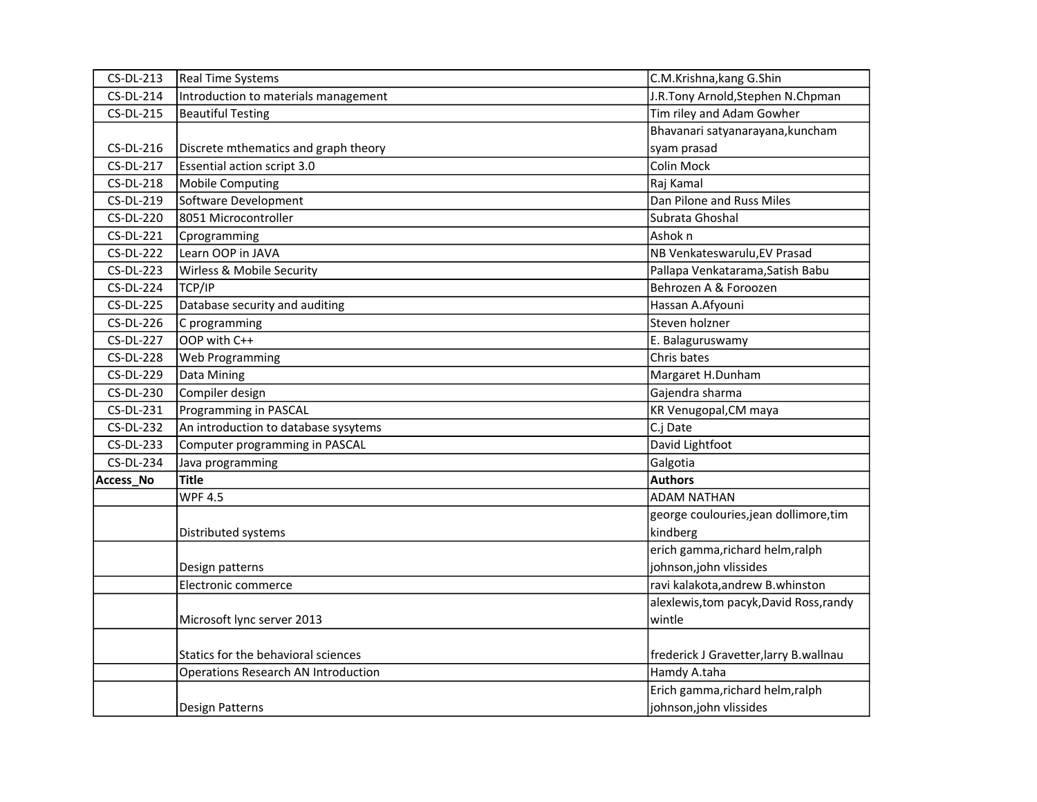| CS-DL-213 | Real Time Systems | C.M.Krishna,kang G.Shin |
|---|---|---|
| CS-DL-214 | Introduction to materials management | J.R.Tony Arnold,Stephen N.Chpman |
| CS-DL-215 | Beautiful Testing | Tim riley and Adam Gowher |
| CS-DL-216 | Discrete mthematics and graph theory | Bhavanari satyanarayana,kuncham syam prasad |
| CS-DL-217 | Essential action script 3.0 | Colin Mock |
| CS-DL-218 | Mobile Computing | Raj Kamal |
| CS-DL-219 | Software Development | Dan Pilone and Russ Miles |
| CS-DL-220 | 8051 Microcontroller | Subrata Ghoshal |
| CS-DL-221 | Cprogramming | Ashok n |
| CS-DL-222 | Learn OOP in JAVA | NB Venkateswarulu,EV Prasad |
| CS-DL-223 | Wirless & Mobile Security | Pallapa Venkatarama,Satish Babu |
| CS-DL-224 | TCP/IP | Behrozen A & Foroozen |
| CS-DL-225 | Database security and auditing | Hassan A.Afyouni |
| CS-DL-226 | C programming | Steven holzner |
| CS-DL-227 | OOP with C++ | E. Balaguruswamy |
| CS-DL-228 | Web Programming | Chris bates |
| CS-DL-229 | Data Mining | Margaret H.Dunham |
| CS-DL-230 | Compiler design | Gajendra sharma |
| CS-DL-231 | Programming in PASCAL | KR Venugopal,CM maya |
| CS-DL-232 | An introduction to database sysytems | C.j Date |
| CS-DL-233 | Computer programming in PASCAL | David Lightfoot |
| CS-DL-234 | Java programming | Galgotia |
| **Access_No** | **Title** | **Authors** |
| | WPF 4.5 | ADAM NATHAN |
| | Distributed systems | george coulouries,jean dollimore,tim kindberg |
| | Design patterns | erich gamma,richard helm,ralph johnson,john vlissides |
| | Electronic commerce | ravi kalakota,andrew B.whinston |
| | Microsoft lync server 2013 | alexlewis,tom pacyk,David Ross,randy wintle |
| | Statics for the behavioral sciences | frederick J Gravetter,larry B.wallnau |
| | Operations Research AN Introduction | Hamdy A.taha |
| | Design Patterns | Erich gamma,richard helm,ralph johnson,john vlissides |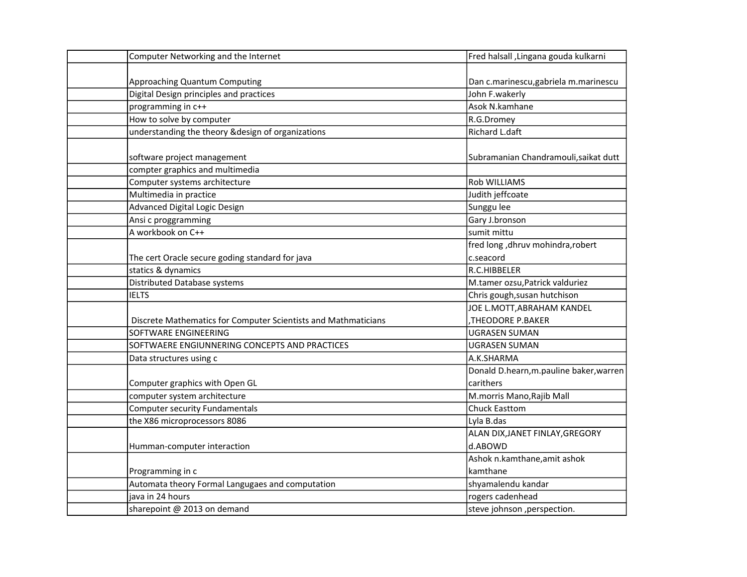| | | |
|---|---|---|
| | Computer Networking and the Internet | Fred halsall ,Lingana gouda kulkarni |
| | Approaching Quantum Computing | Dan c.marinescu,gabriela m.marinescu |
| | Digital Design principles and practices | John F.wakerly |
| | programming in c++ | Asok N.kamhane |
| | How to solve by computer | R.G.Dromey |
| | understanding the theory &design of organizations | Richard L.daft |
| | software project management | Subramanian Chandramouli,saikat dutt |
| | compter graphics and multimedia | |
| | Computer systems architecture | Rob WILLIAMS |
| | Multimedia in practice | Judith jeffcoate |
| | Advanced Digital Logic Design | Sunggu lee |
| | Ansi c proggramming | Gary J.bronson |
| | A workbook on C++ | sumit mittu |
| | The cert Oracle secure goding standard for java | fred long ,dhruv mohindra,robert c.seacord |
| | statics & dynamics | R.C.HIBBELER |
| | Distributed Database systems | M.tamer ozsu,Patrick valduriez |
| | IELTS | Chris gough,susan hutchison |
| | Discrete Mathematics for Computer Scientists and Mathmaticians | JOE L.MOTT,ABRAHAM KANDEL ,THEODORE P.BAKER |
| | SOFTWARE ENGINEERING | UGRASEN SUMAN |
| | SOFTWAERE ENGIUNNERING CONCEPTS AND PRACTICES | UGRASEN SUMAN |
| | Data structures using c | A.K.SHARMA |
| | Computer graphics with Open GL | Donald D.hearn,m.pauline baker,warren carithers |
| | computer system architecture | M.morris Mano,Rajib Mall |
| | Computer security Fundamentals | Chuck Easttom |
| | the X86 microprocessors 8086 | Lyla B.das |
| | Humman-computer interaction | ALAN DIX,JANET FINLAY,GREGORY d.ABOWD |
| | Programming in c | Ashok n.kamthane,amit ashok kamthane |
| | Automata theory Formal Langugaes and computation | shyamalendu kandar |
| | java in 24 hours | rogers cadenhead |
| | sharepoint @ 2013 on demand | steve johnson ,perspection. |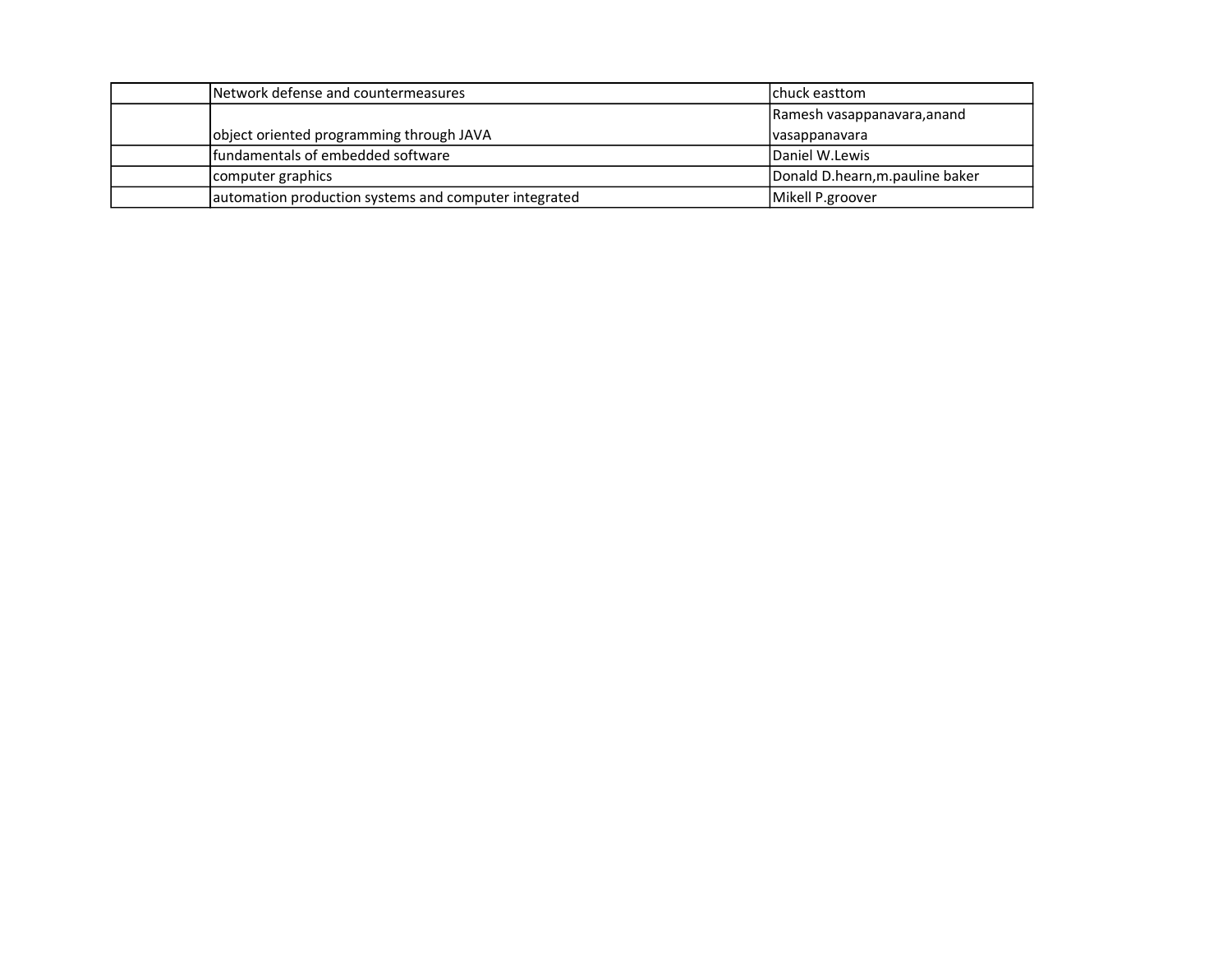| | | |
|---|---|---|
| | Network defense and countermeasures | chuck easttom |
| | object oriented programming through JAVA | Ramesh vasappanavara,anand vasappanavara |
| | fundamentals of embedded software | Daniel W.Lewis |
| | computer graphics | Donald D.hearn,m.pauline baker |
| | automation production systems and computer integrated | Mikell P.groover |